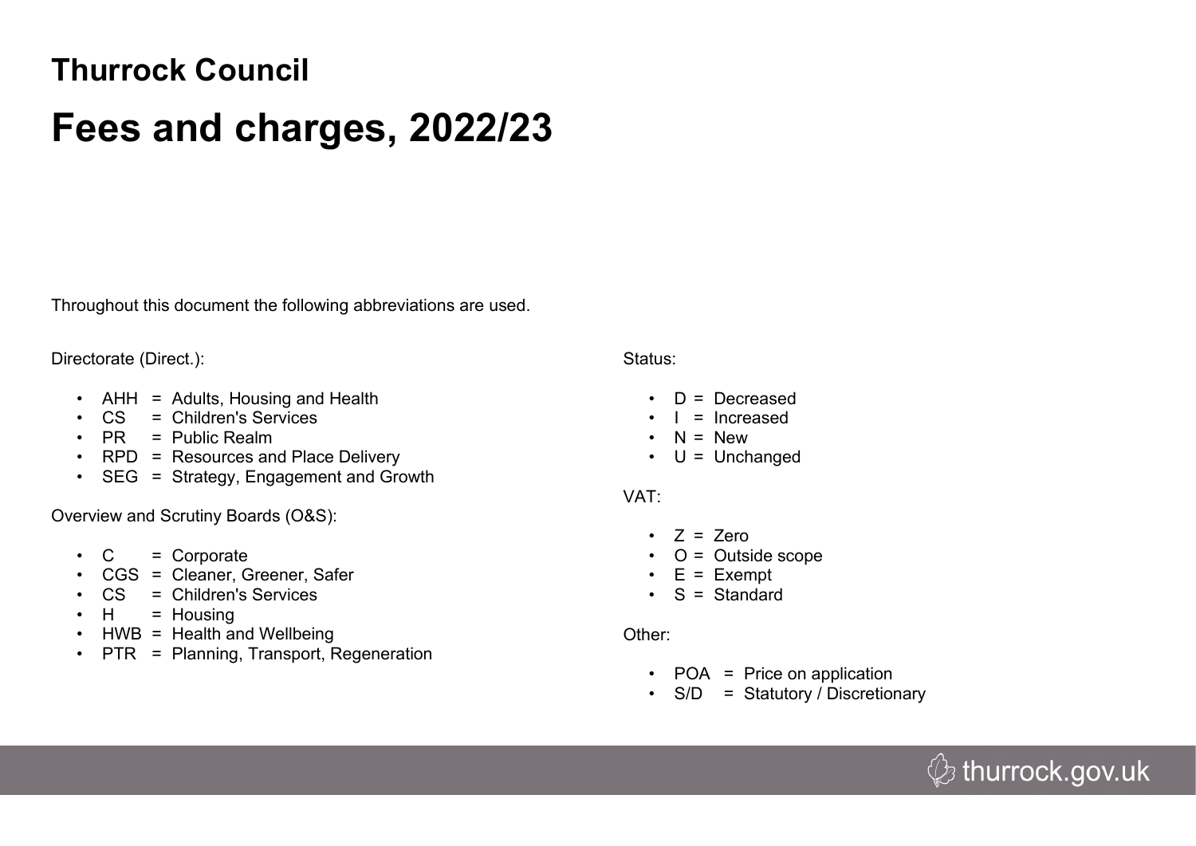# Thurrock Council

# Fees and charges, 2022/23

Throughout this document the following abbreviations are used.

Directorate (Direct.):

- AHH = Adults, Housing and Health
- CS = Children's Services
- PR = Public Realm
- RPD = Resources and Place Delivery
- SEG = Strategy, Engagement and Growth

Overview and Scrutiny Boards (O&S):

- C = Corporate
- CGS = Cleaner, Greener, Safer
- CS = Children's Services
- H = Housing
- HWB = Health and Wellbeing
- PTR = Planning, Transport, Regeneration

Status:

- D = Decreased
- I = Increased
- N = New
- U = Unchanged

VAT:

- Z = Zero
- O = Outside scope
- E = Exempt
- S = Standard

Other:

- POA = Price on application
- S/D = Statutory / Discretionary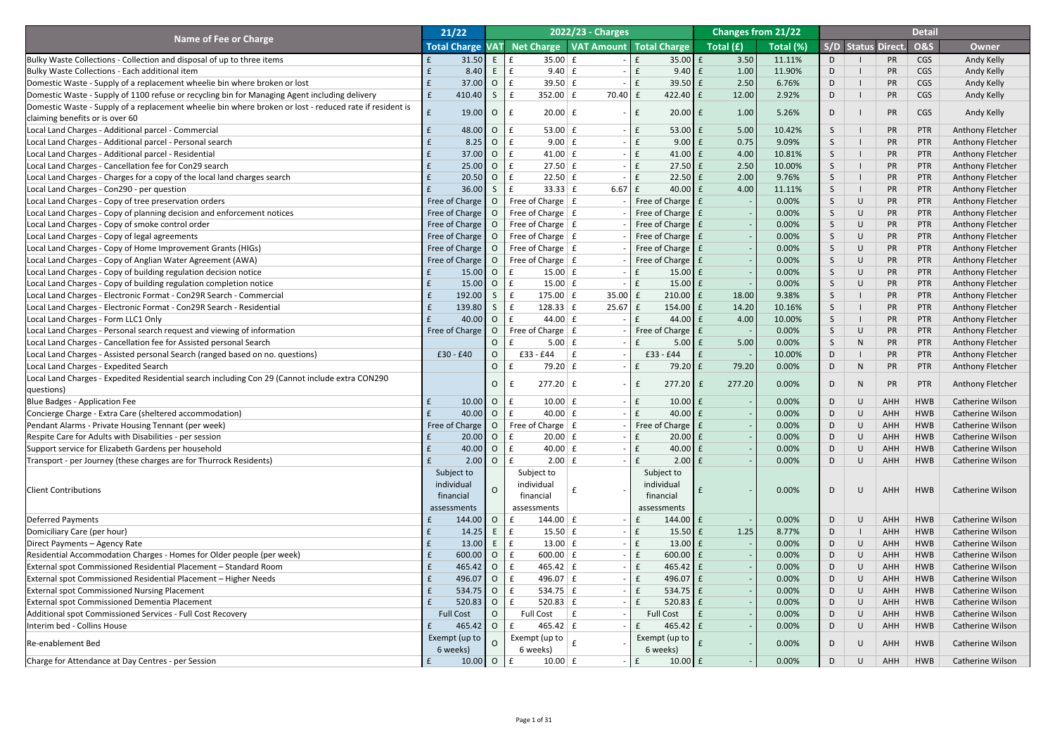| Name of Fee or Charge | 21/22 | 2022/23 - Charges | | | | Changes from 21/22 | | Detail | | | | |
|---|---|---|---|---|---|---|---|---|---|---|---|---|
| | Total Charge | VAT | Net Charge | VAT Amount | Total Charge | Total (£) | Total (%) | S/D | Status | Direct. | O&S | Owner |
| Bulky Waste Collections - Collection and disposal of up to three items | £ 31.50 | E | £ 35.00 | £ - | £ 35.00 | £ 3.50 | 11.11% | D | I | PR | CGS | Andy Kelly |
| Bulky Waste Collections - Each additional item | £ 8.40 | E | £ 9.40 | £ - | £ 9.40 | £ 1.00 | 11.90% | D | I | PR | CGS | Andy Kelly |
| Domestic Waste - Supply of a replacement wheelie bin where broken or lost | £ 37.00 | O | £ 39.50 | £ - | £ 39.50 | £ 2.50 | 6.76% | D | I | PR | CGS | Andy Kelly |
| Domestic Waste - Supply of a 1100 refuse or recycling bin for Managing Agent including delivery | £ 410.40 | S | £ 352.00 | £ 70.40 | £ 422.40 | £ 12.00 | 2.92% | D | I | PR | CGS | Andy Kelly |
| Domestic Waste - Supply of a replacement wheelie bin where broken or lost - reduced rate if resident is claiming benefits or is over 60 | £ 19.00 | O | £ 20.00 | £ - | £ 20.00 | £ 1.00 | 5.26% | D | I | PR | CGS | Andy Kelly |
| Local Land Charges - Additional parcel - Commercial | £ 48.00 | O | £ 53.00 | £ - | £ 53.00 | £ 5.00 | 10.42% | S | I | PR | PTR | Anthony Fletcher |
| Local Land Charges - Additional parcel - Personal search | £ 8.25 | O | £ 9.00 | £ - | £ 9.00 | £ 0.75 | 9.09% | S | I | PR | PTR | Anthony Fletcher |
| Local Land Charges - Additional parcel - Residential | £ 37.00 | O | £ 41.00 | £ - | £ 41.00 | £ 4.00 | 10.81% | S | I | PR | PTR | Anthony Fletcher |
| Local Land Charges - Cancellation fee for Con29 search | £ 25.00 | O | £ 27.50 | £ - | £ 27.50 | £ 2.50 | 10.00% | S | I | PR | PTR | Anthony Fletcher |
| Local Land Charges - Charges for a copy of the local land charges search | £ 20.50 | O | £ 22.50 | £ - | £ 22.50 | £ 2.00 | 9.76% | S | I | PR | PTR | Anthony Fletcher |
| Local Land Charges - Con290 - per question | £ 36.00 | S | £ 33.33 | £ 6.67 | £ 40.00 | £ 4.00 | 11.11% | S | I | PR | PTR | Anthony Fletcher |
| Local Land Charges - Copy of tree preservation orders | Free of Charge | O | Free of Charge | £ - | Free of Charge | £ - | 0.00% | S | U | PR | PTR | Anthony Fletcher |
| Local Land Charges - Copy of planning decision and enforcement notices | Free of Charge | O | Free of Charge | £ - | Free of Charge | £ - | 0.00% | S | U | PR | PTR | Anthony Fletcher |
| Local Land Charges - Copy of smoke control order | Free of Charge | O | Free of Charge | £ - | Free of Charge | £ - | 0.00% | S | U | PR | PTR | Anthony Fletcher |
| Local Land Charges - Copy of legal agreements | Free of Charge | O | Free of Charge | £ - | Free of Charge | £ - | 0.00% | S | U | PR | PTR | Anthony Fletcher |
| Local Land Charges - Copy of Home Improvement Grants (HIGs) | Free of Charge | O | Free of Charge | £ - | Free of Charge | £ - | 0.00% | S | U | PR | PTR | Anthony Fletcher |
| Local Land Charges - Copy of Anglian Water Agreement (AWA) | Free of Charge | O | Free of Charge | £ - | Free of Charge | £ - | 0.00% | S | U | PR | PTR | Anthony Fletcher |
| Local Land Charges - Copy of building regulation decision notice | £ 15.00 | O | £ 15.00 | £ - | £ 15.00 | £ - | 0.00% | S | U | PR | PTR | Anthony Fletcher |
| Local Land Charges - Copy of building regulation completion notice | £ 15.00 | O | £ 15.00 | £ - | £ 15.00 | £ - | 0.00% | S | U | PR | PTR | Anthony Fletcher |
| Local Land Charges - Electronic Format - Con29R Search - Commercial | £ 192.00 | S | £ 175.00 | £ 35.00 | £ 210.00 | £ 18.00 | 9.38% | S | I | PR | PTR | Anthony Fletcher |
| Local Land Charges - Electronic Format - Con29R Search - Residential | £ 139.80 | S | £ 128.33 | £ 25.67 | £ 154.00 | £ 14.20 | 10.16% | S | I | PR | PTR | Anthony Fletcher |
| Local Land Charges - Form LLC1 Only | £ 40.00 | O | £ 44.00 | £ - | £ 44.00 | £ 4.00 | 10.00% | S | I | PR | PTR | Anthony Fletcher |
| Local Land Charges - Personal search request and viewing of information | Free of Charge | O | Free of Charge | £ - | Free of Charge | £ - | 0.00% | S | U | PR | PTR | Anthony Fletcher |
| Local Land Charges - Cancellation fee for Assisted personal Search | | O | £ 5.00 | £ - | £ 5.00 | £ 5.00 | 0.00% | S | N | PR | PTR | Anthony Fletcher |
| Local Land Charges - Assisted personal Search (ranged based on no. questions) | £30 - £40 | O | £33 - £44 | £ | £33 - £44 | £ - | 10.00% | D | I | PR | PTR | Anthony Fletcher |
| Local Land Charges - Expedited Search | | O | £ 79.20 | £ - | £ 79.20 | £ 79.20 | 0.00% | D | N | PR | PTR | Anthony Fletcher |
| Local Land Charges - Expedited Residential search including Con 29 (Cannot include extra CON290 questions) | | O | £ 277.20 | £ - | £ 277.20 | £ 277.20 | 0.00% | D | N | PR | PTR | Anthony Fletcher |
| Blue Badges - Application Fee | £ 10.00 | O | £ 10.00 | £ - | £ 10.00 | £ - | 0.00% | D | U | AHH | HWB | Catherine Wilson |
| Concierge Charge - Extra Care (sheltered accommodation) | £ 40.00 | O | £ 40.00 | £ - | £ 40.00 | £ - | 0.00% | D | U | AHH | HWB | Catherine Wilson |
| Pendant Alarms - Private Housing Tennant (per week) | Free of Charge | O | Free of Charge | £ - | Free of Charge | £ - | 0.00% | D | U | AHH | HWB | Catherine Wilson |
| Respite Care for Adults with Disabilities - per session | £ 20.00 | O | £ 20.00 | £ - | £ 20.00 | £ - | 0.00% | D | U | AHH | HWB | Catherine Wilson |
| Support service for Elizabeth Gardens per household | £ 40.00 | O | £ 40.00 | £ - | £ 40.00 | £ - | 0.00% | D | U | AHH | HWB | Catherine Wilson |
| Transport - per Journey (these charges are for Thurrock Residents) | £ 2.00 | O | £ 2.00 | £ - | £ 2.00 | £ - | 0.00% | D | U | AHH | HWB | Catherine Wilson |
| Client Contributions | Subject to individual financial assessments | O | Subject to individual financial assessments | £ - | Subject to individual financial assessments | £ - | 0.00% | D | U | AHH | HWB | Catherine Wilson |
| Deferred Payments | £ 144.00 | O | £ 144.00 | £ - | £ 144.00 | £ - | 0.00% | D | U | AHH | HWB | Catherine Wilson |
| Domiciliary Care (per hour) | £ 14.25 | E | £ 15.50 | £ - | £ 15.50 | £ 1.25 | 8.77% | D | I | AHH | HWB | Catherine Wilson |
| Direct Payments – Agency Rate | £ 13.00 | E | £ 13.00 | £ - | £ 13.00 | £ - | 0.00% | D | U | AHH | HWB | Catherine Wilson |
| Residential Accommodation Charges - Homes for Older people (per week) | £ 600.00 | O | £ 600.00 | £ - | £ 600.00 | £ - | 0.00% | D | U | AHH | HWB | Catherine Wilson |
| External spot Commissioned Residential Placement – Standard Room | £ 465.42 | O | £ 465.42 | £ - | £ 465.42 | £ - | 0.00% | D | U | AHH | HWB | Catherine Wilson |
| External spot Commissioned Residential Placement – Higher Needs | £ 496.07 | O | £ 496.07 | £ - | £ 496.07 | £ - | 0.00% | D | U | AHH | HWB | Catherine Wilson |
| External spot Commissioned Nursing Placement | £ 534.75 | O | £ 534.75 | £ - | £ 534.75 | £ - | 0.00% | D | U | AHH | HWB | Catherine Wilson |
| External spot Commissioned Dementia Placement | £ 520.83 | O | £ 520.83 | £ - | £ 520.83 | £ - | 0.00% | D | U | AHH | HWB | Catherine Wilson |
| Additional spot Commissioned Services - Full Cost Recovery | Full Cost | O | Full Cost | £ - | Full Cost | £ - | 0.00% | D | U | AHH | HWB | Catherine Wilson |
| Interim bed - Collins House | £ 465.42 | O | £ 465.42 | £ - | £ 465.42 | £ - | 0.00% | D | U | AHH | HWB | Catherine Wilson |
| Re-enablement Bed | Exempt (up to 6 weeks) | O | Exempt (up to 6 weeks) | £ - | Exempt (up to 6 weeks) | £ - | 0.00% | D | U | AHH | HWB | Catherine Wilson |
| Charge for Attendance at Day Centres - per Session | £ 10.00 | O | £ 10.00 | £ - | £ 10.00 | £ - | 0.00% | D | U | AHH | HWB | Catherine Wilson |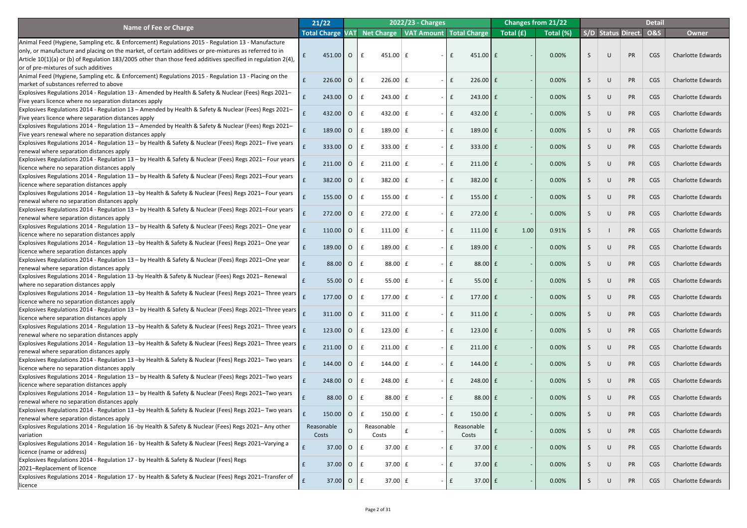| Name of Fee or Charge | 21/22 | 2022/23 - Charges | | | | Changes from 21/22 | | Detail | | | | |
|---|---|---|---|---|---|---|---|---|---|---|---|---|
| | Total Charge | VAT | Net Charge | VAT Amount | Total Charge | Total (£) | Total (%) | S/D | Status | Direct. | O&S | Owner |
| Animal Feed (Hygiene, Sampling etc. & Enforcement) Regulations 2015 - Regulation 13 - Manufacture only, or manufacture and placing on the market, of certain additives or pre-mixtures as referred to in Article 10(1)(a) or (b) of Regulation 183/2005 other than those feed additives specified in regulation 2(4), or of pre-mixtures of such additives | £ 451.00 | O | £ 451.00 | £ - | £ 451.00 | £ - | 0.00% | S | U | PR | CGS | Charlotte Edwards |
| Animal Feed (Hygiene, Sampling etc. & Enforcement) Regulations 2015 - Regulation 13 - Placing on the market of substances referred to above | £ 226.00 | O | £ 226.00 | £ - | £ 226.00 | £ - | 0.00% | S | U | PR | CGS | Charlotte Edwards |
| Explosives Regulations 2014 - Regulation 13 - Amended by Health & Safety & Nuclear (Fees) Regs 2021– Five years licence where no separation distances apply | £ 243.00 | O | £ 243.00 | £ - | £ 243.00 | £ - | 0.00% | S | U | PR | CGS | Charlotte Edwards |
| Explosives Regulations 2014 - Regulation 13 – Amended by Health & Safety & Nuclear (Fees) Regs 2021– Five years licence where separation distances apply | £ 432.00 | O | £ 432.00 | £ - | £ 432.00 | £ - | 0.00% | S | U | PR | CGS | Charlotte Edwards |
| Explosives Regulations 2014 - Regulation 13 – Amended by Health & Safety & Nuclear (Fees) Regs 2021– Five years renewal where no separation distances apply | £ 189.00 | O | £ 189.00 | £ - | £ 189.00 | £ - | 0.00% | S | U | PR | CGS | Charlotte Edwards |
| Explosives Regulations 2014 - Regulation 13 – by Health & Safety & Nuclear (Fees) Regs 2021– Five years renewal where separation distances apply | £ 333.00 | O | £ 333.00 | £ - | £ 333.00 | £ - | 0.00% | S | U | PR | CGS | Charlotte Edwards |
| Explosives Regulations 2014 - Regulation 13 – by Health & Safety & Nuclear (Fees) Regs 2021– Four years licence where no separation distances apply | £ 211.00 | O | £ 211.00 | £ - | £ 211.00 | £ - | 0.00% | S | U | PR | CGS | Charlotte Edwards |
| Explosives Regulations 2014 - Regulation 13 – by Health & Safety & Nuclear (Fees) Regs 2021–Four years licence where separation distances apply | £ 382.00 | O | £ 382.00 | £ - | £ 382.00 | £ - | 0.00% | S | U | PR | CGS | Charlotte Edwards |
| Explosives Regulations 2014 - Regulation 13 –by Health & Safety & Nuclear (Fees) Regs 2021– Four years renewal where no separation distances apply | £ 155.00 | O | £ 155.00 | £ - | £ 155.00 | £ - | 0.00% | S | U | PR | CGS | Charlotte Edwards |
| Explosives Regulations 2014 - Regulation 13 – by Health & Safety & Nuclear (Fees) Regs 2021–Four years renewal where separation distances apply | £ 272.00 | O | £ 272.00 | £ - | £ 272.00 | £ - | 0.00% | S | U | PR | CGS | Charlotte Edwards |
| Explosives Regulations 2014 - Regulation 13 – by Health & Safety & Nuclear (Fees) Regs 2021– One year licence where no separation distances apply | £ 110.00 | O | £ 111.00 | £ - | £ 111.00 | £ 1.00 | 0.91% | S | I | PR | CGS | Charlotte Edwards |
| Explosives Regulations 2014 - Regulation 13 –by Health & Safety & Nuclear (Fees) Regs 2021– One year licence where separation distances apply | £ 189.00 | O | £ 189.00 | £ - | £ 189.00 | £ - | 0.00% | S | U | PR | CGS | Charlotte Edwards |
| Explosives Regulations 2014 - Regulation 13 – by Health & Safety & Nuclear (Fees) Regs 2021–One year renewal where separation distances apply | £ 88.00 | O | £ 88.00 | £ - | £ 88.00 | £ - | 0.00% | S | U | PR | CGS | Charlotte Edwards |
| Explosives Regulations 2014 - Regulation 13 -by Health & Safety & Nuclear (Fees) Regs 2021– Renewal where no separation distances apply | £ 55.00 | O | £ 55.00 | £ - | £ 55.00 | £ - | 0.00% | S | U | PR | CGS | Charlotte Edwards |
| Explosives Regulations 2014 - Regulation 13 –by Health & Safety & Nuclear (Fees) Regs 2021– Three years licence where no separation distances apply | £ 177.00 | O | £ 177.00 | £ - | £ 177.00 | £ - | 0.00% | S | U | PR | CGS | Charlotte Edwards |
| Explosives Regulations 2014 - Regulation 13 – by Health & Safety & Nuclear (Fees) Regs 2021–Three years licence where separation distances apply | £ 311.00 | O | £ 311.00 | £ - | £ 311.00 | £ - | 0.00% | S | U | PR | CGS | Charlotte Edwards |
| Explosives Regulations 2014 - Regulation 13 –by Health & Safety & Nuclear (Fees) Regs 2021– Three years renewal where no separation distances apply | £ 123.00 | O | £ 123.00 | £ - | £ 123.00 | £ - | 0.00% | S | U | PR | CGS | Charlotte Edwards |
| Explosives Regulations 2014 - Regulation 13 –by Health & Safety & Nuclear (Fees) Regs 2021– Three years renewal where separation distances apply | £ 211.00 | O | £ 211.00 | £ - | £ 211.00 | £ - | 0.00% | S | U | PR | CGS | Charlotte Edwards |
| Explosives Regulations 2014 - Regulation 13 –by Health & Safety & Nuclear (Fees) Regs 2021– Two years licence where no separation distances apply | £ 144.00 | O | £ 144.00 | £ - | £ 144.00 | £ - | 0.00% | S | U | PR | CGS | Charlotte Edwards |
| Explosives Regulations 2014 - Regulation 13 – by Health & Safety & Nuclear (Fees) Regs 2021–Two years licence where separation distances apply | £ 248.00 | O | £ 248.00 | £ - | £ 248.00 | £ - | 0.00% | S | U | PR | CGS | Charlotte Edwards |
| Explosives Regulations 2014 - Regulation 13 – by Health & Safety & Nuclear (Fees) Regs 2021–Two years renewal where no separation distances apply | £ 88.00 | O | £ 88.00 | £ - | £ 88.00 | £ - | 0.00% | S | U | PR | CGS | Charlotte Edwards |
| Explosives Regulations 2014 - Regulation 13 –by Health & Safety & Nuclear (Fees) Regs 2021– Two years renewal where separation distances apply | £ 150.00 | O | £ 150.00 | £ - | £ 150.00 | £ - | 0.00% | S | U | PR | CGS | Charlotte Edwards |
| Explosives Regulations 2014 - Regulation 16 -by Health & Safety & Nuclear (Fees) Regs 2021– Any other variation | Reasonable Costs | O | Reasonable Costs | £ - | Reasonable Costs | £ - | 0.00% | S | U | PR | CGS | Charlotte Edwards |
| Explosives Regulations 2014 - Regulation 16 - by Health & Safety & Nuclear (Fees) Regs 2021–Varying a licence (name or address) | £ 37.00 | O | £ 37.00 | £ - | £ 37.00 | £ - | 0.00% | S | U | PR | CGS | Charlotte Edwards |
| Explosives Regulations 2014 - Regulation 17 - by Health & Safety & Nuclear (Fees) Regs 2021–Replacement of licence | £ 37.00 | O | £ 37.00 | £ - | £ 37.00 | £ - | 0.00% | S | U | PR | CGS | Charlotte Edwards |
| Explosives Regulations 2014 - Regulation 17 - by Health & Safety & Nuclear (Fees) Regs 2021–Transfer of licence | £ 37.00 | O | £ 37.00 | £ - | £ 37.00 | £ - | 0.00% | S | U | PR | CGS | Charlotte Edwards |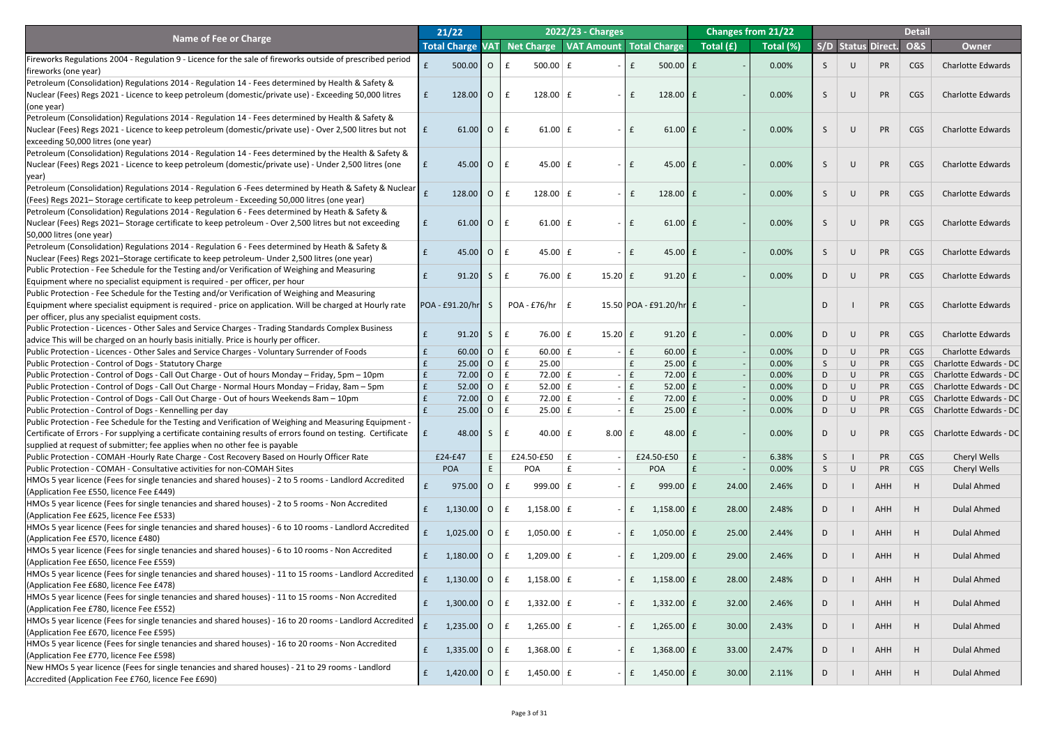| Name of Fee or Charge | 21/22 | | 2022/23 - Charges | | | Changes from 21/22 | | Detail | | | | |
|---|---|---|---|---|---|---|---|---|---|---|---|---|
| | Total Charge | VAT | Net Charge | VAT Amount | Total Charge | Total (£) | Total (%) | S/D | Status | Direct. | O&S | Owner |
| Fireworks Regulations 2004 - Regulation 9 - Licence for the sale of fireworks outside of prescribed period fireworks (one year) | £ 500.00 | O | £ 500.00 | £ - | £ 500.00 | £ - | 0.00% | S | U | PR | CGS | Charlotte Edwards |
| Petroleum (Consolidation) Regulations 2014 - Regulation 14 - Fees determined by Health & Safety & Nuclear (Fees) Regs 2021 - Licence to keep petroleum (domestic/private use) - Exceeding 50,000 litres (one year) | £ 128.00 | O | £ 128.00 | £ - | £ 128.00 | £ - | 0.00% | S | U | PR | CGS | Charlotte Edwards |
| Petroleum (Consolidation) Regulations 2014 - Regulation 14 - Fees determined by Health & Safety & Nuclear (Fees) Regs 2021 - Licence to keep petroleum (domestic/private use) - Over 2,500 litres but not exceeding 50,000 litres (one year) | £ 61.00 | O | £ 61.00 | £ - | £ 61.00 | £ - | 0.00% | S | U | PR | CGS | Charlotte Edwards |
| Petroleum (Consolidation) Regulations 2014 - Regulation 14 - Fees determined by the Health & Safety & Nuclear (Fees) Regs 2021 - Licence to keep petroleum (domestic/private use) - Under 2,500 litres (one year) | £ 45.00 | O | £ 45.00 | £ - | £ 45.00 | £ - | 0.00% | S | U | PR | CGS | Charlotte Edwards |
| Petroleum (Consolidation) Regulations 2014 - Regulation 6 -Fees determined by Heath & Safety & Nuclear (Fees) Regs 2021– Storage certificate to keep petroleum - Exceeding 50,000 litres (one year) | £ 128.00 | O | £ 128.00 | £ - | £ 128.00 | £ - | 0.00% | S | U | PR | CGS | Charlotte Edwards |
| Petroleum (Consolidation) Regulations 2014 - Regulation 6 - Fees determined by Health & Safety & Nuclear (Fees) Regs 2021– Storage certificate to keep petroleum - Over 2,500 litres but not exceeding 50,000 litres (one year) | £ 61.00 | O | £ 61.00 | £ - | £ 61.00 | £ - | 0.00% | S | U | PR | CGS | Charlotte Edwards |
| Petroleum (Consolidation) Regulations 2014 - Regulation 6 - Fees determined by Health & Safety & Nuclear (Fees) Regs 2021–Storage certificate to keep petroleum- Under 2,500 litres (one year) | £ 45.00 | O | £ 45.00 | £ - | £ 45.00 | £ - | 0.00% | S | U | PR | CGS | Charlotte Edwards |
| Public Protection - Fee Schedule for the Testing and/or Verification of Weighing and Measuring Equipment where no specialist equipment is required - per officer, per hour | £ 91.20 | S | £ 76.00 | £ 15.20 | £ 91.20 | £ - | 0.00% | D | U | PR | CGS | Charlotte Edwards |
| Public Protection - Fee Schedule for the Testing and/or Verification of Weighing and Measuring Equipment where specialist equipment is required - price on application. Will be charged at Hourly rate per officer, plus any specialist equipment costs. | POA - £91.20/hr | S | POA - £76/hr | £ 15.50 | POA - £91.20/hr | £ - | | D | I | PR | CGS | Charlotte Edwards |
| Public Protection - Licences - Other Sales and Service Charges - Trading Standards Complex Business advice This will be charged on an hourly basis initially. Price is hourly per officer. | £ 91.20 | S | £ 76.00 | £ 15.20 | £ 91.20 | £ - | 0.00% | D | U | PR | CGS | Charlotte Edwards |
| Public Protection - Licences - Other Sales and Service Charges - Voluntary Surrender of Foods | £ 60.00 | O | £ 60.00 | £ - | £ 60.00 | £ - | 0.00% | D | U | PR | CGS | Charlotte Edwards |
| Public Protection - Control of Dogs - Statutory Charge | £ 25.00 | O | £ 25.00 | | £ 25.00 | £ - | 0.00% | S | U | PR | CGS | Charlotte Edwards - DC |
| Public Protection - Control of Dogs - Call Out Charge - Out of hours Monday – Friday, 5pm – 10pm | £ 72.00 | O | £ 72.00 | £ - | £ 72.00 | £ - | 0.00% | D | U | PR | CGS | Charlotte Edwards - DC |
| Public Protection - Control of Dogs - Call Out Charge - Normal Hours Monday – Friday, 8am – 5pm | £ 52.00 | O | £ 52.00 | £ - | £ 52.00 | £ - | 0.00% | D | U | PR | CGS | Charlotte Edwards - DC |
| Public Protection - Control of Dogs - Call Out Charge - Out of hours Weekends 8am – 10pm | £ 72.00 | O | £ 72.00 | £ - | £ 72.00 | £ - | 0.00% | D | U | PR | CGS | Charlotte Edwards - DC |
| Public Protection - Control of Dogs - Kennelling per day | £ 25.00 | O | £ 25.00 | £ - | £ 25.00 | £ - | 0.00% | D | U | PR | CGS | Charlotte Edwards - DC |
| Public Protection - Fee Schedule for the Testing and Verification of Weighing and Measuring Equipment - Certificate of Errors - For supplying a certificate containing results of errors found on testing. Certificate supplied at request of submitter; fee applies when no other fee is payable | £ 48.00 | S | £ 40.00 | £ 8.00 | £ 48.00 | £ - | 0.00% | D | U | PR | CGS | Charlotte Edwards - DC |
| Public Protection - COMAH -Hourly Rate Charge - Cost Recovery Based on Hourly Officer Rate | £24-£47 | E | £24.50-£50 | £ - | £24.50-£50 | £ - | 6.38% | S | I | PR | CGS | Cheryl Wells |
| Public Protection - COMAH - Consultative activities for non-COMAH Sites | POA | E | POA | £ - | POA | £ - | 0.00% | S | U | PR | CGS | Cheryl Wells |
| HMOs 5 year licence (Fees for single tenancies and shared houses) - 2 to 5 rooms - Landlord Accredited (Application Fee £550, licence Fee £449) | £ 975.00 | O | £ 999.00 | £ - | £ 999.00 | £ 24.00 | 2.46% | D | I | AHH | H | Dulal Ahmed |
| HMOs 5 year licence (Fees for single tenancies and shared houses) - 2 to 5 rooms - Non Accredited (Application Fee £625, licence Fee £533) | £ 1,130.00 | O | £ 1,158.00 | £ - | £ 1,158.00 | £ 28.00 | 2.48% | D | I | AHH | H | Dulal Ahmed |
| HMOs 5 year licence (Fees for single tenancies and shared houses) - 6 to 10 rooms - Landlord Accredited (Application Fee £570, licence Fee £480) | £ 1,025.00 | O | £ 1,050.00 | £ - | £ 1,050.00 | £ 25.00 | 2.44% | D | I | AHH | H | Dulal Ahmed |
| HMOs 5 year licence (Fees for single tenancies and shared houses) - 6 to 10 rooms - Non Accredited (Application Fee £650, licence Fee £559) | £ 1,180.00 | O | £ 1,209.00 | £ - | £ 1,209.00 | £ 29.00 | 2.46% | D | I | AHH | H | Dulal Ahmed |
| HMOs 5 year licence (Fees for single tenancies and shared houses) - 11 to 15 rooms - Landlord Accredited (Application Fee £680, licence Fee £478) | £ 1,130.00 | O | £ 1,158.00 | £ - | £ 1,158.00 | £ 28.00 | 2.48% | D | I | AHH | H | Dulal Ahmed |
| HMOs 5 year licence (Fees for single tenancies and shared houses) - 11 to 15 rooms - Non Accredited (Application Fee £780, licence Fee £552) | £ 1,300.00 | O | £ 1,332.00 | £ - | £ 1,332.00 | £ 32.00 | 2.46% | D | I | AHH | H | Dulal Ahmed |
| HMOs 5 year licence (Fees for single tenancies and shared houses) - 16 to 20 rooms - Landlord Accredited (Application Fee £670, licence Fee £595) | £ 1,235.00 | O | £ 1,265.00 | £ - | £ 1,265.00 | £ 30.00 | 2.43% | D | I | AHH | H | Dulal Ahmed |
| HMOs 5 year licence (Fees for single tenancies and shared houses) - 16 to 20 rooms - Non Accredited (Application Fee £770, licence Fee £598) | £ 1,335.00 | O | £ 1,368.00 | £ - | £ 1,368.00 | £ 33.00 | 2.47% | D | I | AHH | H | Dulal Ahmed |
| New HMOs 5 year licence (Fees for single tenancies and shared houses) - 21 to 29 rooms - Landlord Accredited (Application Fee £760, licence Fee £690) | £ 1,420.00 | O | £ 1,450.00 | £ - | £ 1,450.00 | £ 30.00 | 2.11% | D | I | AHH | H | Dulal Ahmed |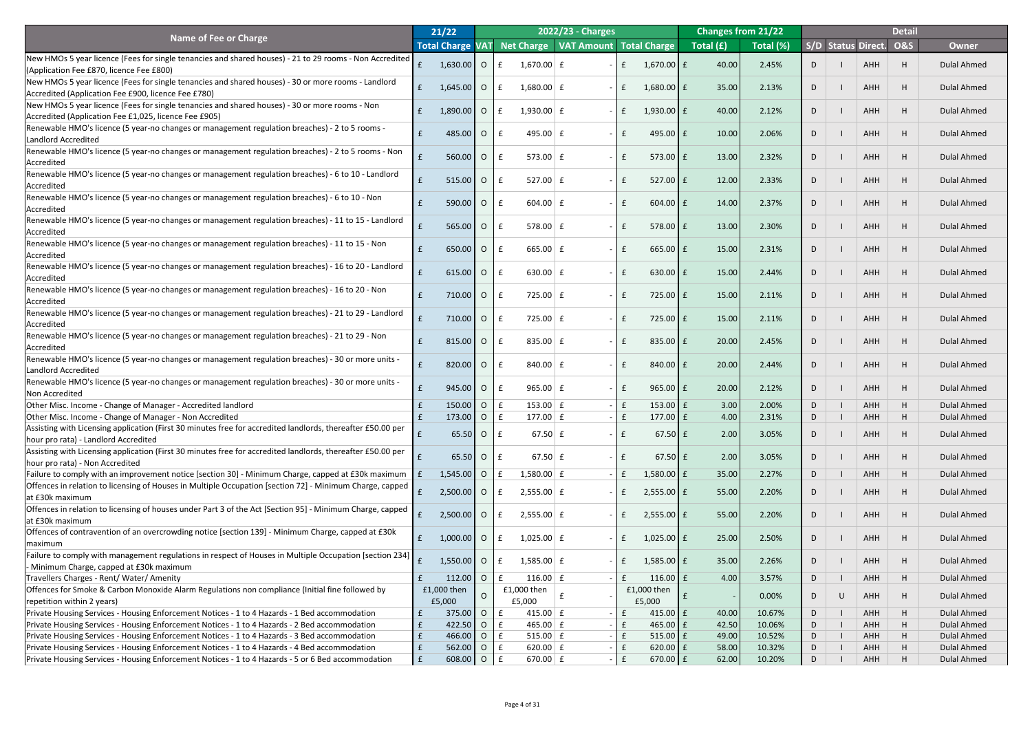| Name of Fee or Charge | 21/22 | 2022/23 - Charges | | | | Changes from 21/22 | | Detail | | | | |
|---|---|---|---|---|---|---|---|---|---|---|---|---|
| | Total Charge | VAT | Net Charge | VAT Amount | Total Charge | Total (£) | Total (%) | S/D | Status | Direct. | O&S | Owner |
| New HMOs 5 year licence (Fees for single tenancies and shared houses) - 21 to 29 rooms - Non Accredited (Application Fee £870, licence Fee £800) | £ 1,630.00 | O | £ 1,670.00 | £ - | £ 1,670.00 | £ 40.00 | 2.45% | D | I | AHH | H | Dulal Ahmed |
| New HMOs 5 year licence (Fees for single tenancies and shared houses) - 30 or more rooms - Landlord Accredited (Application Fee £900, licence Fee £780) | £ 1,645.00 | O | £ 1,680.00 | £ - | £ 1,680.00 | £ 35.00 | 2.13% | D | I | AHH | H | Dulal Ahmed |
| New HMOs 5 year licence (Fees for single tenancies and shared houses) - 30 or more rooms - Non Accredited (Application Fee £1,025, licence Fee £905) | £ 1,890.00 | O | £ 1,930.00 | £ - | £ 1,930.00 | £ 40.00 | 2.12% | D | I | AHH | H | Dulal Ahmed |
| Renewable HMO's licence (5 year-no changes or management regulation breaches) - 2 to 5 rooms - Landlord Accredited | £ 485.00 | O | £ 495.00 | £ - | £ 495.00 | £ 10.00 | 2.06% | D | I | AHH | H | Dulal Ahmed |
| Renewable HMO's licence (5 year-no changes or management regulation breaches) - 2 to 5 rooms - Non Accredited | £ 560.00 | O | £ 573.00 | £ - | £ 573.00 | £ 13.00 | 2.32% | D | I | AHH | H | Dulal Ahmed |
| Renewable HMO's licence (5 year-no changes or management regulation breaches) - 6 to 10 - Landlord Accredited | £ 515.00 | O | £ 527.00 | £ - | £ 527.00 | £ 12.00 | 2.33% | D | I | AHH | H | Dulal Ahmed |
| Renewable HMO's licence (5 year-no changes or management regulation breaches) - 6 to 10 - Non Accredited | £ 590.00 | O | £ 604.00 | £ - | £ 604.00 | £ 14.00 | 2.37% | D | I | AHH | H | Dulal Ahmed |
| Renewable HMO's licence (5 year-no changes or management regulation breaches) - 11 to 15 - Landlord Accredited | £ 565.00 | O | £ 578.00 | £ - | £ 578.00 | £ 13.00 | 2.30% | D | I | AHH | H | Dulal Ahmed |
| Renewable HMO's licence (5 year-no changes or management regulation breaches) - 11 to 15 - Non Accredited | £ 650.00 | O | £ 665.00 | £ - | £ 665.00 | £ 15.00 | 2.31% | D | I | AHH | H | Dulal Ahmed |
| Renewable HMO's licence (5 year-no changes or management regulation breaches) - 16 to 20 - Landlord Accredited | £ 615.00 | O | £ 630.00 | £ - | £ 630.00 | £ 15.00 | 2.44% | D | I | AHH | H | Dulal Ahmed |
| Renewable HMO's licence (5 year-no changes or management regulation breaches) - 16 to 20 - Non Accredited | £ 710.00 | O | £ 725.00 | £ - | £ 725.00 | £ 15.00 | 2.11% | D | I | AHH | H | Dulal Ahmed |
| Renewable HMO's licence (5 year-no changes or management regulation breaches) - 21 to 29 - Landlord Accredited | £ 710.00 | O | £ 725.00 | £ - | £ 725.00 | £ 15.00 | 2.11% | D | I | AHH | H | Dulal Ahmed |
| Renewable HMO's licence (5 year-no changes or management regulation breaches) - 21 to 29 - Non Accredited | £ 815.00 | O | £ 835.00 | £ - | £ 835.00 | £ 20.00 | 2.45% | D | I | AHH | H | Dulal Ahmed |
| Renewable HMO's licence (5 year-no changes or management regulation breaches) - 30 or more units - Landlord Accredited | £ 820.00 | O | £ 840.00 | £ - | £ 840.00 | £ 20.00 | 2.44% | D | I | AHH | H | Dulal Ahmed |
| Renewable HMO's licence (5 year-no changes or management regulation breaches) - 30 or more units - Non Accredited | £ 945.00 | O | £ 965.00 | £ - | £ 965.00 | £ 20.00 | 2.12% | D | I | AHH | H | Dulal Ahmed |
| Other Misc. Income - Change of Manager - Accredited landlord | £ 150.00 | O | £ 153.00 | £ - | £ 153.00 | £ 3.00 | 2.00% | D | I | AHH | H | Dulal Ahmed |
| Other Misc. Income - Change of Manager - Non Accredited | £ 173.00 | O | £ 177.00 | £ - | £ 177.00 | £ 4.00 | 2.31% | D | I | AHH | H | Dulal Ahmed |
| Assisting with Licensing application (First 30 minutes free for accredited landlords, thereafter £50.00 per hour pro rata) - Landlord Accredited | £ 65.50 | O | £ 67.50 | £ - | £ 67.50 | £ 2.00 | 3.05% | D | I | AHH | H | Dulal Ahmed |
| Assisting with Licensing application (First 30 minutes free for accredited landlords, thereafter £50.00 per hour pro rata) - Non Accredited | £ 65.50 | O | £ 67.50 | £ - | £ 67.50 | £ 2.00 | 3.05% | D | I | AHH | H | Dulal Ahmed |
| Failure to comply with an improvement notice [section 30] - Minimum Charge, capped at £30k maximum | £ 1,545.00 | O | £ 1,580.00 | £ - | £ 1,580.00 | £ 35.00 | 2.27% | D | I | AHH | H | Dulal Ahmed |
| Offences in relation to licensing of Houses in Multiple Occupation [section 72] - Minimum Charge, capped at £30k maximum | £ 2,500.00 | O | £ 2,555.00 | £ - | £ 2,555.00 | £ 55.00 | 2.20% | D | I | AHH | H | Dulal Ahmed |
| Offences in relation to licensing of houses under Part 3 of the Act [Section 95] - Minimum Charge, capped at £30k maximum | £ 2,500.00 | O | £ 2,555.00 | £ - | £ 2,555.00 | £ 55.00 | 2.20% | D | I | AHH | H | Dulal Ahmed |
| Offences of contravention of an overcrowding notice [section 139] - Minimum Charge, capped at £30k maximum | £ 1,000.00 | O | £ 1,025.00 | £ - | £ 1,025.00 | £ 25.00 | 2.50% | D | I | AHH | H | Dulal Ahmed |
| Failure to comply with management regulations in respect of Houses in Multiple Occupation [section 234] - Minimum Charge, capped at £30k maximum | £ 1,550.00 | O | £ 1,585.00 | £ - | £ 1,585.00 | £ 35.00 | 2.26% | D | I | AHH | H | Dulal Ahmed |
| Travellers Charges - Rent/ Water/ Amenity | £ 112.00 | O | £ 116.00 | £ - | £ 116.00 | £ 4.00 | 3.57% | D | I | AHH | H | Dulal Ahmed |
| Offences for Smoke & Carbon Monoxide Alarm Regulations non compliance (Initial fine followed by repetition within 2 years) | £1,000 then £5,000 | O | £1,000 then £5,000 | £ - | £1,000 then £5,000 | £ - | 0.00% | D | U | AHH | H | Dulal Ahmed |
| Private Housing Services - Housing Enforcement Notices - 1 to 4 Hazards - 1 Bed accommodation | £ 375.00 | O | £ 415.00 | £ - | £ 415.00 | £ 40.00 | 10.67% | D | I | AHH | H | Dulal Ahmed |
| Private Housing Services - Housing Enforcement Notices - 1 to 4 Hazards - 2 Bed accommodation | £ 422.50 | O | £ 465.00 | £ - | £ 465.00 | £ 42.50 | 10.06% | D | I | AHH | H | Dulal Ahmed |
| Private Housing Services - Housing Enforcement Notices - 1 to 4 Hazards - 3 Bed accommodation | £ 466.00 | O | £ 515.00 | £ - | £ 515.00 | £ 49.00 | 10.52% | D | I | AHH | H | Dulal Ahmed |
| Private Housing Services - Housing Enforcement Notices - 1 to 4 Hazards - 4 Bed accommodation | £ 562.00 | O | £ 620.00 | £ - | £ 620.00 | £ 58.00 | 10.32% | D | I | AHH | H | Dulal Ahmed |
| Private Housing Services - Housing Enforcement Notices - 1 to 4 Hazards - 5 or 6 Bed accommodation | £ 608.00 | O | £ 670.00 | £ - | £ 670.00 | £ 62.00 | 10.20% | D | I | AHH | H | Dulal Ahmed |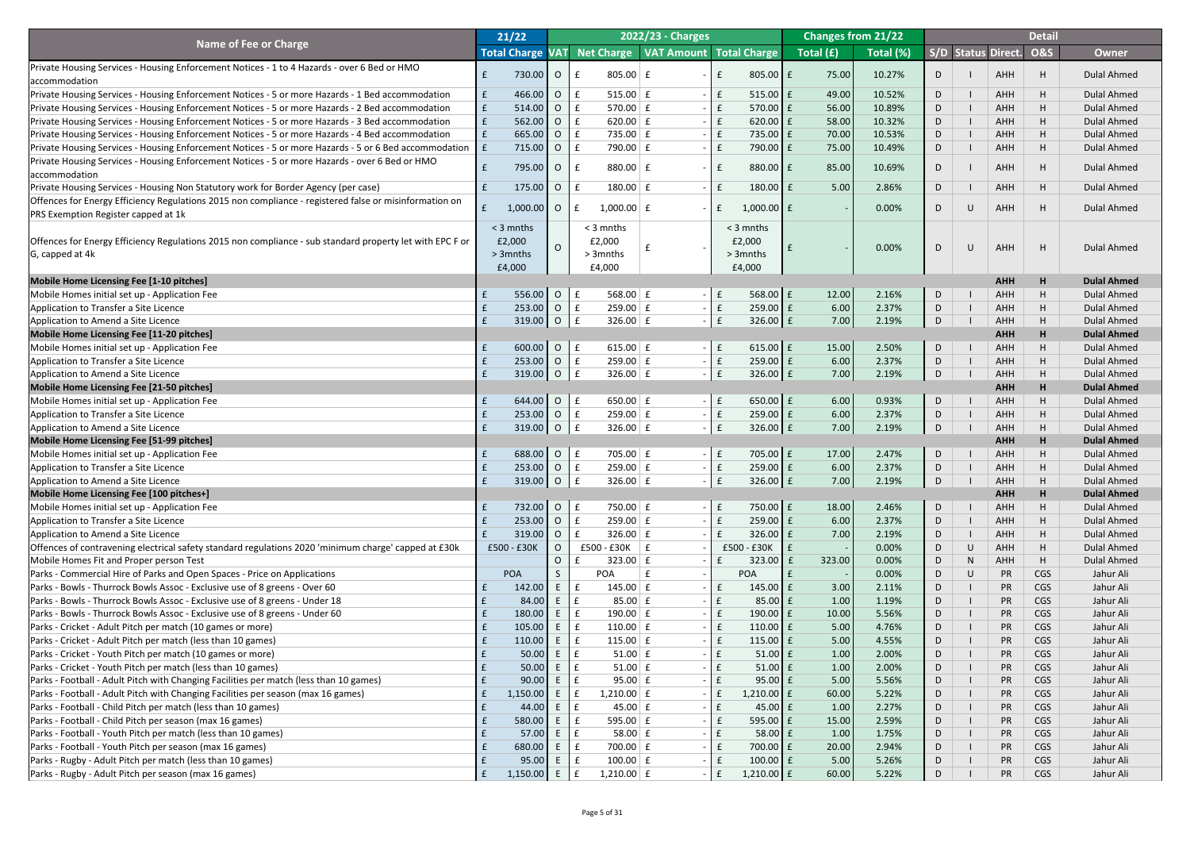| Name of Fee or Charge | 21/22 | 2022/23 - Charges | | | | Changes from 21/22 | | Detail | | | | |
|---|---|---|---|---|---|---|---|---|---|---|---|---|
| | Total Charge | VAT | Net Charge | VAT Amount | Total Charge | Total (£) | Total (%) | S/D | Status | Direct. | O&S | Owner |
| Private Housing Services - Housing Enforcement Notices - 1 to 4 Hazards - over 6 Bed or HMO accommodation | £ 730.00 | O | £ 805.00 | £ - | £ 805.00 | £ 75.00 | 10.27% | D | I | AHH | H | Dulal Ahmed |
| Private Housing Services - Housing Enforcement Notices - 5 or more Hazards - 1 Bed accommodation | £ 466.00 | O | £ 515.00 | £ - | £ 515.00 | £ 49.00 | 10.52% | D | I | AHH | H | Dulal Ahmed |
| Private Housing Services - Housing Enforcement Notices - 5 or more Hazards - 2 Bed accommodation | £ 514.00 | O | £ 570.00 | £ - | £ 570.00 | £ 56.00 | 10.89% | D | I | AHH | H | Dulal Ahmed |
| Private Housing Services - Housing Enforcement Notices - 5 or more Hazards - 3 Bed accommodation | £ 562.00 | O | £ 620.00 | £ - | £ 620.00 | £ 58.00 | 10.32% | D | I | AHH | H | Dulal Ahmed |
| Private Housing Services - Housing Enforcement Notices - 5 or more Hazards - 4 Bed accommodation | £ 665.00 | O | £ 735.00 | £ - | £ 735.00 | £ 70.00 | 10.53% | D | I | AHH | H | Dulal Ahmed |
| Private Housing Services - Housing Enforcement Notices - 5 or more Hazards - 5 or 6 Bed accommodation | £ 715.00 | O | £ 790.00 | £ - | £ 790.00 | £ 75.00 | 10.49% | D | I | AHH | H | Dulal Ahmed |
| Private Housing Services - Housing Enforcement Notices - 5 or more Hazards - over 6 Bed or HMO accommodation | £ 795.00 | O | £ 880.00 | £ - | £ 880.00 | £ 85.00 | 10.69% | D | I | AHH | H | Dulal Ahmed |
| Private Housing Services - Housing Non Statutory work for Border Agency (per case) | £ 175.00 | O | £ 180.00 | £ - | £ 180.00 | £ 5.00 | 2.86% | D | I | AHH | H | Dulal Ahmed |
| Offences for Energy Efficiency Regulations 2015 non compliance - registered false or misinformation on PRS Exemption Register capped at 1k | £ 1,000.00 | O | £ 1,000.00 | £ - | £ 1,000.00 | £ - | 0.00% | D | U | AHH | H | Dulal Ahmed |
| Offences for Energy Efficiency Regulations 2015 non compliance - sub standard property let with EPC F or G, capped at 4k | < 3 mnths £2,000 > 3mnths £4,000 | O | < 3 mnths £2,000 > 3mnths £4,000 | £ - | < 3 mnths £2,000 > 3mnths £4,000 | £ - | 0.00% | D | U | AHH | H | Dulal Ahmed |
| **Mobile Home Licensing Fee [1-10 pitches]** | | | | | | | | | | **AHH** | **H** | **Dulal Ahmed** |
| Mobile Homes initial set up - Application Fee | £ 556.00 | O | £ 568.00 | £ - | £ 568.00 | £ 12.00 | 2.16% | D | I | AHH | H | Dulal Ahmed |
| Application to Transfer a Site Licence | £ 253.00 | O | £ 259.00 | £ - | £ 259.00 | £ 6.00 | 2.37% | D | I | AHH | H | Dulal Ahmed |
| Application to Amend a Site Licence | £ 319.00 | O | £ 326.00 | £ - | £ 326.00 | £ 7.00 | 2.19% | D | I | AHH | H | Dulal Ahmed |
| **Mobile Home Licensing Fee [11-20 pitches]** | | | | | | | | | | **AHH** | **H** | **Dulal Ahmed** |
| Mobile Homes initial set up - Application Fee | £ 600.00 | O | £ 615.00 | £ - | £ 615.00 | £ 15.00 | 2.50% | D | I | AHH | H | Dulal Ahmed |
| Application to Transfer a Site Licence | £ 253.00 | O | £ 259.00 | £ - | £ 259.00 | £ 6.00 | 2.37% | D | I | AHH | H | Dulal Ahmed |
| Application to Amend a Site Licence | £ 319.00 | O | £ 326.00 | £ - | £ 326.00 | £ 7.00 | 2.19% | D | I | AHH | H | Dulal Ahmed |
| **Mobile Home Licensing Fee [21-50 pitches]** | | | | | | | | | | **AHH** | **H** | **Dulal Ahmed** |
| Mobile Homes initial set up - Application Fee | £ 644.00 | O | £ 650.00 | £ - | £ 650.00 | £ 6.00 | 0.93% | D | I | AHH | H | Dulal Ahmed |
| Application to Transfer a Site Licence | £ 253.00 | O | £ 259.00 | £ - | £ 259.00 | £ 6.00 | 2.37% | D | I | AHH | H | Dulal Ahmed |
| Application to Amend a Site Licence | £ 319.00 | O | £ 326.00 | £ - | £ 326.00 | £ 7.00 | 2.19% | D | I | AHH | H | Dulal Ahmed |
| **Mobile Home Licensing Fee [51-99 pitches]** | | | | | | | | | | **AHH** | **H** | **Dulal Ahmed** |
| Mobile Homes initial set up - Application Fee | £ 688.00 | O | £ 705.00 | £ - | £ 705.00 | £ 17.00 | 2.47% | D | I | AHH | H | Dulal Ahmed |
| Application to Transfer a Site Licence | £ 253.00 | O | £ 259.00 | £ - | £ 259.00 | £ 6.00 | 2.37% | D | I | AHH | H | Dulal Ahmed |
| Application to Amend a Site Licence | £ 319.00 | O | £ 326.00 | £ - | £ 326.00 | £ 7.00 | 2.19% | D | I | AHH | H | Dulal Ahmed |
| **Mobile Home Licensing Fee [100 pitches+]** | | | | | | | | | | **AHH** | **H** | **Dulal Ahmed** |
| Mobile Homes initial set up - Application Fee | £ 732.00 | O | £ 750.00 | £ - | £ 750.00 | £ 18.00 | 2.46% | D | I | AHH | H | Dulal Ahmed |
| Application to Transfer a Site Licence | £ 253.00 | O | £ 259.00 | £ - | £ 259.00 | £ 6.00 | 2.37% | D | I | AHH | H | Dulal Ahmed |
| Application to Amend a Site Licence | £ 319.00 | O | £ 326.00 | £ - | £ 326.00 | £ 7.00 | 2.19% | D | I | AHH | H | Dulal Ahmed |
| Offences of contravening electrical safety standard regulations 2020 'minimum charge' capped at £30k | £500 - £30K | O | £500 - £30K | £ - | £500 - £30K | £ - | 0.00% | D | U | AHH | H | Dulal Ahmed |
| Mobile Homes Fit and Proper person Test | | O | £ 323.00 | £ - | £ 323.00 | £ 323.00 | 0.00% | D | N | AHH | H | Dulal Ahmed |
| Parks - Commercial Hire of Parks and Open Spaces - Price on Applications | POA | S | POA | £ - | POA | £ - | 0.00% | D | U | PR | CGS | Jahur Ali |
| Parks - Bowls - Thurrock Bowls Assoc - Exclusive use of 8 greens - Over 60 | £ 142.00 | E | £ 145.00 | £ - | £ 145.00 | £ 3.00 | 2.11% | D | I | PR | CGS | Jahur Ali |
| Parks - Bowls - Thurrock Bowls Assoc - Exclusive use of 8 greens - Under 18 | £ 84.00 | E | £ 85.00 | £ - | £ 85.00 | £ 1.00 | 1.19% | D | I | PR | CGS | Jahur Ali |
| Parks - Bowls - Thurrock Bowls Assoc - Exclusive use of 8 greens - Under 60 | £ 180.00 | E | £ 190.00 | £ - | £ 190.00 | £ 10.00 | 5.56% | D | I | PR | CGS | Jahur Ali |
| Parks - Cricket - Adult Pitch per match (10 games or more) | £ 105.00 | E | £ 110.00 | £ - | £ 110.00 | £ 5.00 | 4.76% | D | I | PR | CGS | Jahur Ali |
| Parks - Cricket - Adult Pitch per match (less than 10 games) | £ 110.00 | E | £ 115.00 | £ - | £ 115.00 | £ 5.00 | 4.55% | D | I | PR | CGS | Jahur Ali |
| Parks - Cricket - Youth Pitch per match (10 games or more) | £ 50.00 | E | £ 51.00 | £ - | £ 51.00 | £ 1.00 | 2.00% | D | I | PR | CGS | Jahur Ali |
| Parks - Cricket - Youth Pitch per match (less than 10 games) | £ 50.00 | E | £ 51.00 | £ - | £ 51.00 | £ 1.00 | 2.00% | D | I | PR | CGS | Jahur Ali |
| Parks - Football - Adult Pitch with Changing Facilities per match (less than 10 games) | £ 90.00 | E | £ 95.00 | £ - | £ 95.00 | £ 5.00 | 5.56% | D | I | PR | CGS | Jahur Ali |
| Parks - Football - Adult Pitch with Changing Facilities per season (max 16 games) | £ 1,150.00 | E | £ 1,210.00 | £ - | £ 1,210.00 | £ 60.00 | 5.22% | D | I | PR | CGS | Jahur Ali |
| Parks - Football - Child Pitch per match (less than 10 games) | £ 44.00 | E | £ 45.00 | £ - | £ 45.00 | £ 1.00 | 2.27% | D | I | PR | CGS | Jahur Ali |
| Parks - Football - Child Pitch per season (max 16 games) | £ 580.00 | E | £ 595.00 | £ - | £ 595.00 | £ 15.00 | 2.59% | D | I | PR | CGS | Jahur Ali |
| Parks - Football - Youth Pitch per match (less than 10 games) | £ 57.00 | E | £ 58.00 | £ - | £ 58.00 | £ 1.00 | 1.75% | D | I | PR | CGS | Jahur Ali |
| Parks - Football - Youth Pitch per season (max 16 games) | £ 680.00 | E | £ 700.00 | £ - | £ 700.00 | £ 20.00 | 2.94% | D | I | PR | CGS | Jahur Ali |
| Parks - Rugby - Adult Pitch per match (less than 10 games) | £ 95.00 | E | £ 100.00 | £ - | £ 100.00 | £ 5.00 | 5.26% | D | I | PR | CGS | Jahur Ali |
| Parks - Rugby - Adult Pitch per season (max 16 games) | £ 1,150.00 | E | £ 1,210.00 | £ - | £ 1,210.00 | £ 60.00 | 5.22% | D | I | PR | CGS | Jahur Ali |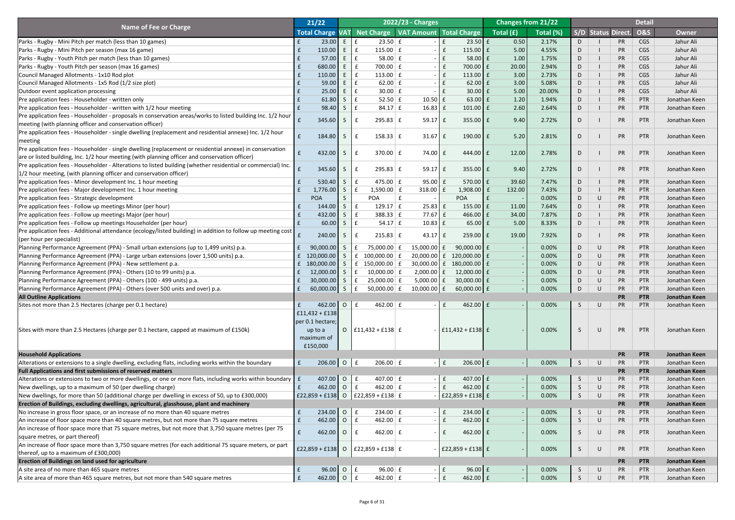| Name of Fee or Charge | 21/22 | 2022/23 - Charges | | | | Changes from 21/22 | | Detail | | | | |
|---|---|---|---|---|---|---|---|---|---|---|---|---|
| | Total Charge | VAT | Net Charge | VAT Amount | Total Charge | Total (£) | Total (%) | S/D | Status | Direct. | O&S | Owner |
| Parks - Rugby - Mini Pitch per match (less than 10 games) | £ 23.00 | E | £ 23.50 | £ - | £ 23.50 | £ 0.50 | 2.17% | D | I | PR | CGS | Jahur Ali |
| Parks - Rugby - Mini Pitch per season (max 16 game) | £ 110.00 | E | £ 115.00 | £ - | £ 115.00 | £ 5.00 | 4.55% | D | I | PR | CGS | Jahur Ali |
| Parks - Rugby - Youth Pitch per match (less than 10 games) | £ 57.00 | E | £ 58.00 | £ - | £ 58.00 | £ 1.00 | 1.75% | D | I | PR | CGS | Jahur Ali |
| Parks - Rugby - Youth Pitch per season (max 16 games) | £ 680.00 | E | £ 700.00 | £ - | £ 700.00 | £ 20.00 | 2.94% | D | I | PR | CGS | Jahur Ali |
| Council Managed Allotments - 1x10 Rod plot | £ 110.00 | E | £ 113.00 | £ - | £ 113.00 | £ 3.00 | 2.73% | D | I | PR | CGS | Jahur Ali |
| Council Managed Allotments - 1x5 Rod (1/2 size plot) | £ 59.00 | E | £ 62.00 | £ - | £ 62.00 | £ 3.00 | 5.08% | D | I | PR | CGS | Jahur Ali |
| Outdoor event application processing | £ 25.00 | E | £ 30.00 | £ - | £ 30.00 | £ 5.00 | 20.00% | D | I | PR | CGS | Jahur Ali |
| Pre application fees - Householder - written only | £ 61.80 | S | £ 52.50 | £ 10.50 | £ 63.00 | £ 1.20 | 1.94% | D | I | PR | PTR | Jonathan Keen |
| Pre application fees - Householder - written with 1/2 hour meeting | £ 98.40 | S | £ 84.17 | £ 16.83 | £ 101.00 | £ 2.60 | 2.64% | D | I | PR | PTR | Jonathan Keen |
| Pre application fees - Householder - proposals in conservation areas/works to listed building Inc. 1/2 hour meeting (with planning officer and conservation officer) | £ 345.60 | S | £ 295.83 | £ 59.17 | £ 355.00 | £ 9.40 | 2.72% | D | I | PR | PTR | Jonathan Keen |
| Pre application fees - Householder - single dwelling (replacement and residential annexe) Inc. 1/2 hour meeting | £ 184.80 | S | £ 158.33 | £ 31.67 | £ 190.00 | £ 5.20 | 2.81% | D | I | PR | PTR | Jonathan Keen |
| Pre application fees - Householder - single dwelling (replacement or residential annexe) in conservation are or listed building, Inc. 1/2 hour meeting (with planning officer and conservation officer) | £ 432.00 | S | £ 370.00 | £ 74.00 | £ 444.00 | £ 12.00 | 2.78% | D | I | PR | PTR | Jonathan Keen |
| Pre application fees - Householder - Alterations to listed building (whether residential or commercial) Inc. 1/2 hour meeting, (with planning officer and conservation officer) | £ 345.60 | S | £ 295.83 | £ 59.17 | £ 355.00 | £ 9.40 | 2.72% | D | I | PR | PTR | Jonathan Keen |
| Pre application fees - Minor development Inc. 1 hour meeting | £ 530.40 | S | £ 475.00 | £ 95.00 | £ 570.00 | £ 39.60 | 7.47% | D | I | PR | PTR | Jonathan Keen |
| Pre application fees - Major development Inc. 1 hour meeting | £ 1,776.00 | S | £ 1,590.00 | £ 318.00 | £ 1,908.00 | £ 132.00 | 7.43% | D | I | PR | PTR | Jonathan Keen |
| Pre application fees - Strategic development | POA | S | POA | £ - | POA | £ - | 0.00% | D | U | PR | PTR | Jonathan Keen |
| Pre application fees - Follow up meetings Minor (per hour) | £ 144.00 | S | £ 129.17 | £ 25.83 | £ 155.00 | £ 11.00 | 7.64% | D | I | PR | PTR | Jonathan Keen |
| Pre application fees - Follow up meetings Major (per hour) | £ 432.00 | S | £ 388.33 | £ 77.67 | £ 466.00 | £ 34.00 | 7.87% | D | I | PR | PTR | Jonathan Keen |
| Pre application fees - Follow up meetings Householder (per hour) | £ 60.00 | S | £ 54.17 | £ 10.83 | £ 65.00 | £ 5.00 | 8.33% | D | I | PR | PTR | Jonathan Keen |
| Pre application fees - Additional attendance (ecology/listed building) in addition to follow up meeting cost (per hour per specialist) | £ 240.00 | S | £ 215.83 | £ 43.17 | £ 259.00 | £ 19.00 | 7.92% | D | I | PR | PTR | Jonathan Keen |
| Planning Performance Agreement (PPA) - Small urban extensions (up to 1,499 units) p.a. | £ 90,000.00 | S | £ 75,000.00 | £ 15,000.00 | £ 90,000.00 | £ - | 0.00% | D | U | PR | PTR | Jonathan Keen |
| Planning Performance Agreement (PPA) - Large urban extensions (over 1,500 units) p.a. | £ 120,000.00 | S | £ 100,000.00 | £ 20,000.00 | £ 120,000.00 | £ - | 0.00% | D | U | PR | PTR | Jonathan Keen |
| Planning Performance Agreement (PPA) - New settlement p.a. | £ 180,000.00 | S | £ 150,000.00 | £ 30,000.00 | £ 180,000.00 | £ - | 0.00% | D | U | PR | PTR | Jonathan Keen |
| Planning Performance Agreement (PPA) - Others (10 to 99 units) p.a. | £ 12,000.00 | S | £ 10,000.00 | £ 2,000.00 | £ 12,000.00 | £ - | 0.00% | D | U | PR | PTR | Jonathan Keen |
| Planning Performance Agreement (PPA) - Others (100 - 499 units) p.a. | £ 30,000.00 | S | £ 25,000.00 | £ 5,000.00 | £ 30,000.00 | £ - | 0.00% | D | U | PR | PTR | Jonathan Keen |
| Planning Performance Agreement (PPA) - Others (over 500 units and over) p.a. | £ 60,000.00 | S | £ 50,000.00 | £ 10,000.00 | £ 60,000.00 | £ - | 0.00% | D | U | PR | PTR | Jonathan Keen |
| **All Outline Applications** | | | | | | | | | | **PR** | **PTR** | **Jonathan Keen** |
| Sites not more than 2.5 Hectares (charge per 0.1 hectare) | £ 462.00 | O | £ 462.00 | £ - | £ 462.00 | £ - | 0.00% | S | U | PR | PTR | Jonathan Keen |
| Sites with more than 2.5 Hectares (charge per 0.1 hectare, capped at maximum of £150k) | £11,432 + £138 per 0.1 hectare; up to a maximum of £150,000 | O | £11,432 + £138 | £ - | £11,432 + £138 | £ - | 0.00% | S | U | PR | PTR | Jonathan Keen |
| **Household Applications** | | | | | | | | | | **PR** | **PTR** | **Jonathan Keen** |
| Alterations or extensions to a single dwelling, excluding flats, including works within the boundary | £ 206.00 | O | £ 206.00 | £ - | £ 206.00 | £ - | 0.00% | S | U | PR | PTR | Jonathan Keen |
| **Full Applications and first submissions of reserved matters** | | | | | | | | | | **PR** | **PTR** | **Jonathan Keen** |
| Alterations or extensions to two or more dwellings, or one or more flats, including works within boundary | £ 407.00 | O | £ 407.00 | £ - | £ 407.00 | £ - | 0.00% | S | U | PR | PTR | Jonathan Keen |
| New dwellings, up to a maximum of 50 (per dwelling charge) | £ 462.00 | O | £ 462.00 | £ - | £ 462.00 | £ - | 0.00% | S | U | PR | PTR | Jonathan Keen |
| New dwellings, for more than 50 (additional charge per dwelling in excess of 50, up to £300,000) | £22,859 + £138 | O | £22,859 + £138 | £ - | £22,859 + £138 | £ - | 0.00% | S | U | PR | PTR | Jonathan Keen |
| **Erection of Buildings, excluding dwellings, agricultural, glasshouse, plant and machinery** | | | | | | | | | | **PR** | **PTR** | **Jonathan Keen** |
| No increase in gross floor space, or an increase of no more than 40 square metres | £ 234.00 | O | £ 234.00 | £ - | £ 234.00 | £ - | 0.00% | S | U | PR | PTR | Jonathan Keen |
| An increase of floor space more than 40 square metres, but not more than 75 square metres | £ 462.00 | O | £ 462.00 | £ - | £ 462.00 | £ - | 0.00% | S | U | PR | PTR | Jonathan Keen |
| An increase of floor space more that 75 square metres, but not more that 3,750 square metres (per 75 square metres, or part thereof) | £ 462.00 | O | £ 462.00 | £ - | £ 462.00 | £ - | 0.00% | S | U | PR | PTR | Jonathan Keen |
| An increase of floor space more than 3,750 square metres (for each additional 75 square meters, or part thereof, up to a maximum of £300,000) | £22,859 + £138 | O | £22,859 + £138 | £ - | £22,859 + £138 | £ - | 0.00% | S | U | PR | PTR | Jonathan Keen |
| **Erection of Buildings on land used for agriculture** | | | | | | | | | | **PR** | **PTR** | **Jonathan Keen** |
| A site area of no more than 465 square metres | £ 96.00 | O | £ 96.00 | £ - | £ 96.00 | £ - | 0.00% | S | U | PR | PTR | Jonathan Keen |
| A site area of more than 465 square metres, but not more than 540 square metres | £ 462.00 | O | £ 462.00 | £ - | £ 462.00 | £ - | 0.00% | S | U | PR | PTR | Jonathan Keen |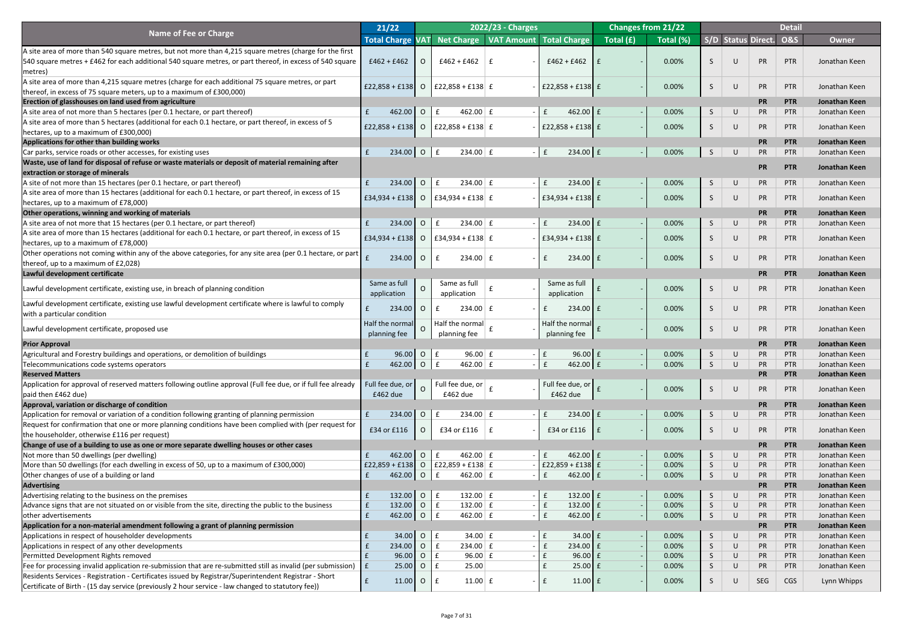| Name of Fee or Charge | 21/22 | 2022/23 - Charges | | | | Changes from 21/22 | | Detail | | | | |
|---|---|---|---|---|---|---|---|---|---|---|---|---|
| | Total Charge | VAT | Net Charge | VAT Amount | Total Charge | Total (£) | Total (%) | S/D | Status | Direct. | O&S | Owner |
| A site area of more than 540 square metres, but not more than 4,215 square metres (charge for the first 540 square metres + £462 for each additional 540 square metres, or part thereof, in excess of 540 square metres) | £462 + £462 | O | £462 + £462 | £ - | £462 + £462 | £ - | 0.00% | S | U | PR | PTR | Jonathan Keen |
| A site area of more than 4,215 square metres (charge for each additional 75 square metres, or part thereof, in excess of 75 square meters, up to a maximum of £300,000) | £22,858 + £138 | O | £22,858 + £138 | £ - | £22,858 + £138 | £ - | 0.00% | S | U | PR | PTR | Jonathan Keen |
| **Erection of glasshouses on land used from agriculture** | | | | | | | | | | **PR** | **PTR** | **Jonathan Keen** |
| A site area of not more than 5 hectares (per 0.1 hectare, or part thereof) | £ 462.00 | O | £ 462.00 | £ - | £ 462.00 | £ - | 0.00% | S | U | PR | PTR | Jonathan Keen |
| A site area of more than 5 hectares (additional for each 0.1 hectare, or part thereof, in excess of 5 hectares, up to a maximum of £300,000) | £22,858 + £138 | O | £22,858 + £138 | £ - | £22,858 + £138 | £ - | 0.00% | S | U | PR | PTR | Jonathan Keen |
| **Applications for other than building works** | | | | | | | | | | **PR** | **PTR** | **Jonathan Keen** |
| Car parks, service roads or other accesses, for existing uses | £ 234.00 | O | £ 234.00 | £ - | £ 234.00 | £ - | 0.00% | S | U | PR | PTR | Jonathan Keen |
| **Waste, use of land for disposal of refuse or waste materials or deposit of material remaining after extraction or storage of minerals** | | | | | | | | | | **PR** | **PTR** | **Jonathan Keen** |
| A site of not more than 15 hectares (per 0.1 hectare, or part thereof) | £ 234.00 | O | £ 234.00 | £ - | £ 234.00 | £ - | 0.00% | S | U | PR | PTR | Jonathan Keen |
| A site area of more than 15 hectares (additional for each 0.1 hectare, or part thereof, in excess of 15 hectares, up to a maximum of £78,000) | £34,934 + £138 | O | £34,934 + £138 | £ - | £34,934 + £138 | £ - | 0.00% | S | U | PR | PTR | Jonathan Keen |
| **Other operations, winning and working of materials** | | | | | | | | | | **PR** | **PTR** | **Jonathan Keen** |
| A site area of not more that 15 hectares (per 0.1 hectare, or part thereof) | £ 234.00 | O | £ 234.00 | £ - | £ 234.00 | £ - | 0.00% | S | U | PR | PTR | Jonathan Keen |
| A site area of more than 15 hectares (additional for each 0.1 hectare, or part thereof, in excess of 15 hectares, up to a maximum of £78,000) | £34,934 + £138 | O | £34,934 + £138 | £ - | £34,934 + £138 | £ - | 0.00% | S | U | PR | PTR | Jonathan Keen |
| Other operations not coming within any of the above categories, for any site area (per 0.1 hectare, or part thereof, up to a maximum of £2,028) | £ 234.00 | O | £ 234.00 | £ - | £ 234.00 | £ - | 0.00% | S | U | PR | PTR | Jonathan Keen |
| **Lawful development certificate** | | | | | | | | | | **PR** | **PTR** | **Jonathan Keen** |
| Lawful development certificate, existing use, in breach of planning condition | Same as full application | O | Same as full application | £ - | Same as full application | £ - | 0.00% | S | U | PR | PTR | Jonathan Keen |
| Lawful development certificate, existing use lawful development certificate where is lawful to comply with a particular condition | £ 234.00 | O | £ 234.00 | £ - | £ 234.00 | £ - | 0.00% | S | U | PR | PTR | Jonathan Keen |
| Lawful development certificate, proposed use | Half the normal planning fee | O | Half the normal planning fee | £ - | Half the normal planning fee | £ - | 0.00% | S | U | PR | PTR | Jonathan Keen |
| **Prior Approval** | | | | | | | | | | **PR** | **PTR** | **Jonathan Keen** |
| Agricultural and Forestry buildings and operations, or demolition of buildings | £ 96.00 | O | £ 96.00 | £ - | £ 96.00 | £ - | 0.00% | S | U | PR | PTR | Jonathan Keen |
| Telecommunications code systems operators | £ 462.00 | O | £ 462.00 | £ - | £ 462.00 | £ - | 0.00% | S | U | PR | PTR | Jonathan Keen |
| **Reserved Matters** | | | | | | | | | | **PR** | **PTR** | **Jonathan Keen** |
| Application for approval of reserved matters following outline approval (Full fee due, or if full fee already paid then £462 due) | Full fee due, or £462 due | O | Full fee due, or £462 due | £ - | Full fee due, or £462 due | £ - | 0.00% | S | U | PR | PTR | Jonathan Keen |
| **Approval, variation or discharge of condition** | | | | | | | | | | **PR** | **PTR** | **Jonathan Keen** |
| Application for removal or variation of a condition following granting of planning permission | £ 234.00 | O | £ 234.00 | £ - | £ 234.00 | £ - | 0.00% | S | U | PR | PTR | Jonathan Keen |
| Request for confirmation that one or more planning conditions have been complied with (per request for the householder, otherwise £116 per request) | £34 or £116 | O | £34 or £116 | £ - | £34 or £116 | £ - | 0.00% | S | U | PR | PTR | Jonathan Keen |
| **Change of use of a building to use as one or more separate dwelling houses or other cases** | | | | | | | | | | **PR** | **PTR** | **Jonathan Keen** |
| Not more than 50 dwellings (per dwelling) | £ 462.00 | O | £ 462.00 | £ - | £ 462.00 | £ - | 0.00% | S | U | PR | PTR | Jonathan Keen |
| More than 50 dwellings (for each dwelling in excess of 50, up to a maximum of £300,000) | £22,859 + £138 | O | £22,859 + £138 | £ - | £22,859 + £138 | £ - | 0.00% | S | U | PR | PTR | Jonathan Keen |
| Other changes of use of a building or land | £ 462.00 | O | £ 462.00 | £ - | £ 462.00 | £ - | 0.00% | S | U | PR | PTR | Jonathan Keen |
| **Advertising** | | | | | | | | | | **PR** | **PTR** | **Jonathan Keen** |
| Advertising relating to the business on the premises | £ 132.00 | O | £ 132.00 | £ - | £ 132.00 | £ - | 0.00% | S | U | PR | PTR | Jonathan Keen |
| Advance signs that are not situated on or visible from the site, directing the public to the business | £ 132.00 | O | £ 132.00 | £ - | £ 132.00 | £ - | 0.00% | S | U | PR | PTR | Jonathan Keen |
| other advertisements | £ 462.00 | O | £ 462.00 | £ - | £ 462.00 | £ - | 0.00% | S | U | PR | PTR | Jonathan Keen |
| **Application for a non-material amendment following a grant of planning permission** | | | | | | | | | | **PR** | **PTR** | **Jonathan Keen** |
| Applications in respect of householder developments | £ 34.00 | O | £ 34.00 | £ - | £ 34.00 | £ - | 0.00% | S | U | PR | PTR | Jonathan Keen |
| Applications in respect of any other developments | £ 234.00 | O | £ 234.00 | £ - | £ 234.00 | £ - | 0.00% | S | U | PR | PTR | Jonathan Keen |
| Permitted Development Rights removed | £ 96.00 | O | £ 96.00 | £ - | £ 96.00 | £ - | 0.00% | S | U | PR | PTR | Jonathan Keen |
| Fee for processing invalid application re-submission that are re-submitted still as invalid (per submission) | £ 25.00 | O | £ 25.00 | | £ 25.00 | £ - | 0.00% | S | U | PR | PTR | Jonathan Keen |
| Residents Services - Registration - Certificates issued by Registrar/Superintendent Registrar - Short Certificate of Birth - (15 day service (previously 2 hour service - law changed to statutory fee)) | £ 11.00 | O | £ 11.00 | £ - | £ 11.00 | £ - | 0.00% | S | U | SEG | CGS | Lynn Whipps |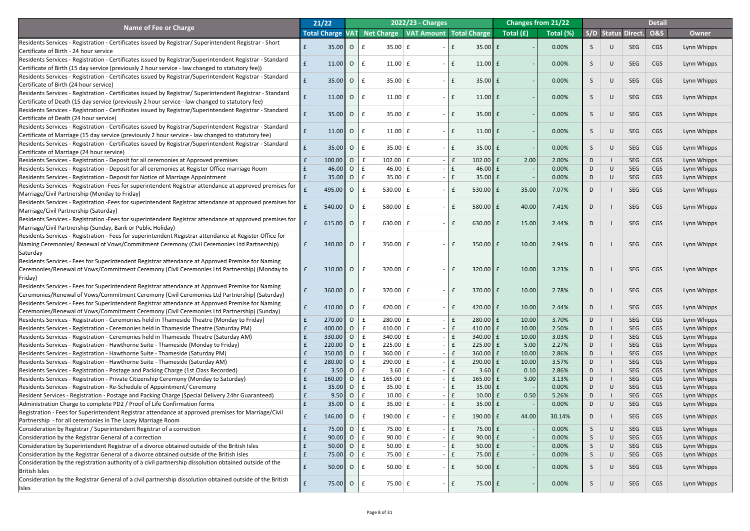| Name of Fee or Charge | 21/22 | | 2022/23 - Charges | | | Changes from 21/22 | | Detail | | | | |
|---|---|---|---|---|---|---|---|---|---|---|---|---|
| | Total Charge | VAT | Net Charge | VAT Amount | Total Charge | Total (£) | Total (%) | S/D | Status | Direct. | O&S | Owner |
| Residents Services - Registration - Certificates issued by Registrar/ Superintendent Registrar - Short Certificate of Birth - 24 hour service | £ 35.00 | O | £ 35.00 | £ - | £ 35.00 | £ - | 0.00% | S | U | SEG | CGS | Lynn Whipps |
| Residents Services - Registration - Certificates issued by Registrar/Superintendent Registrar - Standard Certificate of Birth (15 day service (previously 2 hour service - law changed to statutory fee)) | £ 11.00 | O | £ 11.00 | £ - | £ 11.00 | £ - | 0.00% | S | U | SEG | CGS | Lynn Whipps |
| Residents Services - Registration - Certificates issued by Registrar/Superintendent Registrar - Standard Certificate of Birth (24 hour service) | £ 35.00 | O | £ 35.00 | £ - | £ 35.00 | £ - | 0.00% | S | U | SEG | CGS | Lynn Whipps |
| Residents Services - Registration - Certificates issued by Registrar/ Superintendent Registrar - Standard Certificate of Death (15 day service (previously 2 hour service - law changed to statutory fee) | £ 11.00 | O | £ 11.00 | £ - | £ 11.00 | £ - | 0.00% | S | U | SEG | CGS | Lynn Whipps |
| Residents Services - Registration - Certificates issued by Registrar/Superintendent Registrar - Standard Certificate of Death (24 hour service) | £ 35.00 | O | £ 35.00 | £ - | £ 35.00 | £ - | 0.00% | S | U | SEG | CGS | Lynn Whipps |
| Residents Services - Registration - Certificates issued by Registrar/Superintendent Registrar - Standard Certificate of Marriage (15 day service (previously 2 hour service - law changed to statutory fee) | £ 11.00 | O | £ 11.00 | £ - | £ 11.00 | £ - | 0.00% | S | U | SEG | CGS | Lynn Whipps |
| Residents Services - Registration - Certificates issued by Registrar/Superintendent Registrar - Standard Certificate of Marriage (24 hour service) | £ 35.00 | O | £ 35.00 | £ - | £ 35.00 | £ - | 0.00% | S | U | SEG | CGS | Lynn Whipps |
| Residents Services - Registration - Deposit for all ceremonies at Approved premises | £ 100.00 | O | £ 102.00 | £ - | £ 102.00 | £ 2.00 | 2.00% | D | I | SEG | CGS | Lynn Whipps |
| Residents Services - Registration - Deposit for all ceremonies at Register Office marriage Room | £ 46.00 | O | £ 46.00 | £ - | £ 46.00 | £ - | 0.00% | D | U | SEG | CGS | Lynn Whipps |
| Residents Services - Registration - Deposit for Notice of Marriage Appointment | £ 35.00 | O | £ 35.00 | £ - | £ 35.00 | £ - | 0.00% | D | U | SEG | CGS | Lynn Whipps |
| Residents Services - Registration -Fees for superintendent Registrar attendance at approved premises for Marriage/Civil Partnership (Monday to Friday) | £ 495.00 | O | £ 530.00 | £ - | £ 530.00 | £ 35.00 | 7.07% | D | I | SEG | CGS | Lynn Whipps |
| Residents Services - Registration -Fees for superintendent Registrar attendance at approved premises for Marriage/Civil Partnership (Saturday) | £ 540.00 | O | £ 580.00 | £ - | £ 580.00 | £ 40.00 | 7.41% | D | I | SEG | CGS | Lynn Whipps |
| Residents Services - Registration -Fees for superintendent Registrar attendance at approved premises for Marriage/Civil Partnership (Sunday, Bank or Public Holiday) | £ 615.00 | O | £ 630.00 | £ - | £ 630.00 | £ 15.00 | 2.44% | D | I | SEG | CGS | Lynn Whipps |
| Residents Services - Registration - Fees for superintendent Registrar attendance at Register Office for Naming Ceremonies/ Renewal of Vows/Commitment Ceremony (Civil Ceremonies Ltd Partnership) Saturday | £ 340.00 | O | £ 350.00 | £ - | £ 350.00 | £ 10.00 | 2.94% | D | I | SEG | CGS | Lynn Whipps |
| Residents Services - Fees for Superintendent Registrar attendance at Approved Premise for Naming Ceremonies/Renewal of Vows/Commitment Ceremony (Civil Ceremonies Ltd Partnership) (Monday to Friday) | £ 310.00 | O | £ 320.00 | £ - | £ 320.00 | £ 10.00 | 3.23% | D | I | SEG | CGS | Lynn Whipps |
| Residents Services - Fees for Superintendent Registrar attendance at Approved Premise for Naming Ceremonies/Renewal of Vows/Commitment Ceremony (Civil Ceremonies Ltd Partnership) (Saturday) | £ 360.00 | O | £ 370.00 | £ - | £ 370.00 | £ 10.00 | 2.78% | D | I | SEG | CGS | Lynn Whipps |
| Residents Services - Fees for Superintendent Registrar attendance at Approved Premise for Naming Ceremonies/Renewal of Vows/Commitment Ceremony (Civil Ceremonies Ltd Partnership) (Sunday) | £ 410.00 | O | £ 420.00 | £ - | £ 420.00 | £ 10.00 | 2.44% | D | I | SEG | CGS | Lynn Whipps |
| Residents Services - Registration - Ceremonies held in Thameside Theatre (Monday to Friday) | £ 270.00 | O | £ 280.00 | £ - | £ 280.00 | £ 10.00 | 3.70% | D | I | SEG | CGS | Lynn Whipps |
| Residents Services - Registration - Ceremonies held in Thameside Theatre (Saturday PM) | £ 400.00 | O | £ 410.00 | £ - | £ 410.00 | £ 10.00 | 2.50% | D | I | SEG | CGS | Lynn Whipps |
| Residents Services - Registration - Ceremonies held in Thameside Theatre (Saturday AM) | £ 330.00 | O | £ 340.00 | £ - | £ 340.00 | £ 10.00 | 3.03% | D | I | SEG | CGS | Lynn Whipps |
| Residents Services - Registration - Hawthorne Suite - Thameside (Monday to Friday) | £ 220.00 | O | £ 225.00 | £ - | £ 225.00 | £ 5.00 | 2.27% | D | I | SEG | CGS | Lynn Whipps |
| Residents Services - Registration - Hawthorne Suite - Thameside (Saturday PM) | £ 350.00 | O | £ 360.00 | £ - | £ 360.00 | £ 10.00 | 2.86% | D | I | SEG | CGS | Lynn Whipps |
| Residents Services - Registration - Hawthorne Suite - Thameside (Saturday AM) | £ 280.00 | O | £ 290.00 | £ - | £ 290.00 | £ 10.00 | 3.57% | D | I | SEG | CGS | Lynn Whipps |
| Residents Services - Registration - Postage and Packing Charge (1st Class Recorded) | £ 3.50 | O | £ 3.60 | £ - | £ 3.60 | £ 0.10 | 2.86% | D | I | SEG | CGS | Lynn Whipps |
| Residents Services - Registration - Private Citizenship Ceremony (Monday to Saturday) | £ 160.00 | O | £ 165.00 | £ - | £ 165.00 | £ 5.00 | 3.13% | D | I | SEG | CGS | Lynn Whipps |
| Residents Services - Registration - Re-Schedule of Appointment/ Ceremony | £ 35.00 | O | £ 35.00 | £ - | £ 35.00 | £ - | 0.00% | D | U | SEG | CGS | Lynn Whipps |
| Resident Services - Registration - Postage and Packing Charge (Special Delivery 24hr Guaranteed) | £ 9.50 | O | £ 10.00 | £ - | £ 10.00 | £ 0.50 | 5.26% | D | I | SEG | CGS | Lynn Whipps |
| Administration Charge to complete PD2 / Proof of Life Confirmation forms | £ 35.00 | O | £ 35.00 | £ - | £ 35.00 | £ - | 0.00% | D | U | SEG | CGS | Lynn Whipps |
| Registration - Fees for Superintendent Registrar attendance at approved premises for Marriage/Civil Partnership - for all ceremonies in The Lacey Marriage Room | £ 146.00 | O | £ 190.00 | £ - | £ 190.00 | £ 44.00 | 30.14% | D | I | SEG | CGS | Lynn Whipps |
| Consideration by Registrar / Superintendent Registrar of a correction | £ 75.00 | O | £ 75.00 | £ - | £ 75.00 | £ - | 0.00% | S | U | SEG | CGS | Lynn Whipps |
| Consideration by the Registrar General of a correction | £ 90.00 | O | £ 90.00 | £ - | £ 90.00 | £ - | 0.00% | S | U | SEG | CGS | Lynn Whipps |
| Consideration by Superintendent Registrar of a divorce obtained outside of the British Isles | £ 50.00 | O | £ 50.00 | £ - | £ 50.00 | £ - | 0.00% | S | U | SEG | CGS | Lynn Whipps |
| Consideration by the Registrar General of a divorce obtained outside of the British Isles | £ 75.00 | O | £ 75.00 | £ - | £ 75.00 | £ - | 0.00% | S | U | SEG | CGS | Lynn Whipps |
| Consideration by the registration authority of a civil partnership dissolution obtained outside of the British Isles | £ 50.00 | O | £ 50.00 | £ - | £ 50.00 | £ - | 0.00% | S | U | SEG | CGS | Lynn Whipps |
| Consideration by the Registrar General of a civil partnership dissolution obtained outside of the British Isles | £ 75.00 | O | £ 75.00 | £ - | £ 75.00 | £ - | 0.00% | S | U | SEG | CGS | Lynn Whipps |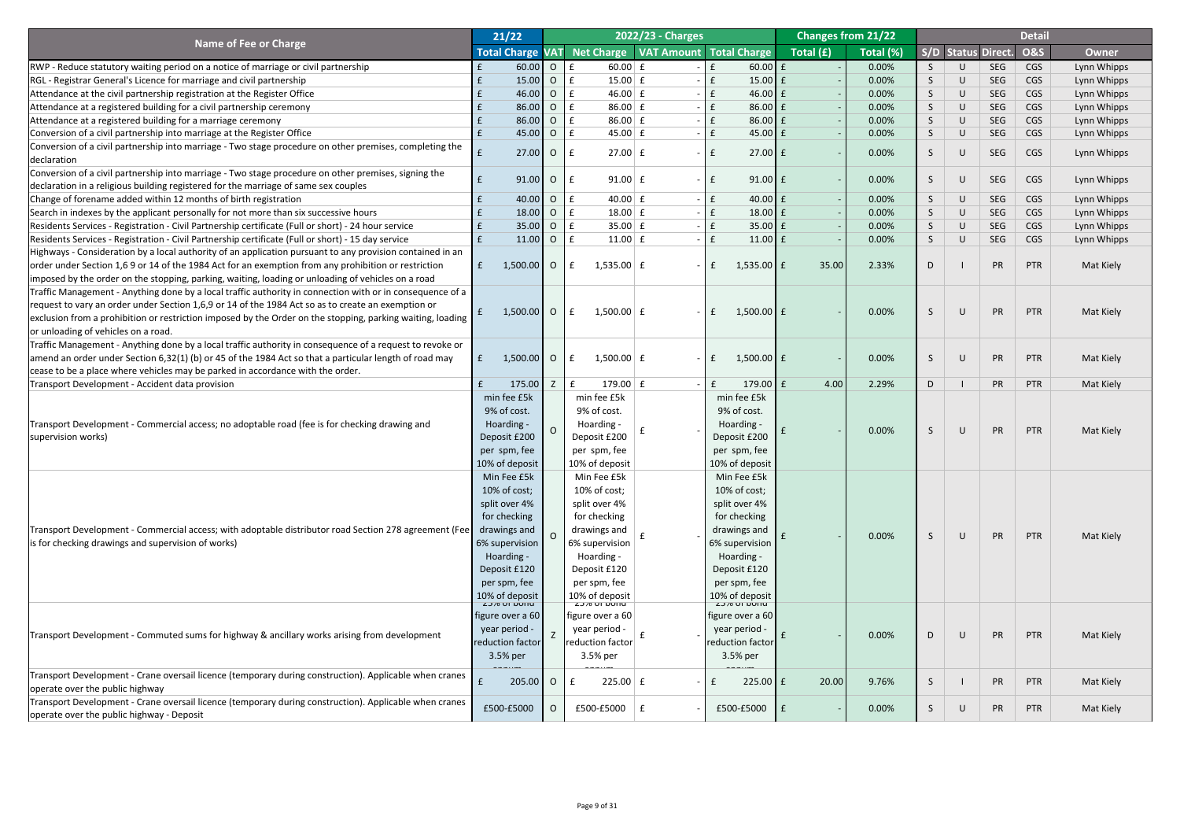| Name of Fee or Charge | 21/22 | | 2022/23 - Charges | | | Changes from 21/22 | | Detail | | | | |
|---|---|---|---|---|---|---|---|---|---|---|---|---|
| | Total Charge | VAT | Net Charge | VAT Amount | Total Charge | Total (£) | Total (%) | S/D | Status | Direct. | O&S | Owner |
| RWP - Reduce statutory waiting period on a notice of marriage or civil partnership | £ 60.00 | O | £ 60.00 | £ - | £ 60.00 | £ - | 0.00% | S | U | SEG | CGS | Lynn Whipps |
| RGL - Registrar General's Licence for marriage and civil partnership | £ 15.00 | O | £ 15.00 | £ - | £ 15.00 | £ - | 0.00% | S | U | SEG | CGS | Lynn Whipps |
| Attendance at the civil partnership registration at the Register Office | £ 46.00 | O | £ 46.00 | £ - | £ 46.00 | £ - | 0.00% | S | U | SEG | CGS | Lynn Whipps |
| Attendance at a registered building for a civil partnership ceremony | £ 86.00 | O | £ 86.00 | £ - | £ 86.00 | £ - | 0.00% | S | U | SEG | CGS | Lynn Whipps |
| Attendance at a registered building for a marriage ceremony | £ 86.00 | O | £ 86.00 | £ - | £ 86.00 | £ - | 0.00% | S | U | SEG | CGS | Lynn Whipps |
| Conversion of a civil partnership into marriage at the Register Office | £ 45.00 | O | £ 45.00 | £ - | £ 45.00 | £ - | 0.00% | S | U | SEG | CGS | Lynn Whipps |
| Conversion of a civil partnership into marriage - Two stage procedure on other premises, completing the declaration | £ 27.00 | O | £ 27.00 | £ - | £ 27.00 | £ - | 0.00% | S | U | SEG | CGS | Lynn Whipps |
| Conversion of a civil partnership into marriage - Two stage procedure on other premises, signing the declaration in a religious building registered for the marriage of same sex couples | £ 91.00 | O | £ 91.00 | £ - | £ 91.00 | £ - | 0.00% | S | U | SEG | CGS | Lynn Whipps |
| Change of forename added within 12 months of birth registration | £ 40.00 | O | £ 40.00 | £ - | £ 40.00 | £ - | 0.00% | S | U | SEG | CGS | Lynn Whipps |
| Search in indexes by the applicant personally for not more than six successive hours | £ 18.00 | O | £ 18.00 | £ - | £ 18.00 | £ - | 0.00% | S | U | SEG | CGS | Lynn Whipps |
| Residents Services - Registration - Civil Partnership certificate (Full or short) - 24 hour service | £ 35.00 | O | £ 35.00 | £ - | £ 35.00 | £ - | 0.00% | S | U | SEG | CGS | Lynn Whipps |
| Residents Services - Registration - Civil Partnership certificate (Full or short) - 15 day service | £ 11.00 | O | £ 11.00 | £ - | £ 11.00 | £ - | 0.00% | S | U | SEG | CGS | Lynn Whipps |
| Highways - Consideration by a local authority of an application pursuant to any provision contained in an order under Section 1,6 9 or 14 of the 1984 Act for an exemption from any prohibition or restriction imposed by the order on the stopping, parking, waiting, loading or unloading of vehicles on a road | £ 1,500.00 | O | £ 1,535.00 | £ - | £ 1,535.00 | £ 35.00 | 2.33% | D | I | PR | PTR | Mat Kiely |
| Traffic Management - Anything done by a local traffic authority in connection with or in consequence of a request to vary an order under Section 1,6,9 or 14 of the 1984 Act so as to create an exemption or exclusion from a prohibition or restriction imposed by the Order on the stopping, parking waiting, loading or unloading of vehicles on a road. | £ 1,500.00 | O | £ 1,500.00 | £ - | £ 1,500.00 | £ - | 0.00% | S | U | PR | PTR | Mat Kiely |
| Traffic Management - Anything done by a local traffic authority in consequence of a request to revoke or amend an order under Section 6,32(1) (b) or 45 of the 1984 Act so that a particular length of road may cease to be a place where vehicles may be parked in accordance with the order. | £ 1,500.00 | O | £ 1,500.00 | £ - | £ 1,500.00 | £ - | 0.00% | S | U | PR | PTR | Mat Kiely |
| Transport Development - Accident data provision | £ 175.00 | Z | £ 179.00 | £ - | £ 179.00 | £ 4.00 | 2.29% | D | I | PR | PTR | Mat Kiely |
| Transport Development - Commercial access; no adoptable road (fee is for checking drawing and supervision works) | min fee £5k 9% of cost. Hoarding - Deposit £200 per spm, fee 10% of deposit | O | min fee £5k 9% of cost. Hoarding - Deposit £200 per spm, fee 10% of deposit | £ - | min fee £5k 9% of cost. Hoarding - Deposit £200 per spm, fee 10% of deposit | £ - | 0.00% | S | U | PR | PTR | Mat Kiely |
| Transport Development - Commercial access; with adoptable distributor road Section 278 agreement (Fee is for checking drawings and supervision of works) | Min Fee £5k 10% of cost; split over 4% for checking drawings and 6% supervision Hoarding - Deposit £120 per spm, fee 10% of deposit | O | Min Fee £5k 10% of cost; split over 4% for checking drawings and 6% supervision Hoarding - Deposit £120 per spm, fee 10% of deposit | £ - | Min Fee £5k 10% of cost; split over 4% for checking drawings and 6% supervision Hoarding - Deposit £120 per spm, fee 10% of deposit | £ - | 0.00% | S | U | PR | PTR | Mat Kiely |
| Transport Development - Commuted sums for highway & ancillary works arising from development | 25% of bond figure over a 60 year period - reduction factor 3.5% per annum | Z | 25% of bond figure over a 60 year period - reduction factor 3.5% per annum | £ - | 25% of bond figure over a 60 year period - reduction factor 3.5% per annum | £ - | 0.00% | D | U | PR | PTR | Mat Kiely |
| Transport Development - Crane oversail licence (temporary during construction). Applicable when cranes operate over the public highway | £ 205.00 | O | £ 225.00 | £ - | £ 225.00 | £ 20.00 | 9.76% | S | I | PR | PTR | Mat Kiely |
| Transport Development - Crane oversail licence (temporary during construction). Applicable when cranes operate over the public highway - Deposit | £500-£5000 | O | £500-£5000 | £ - | £500-£5000 | £ - | 0.00% | S | U | PR | PTR | Mat Kiely |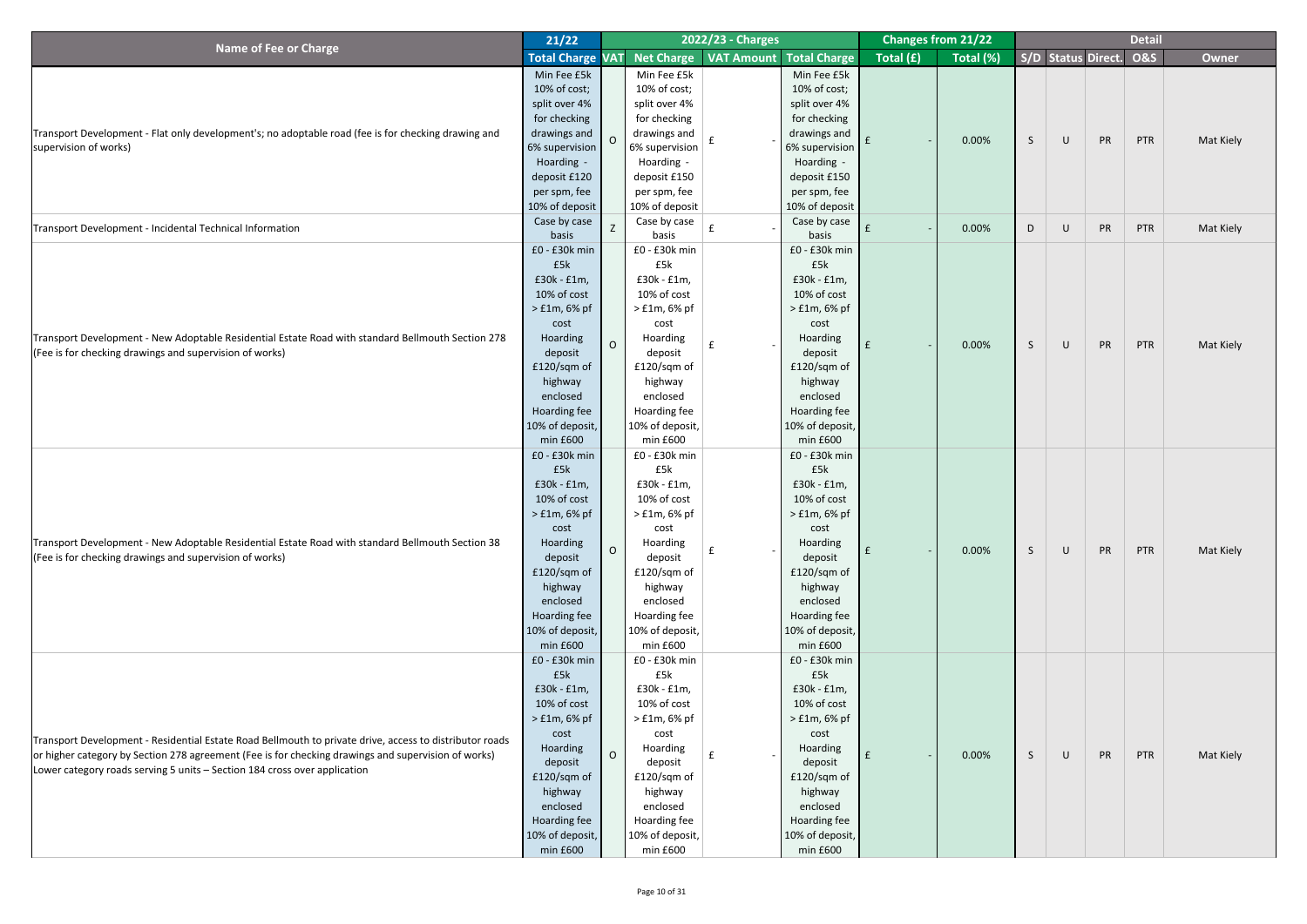| Name of Fee or Charge | 21/22 | 2022/23 - Charges | | | | Changes from 21/22 | | Detail | | | | |
|---|---|---|---|---|---|---|---|---|---|---|---|---|
| | Total Charge | VAT | Net Charge | VAT Amount | Total Charge | Total (£) | Total (%) | S/D | Status | Direct. | O&S | Owner |
| Transport Development - Flat only development's; no adoptable road (fee is for checking drawing and supervision of works) | Min Fee £5k 10% of cost; split over 4% for checking drawings and 6% supervision Hoarding - deposit £120 per spm, fee 10% of deposit | O | Min Fee £5k 10% of cost; split over 4% for checking drawings and 6% supervision Hoarding - deposit £150 per spm, fee 10% of deposit | £ - | Min Fee £5k 10% of cost; split over 4% for checking drawings and 6% supervision Hoarding - deposit £150 per spm, fee 10% of deposit | £ - | 0.00% | S | U | PR | PTR | Mat Kiely |
| Transport Development - Incidental Technical Information | Case by case basis | Z | Case by case basis | £ - | Case by case basis | £ - | 0.00% | D | U | PR | PTR | Mat Kiely |
| Transport Development - New Adoptable Residential Estate Road with standard Bellmouth Section 278 (Fee is for checking drawings and supervision of works) | £0 - £30k min £5k £30k - £1m, 10% of cost > £1m, 6% pf cost Hoarding deposit £120/sqm of highway enclosed Hoarding fee 10% of deposit, min £600 | O | £0 - £30k min £5k £30k - £1m, 10% of cost > £1m, 6% pf cost Hoarding deposit £120/sqm of highway enclosed Hoarding fee 10% of deposit, min £600 | £ - | £0 - £30k min £5k £30k - £1m, 10% of cost > £1m, 6% pf cost Hoarding deposit £120/sqm of highway enclosed Hoarding fee 10% of deposit, min £600 | £ - | 0.00% | S | U | PR | PTR | Mat Kiely |
| Transport Development - New Adoptable Residential Estate Road with standard Bellmouth Section 38 (Fee is for checking drawings and supervision of works) | £0 - £30k min £5k £30k - £1m, 10% of cost > £1m, 6% pf cost Hoarding deposit £120/sqm of highway enclosed Hoarding fee 10% of deposit, min £600 | O | £0 - £30k min £5k £30k - £1m, 10% of cost > £1m, 6% pf cost Hoarding deposit £120/sqm of highway enclosed Hoarding fee 10% of deposit, min £600 | £ - | £0 - £30k min £5k £30k - £1m, 10% of cost > £1m, 6% pf cost Hoarding deposit £120/sqm of highway enclosed Hoarding fee 10% of deposit, min £600 | £ - | 0.00% | S | U | PR | PTR | Mat Kiely |
| Transport Development - Residential Estate Road Bellmouth to private drive, access to distributor roads or higher category by Section 278 agreement (Fee is for checking drawings and supervision of works) Lower category roads serving 5 units – Section 184 cross over application | £0 - £30k min £5k £30k - £1m, 10% of cost > £1m, 6% pf cost Hoarding deposit £120/sqm of highway enclosed Hoarding fee 10% of deposit, min £600 | O | £0 - £30k min £5k £30k - £1m, 10% of cost > £1m, 6% pf cost Hoarding deposit £120/sqm of highway enclosed Hoarding fee 10% of deposit, min £600 | £ - | £0 - £30k min £5k £30k - £1m, 10% of cost > £1m, 6% pf cost Hoarding deposit £120/sqm of highway enclosed Hoarding fee 10% of deposit, min £600 | £ - | 0.00% | S | U | PR | PTR | Mat Kiely |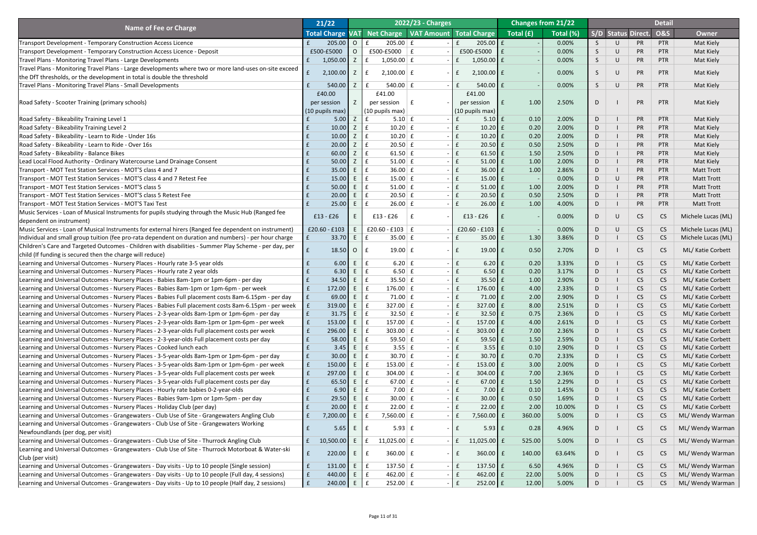| Name of Fee or Charge | 21/22 | 2022/23 - Charges | | | | Changes from 21/22 | | Detail | | | | |
|---|---|---|---|---|---|---|---|---|---|---|---|---|
| | Total Charge | VAT | Net Charge | VAT Amount | Total Charge | Total (£) | Total (%) | S/D | Status | Direct. | O&S | Owner |
| Transport Development - Temporary Construction Access Licence | £ 205.00 | O | £ 205.00 | £ - | £ 205.00 | £ - | 0.00% | S | U | PR | PTR | Mat Kiely |
| Transport Development - Temporary Construction Access Licence - Deposit | £500-£5000 | O | £500-£5000 | £ - | £500-£5000 | £ - | 0.00% | S | U | PR | PTR | Mat Kiely |
| Travel Plans - Monitoring Travel Plans - Large Developments | £ 1,050.00 | Z | £ 1,050.00 | £ - | £ 1,050.00 | £ - | 0.00% | S | U | PR | PTR | Mat Kiely |
| Travel Plans - Monitoring Travel Plans - Large developments where two or more land-uses on-site exceed the DfT thresholds, or the development in total is double the threshold | £ 2,100.00 | Z | £ 2,100.00 | £ - | £ 2,100.00 | £ - | 0.00% | S | U | PR | PTR | Mat Kiely |
| Travel Plans - Monitoring Travel Plans - Small Developments | £ 540.00 | Z | £ 540.00 | £ - | £ 540.00 | £ - | 0.00% | S | U | PR | PTR | Mat Kiely |
| Road Safety - Scooter Training (primary schools) | £40.00 per session (10 pupils max) | Z | £41.00 per session (10 pupils max) | £ - | £41.00 per session (10 pupils max) | £ 1.00 | 2.50% | D | I | PR | PTR | Mat Kiely |
| Road Safety - Bikeability Training Level 1 | £ 5.00 | Z | £ 5.10 | £ - | £ 5.10 | £ 0.10 | 2.00% | D | I | PR | PTR | Mat Kiely |
| Road Safety - Bikeability Training Level 2 | £ 10.00 | Z | £ 10.20 | £ - | £ 10.20 | £ 0.20 | 2.00% | D | I | PR | PTR | Mat Kiely |
| Road Safety - Bikeability - Learn to Ride - Under 16s | £ 10.00 | Z | £ 10.20 | £ - | £ 10.20 | £ 0.20 | 2.00% | D | I | PR | PTR | Mat Kiely |
| Road Safety - Bikeability - Learn to Ride - Over 16s | £ 20.00 | Z | £ 20.50 | £ - | £ 20.50 | £ 0.50 | 2.50% | D | I | PR | PTR | Mat Kiely |
| Road Safety - Bikeability - Balance Bikes | £ 60.00 | Z | £ 61.50 | £ - | £ 61.50 | £ 1.50 | 2.50% | D | I | PR | PTR | Mat Kiely |
| Lead Local Flood Authority - Ordinary Watercourse Land Drainage Consent | £ 50.00 | Z | £ 51.00 | £ - | £ 51.00 | £ 1.00 | 2.00% | D | I | PR | PTR | Mat Kiely |
| Transport - MOT Test Station Services - MOT'S class 4 and 7 | £ 35.00 | E | £ 36.00 | £ - | £ 36.00 | £ 1.00 | 2.86% | D | I | PR | PTR | Matt Trott |
| Transport - MOT Test Station Services - MOT'S class 4 and 7 Retest Fee | £ 15.00 | E | £ 15.00 | £ - | £ 15.00 | £ - | 0.00% | D | U | PR | PTR | Matt Trott |
| Transport - MOT Test Station Services - MOT'S class 5 | £ 50.00 | E | £ 51.00 | £ - | £ 51.00 | £ 1.00 | 2.00% | D | I | PR | PTR | Matt Trott |
| Transport - MOT Test Station Services - MOT'S class 5 Retest Fee | £ 20.00 | E | £ 20.50 | £ - | £ 20.50 | £ 0.50 | 2.50% | D | I | PR | PTR | Matt Trott |
| Transport - MOT Test Station Services - MOT'S Taxi Test | £ 25.00 | E | £ 26.00 | £ - | £ 26.00 | £ 1.00 | 4.00% | D | I | PR | PTR | Matt Trott |
| Music Services - Loan of Musical Instruments for pupils studying through the Music Hub (Ranged fee dependent on instrument) | £13 - £26 | E | £13 - £26 | £ - | £13 - £26 | £ - | 0.00% | D | U | CS | CS | Michele Lucas (ML) |
| Music Services - Loan of Musical Instruments for external hirers (Ranged fee dependent on instrument) | £20.60 - £103 | E | £20.60 - £103 | £ - | £20.60 - £103 | £ - | 0.00% | D | U | CS | CS | Michele Lucas (ML) |
| Individual and small group tuition (fee pro-rata dependent on duration and numbers) - per hour charge | £ 33.70 | E | £ 35.00 | £ - | £ 35.00 | £ 1.30 | 3.86% | D | I | CS | CS | Michele Lucas (ML) |
| Children's Care and Targeted Outcomes - Children with disabilities - Summer Play Scheme - per day, per child (If funding is secured then the charge will reduce) | £ 18.50 | O | £ 19.00 | £ - | £ 19.00 | £ 0.50 | 2.70% | D | I | CS | CS | ML/ Katie Corbett |
| Learning and Universal Outcomes - Nursery Places - Hourly rate 3-5 year olds | £ 6.00 | E | £ 6.20 | £ - | £ 6.20 | £ 0.20 | 3.33% | D | I | CS | CS | ML/ Katie Corbett |
| Learning and Universal Outcomes - Nursery Places - Hourly rate 2 year olds | £ 6.30 | E | £ 6.50 | £ - | £ 6.50 | £ 0.20 | 3.17% | D | I | CS | CS | ML/ Katie Corbett |
| Learning and Universal Outcomes - Nursery Places - Babies 8am-1pm or 1pm-6pm - per day | £ 34.50 | E | £ 35.50 | £ - | £ 35.50 | £ 1.00 | 2.90% | D | I | CS | CS | ML/ Katie Corbett |
| Learning and Universal Outcomes - Nursery Places - Babies 8am-1pm or 1pm-6pm - per week | £ 172.00 | E | £ 176.00 | £ - | £ 176.00 | £ 4.00 | 2.33% | D | I | CS | CS | ML/ Katie Corbett |
| Learning and Universal Outcomes - Nursery Places - Babies Full placement costs 8am-6.15pm - per day | £ 69.00 | E | £ 71.00 | £ - | £ 71.00 | £ 2.00 | 2.90% | D | I | CS | CS | ML/ Katie Corbett |
| Learning and Universal Outcomes - Nursery Places - Babies Full placement costs 8am-6.15pm - per week | £ 319.00 | E | £ 327.00 | £ - | £ 327.00 | £ 8.00 | 2.51% | D | I | CS | CS | ML/ Katie Corbett |
| Learning and Universal Outcomes - Nursery Places - 2-3-year-olds 8am-1pm or 1pm-6pm - per day | £ 31.75 | E | £ 32.50 | £ - | £ 32.50 | £ 0.75 | 2.36% | D | I | CS | CS | ML/ Katie Corbett |
| Learning and Universal Outcomes - Nursery Places - 2-3-year-olds 8am-1pm or 1pm-6pm - per week | £ 153.00 | E | £ 157.00 | £ - | £ 157.00 | £ 4.00 | 2.61% | D | I | CS | CS | ML/ Katie Corbett |
| Learning and Universal Outcomes - Nursery Places - 2-3-year-olds Full placement costs per week | £ 296.00 | E | £ 303.00 | £ - | £ 303.00 | £ 7.00 | 2.36% | D | I | CS | CS | ML/ Katie Corbett |
| Learning and Universal Outcomes - Nursery Places - 2-3-year-olds Full placement costs per day | £ 58.00 | E | £ 59.50 | £ - | £ 59.50 | £ 1.50 | 2.59% | D | I | CS | CS | ML/ Katie Corbett |
| Learning and Universal Outcomes - Nursery Places - Cooked lunch each | £ 3.45 | E | £ 3.55 | £ - | £ 3.55 | £ 0.10 | 2.90% | D | I | CS | CS | ML/ Katie Corbett |
| Learning and Universal Outcomes - Nursery Places - 3-5-year-olds 8am-1pm or 1pm-6pm - per day | £ 30.00 | E | £ 30.70 | £ - | £ 30.70 | £ 0.70 | 2.33% | D | I | CS | CS | ML/ Katie Corbett |
| Learning and Universal Outcomes - Nursery Places - 3-5-year-olds 8am-1pm or 1pm-6pm - per week | £ 150.00 | E | £ 153.00 | £ - | £ 153.00 | £ 3.00 | 2.00% | D | I | CS | CS | ML/ Katie Corbett |
| Learning and Universal Outcomes - Nursery Places - 3-5-year-olds Full placement costs per week | £ 297.00 | E | £ 304.00 | £ - | £ 304.00 | £ 7.00 | 2.36% | D | I | CS | CS | ML/ Katie Corbett |
| Learning and Universal Outcomes - Nursery Places - 3-5-year-olds Full placement costs per day | £ 65.50 | E | £ 67.00 | £ - | £ 67.00 | £ 1.50 | 2.29% | D | I | CS | CS | ML/ Katie Corbett |
| Learning and Universal Outcomes - Nursery Places - Hourly rate babies 0-2-year-olds | £ 6.90 | E | £ 7.00 | £ - | £ 7.00 | £ 0.10 | 1.45% | D | I | CS | CS | ML/ Katie Corbett |
| Learning and Universal Outcomes - Nursery Places - Babies 9am-1pm or 1pm-5pm - per day | £ 29.50 | E | £ 30.00 | £ - | £ 30.00 | £ 0.50 | 1.69% | D | I | CS | CS | ML/ Katie Corbett |
| Learning and Universal Outcomes - Nursery Places - Holiday Club (per day) | £ 20.00 | E | £ 22.00 | £ - | £ 22.00 | £ 2.00 | 10.00% | D | I | CS | CS | ML/ Katie Corbett |
| Learning and Universal Outcomes - Grangewaters - Club Use of Site - Grangewaters Angling Club | £ 7,200.00 | E | £ 7,560.00 | £ - | £ 7,560.00 | £ 360.00 | 5.00% | D | I | CS | CS | ML/ Wendy Warman |
| Learning and Universal Outcomes - Grangewaters - Club Use of Site - Grangewaters Working Newfoundlands (per dog, per visit) | £ 5.65 | E | £ 5.93 | £ - | £ 5.93 | £ 0.28 | 4.96% | D | I | CS | CS | ML/ Wendy Warman |
| Learning and Universal Outcomes - Grangewaters - Club Use of Site - Thurrock Angling Club | £ 10,500.00 | E | £ 11,025.00 | £ - | £ 11,025.00 | £ 525.00 | 5.00% | D | I | CS | CS | ML/ Wendy Warman |
| Learning and Universal Outcomes - Grangewaters - Club Use of Site - Thurrock Motorboat & Water-ski Club (per visit) | £ 220.00 | E | £ 360.00 | £ - | £ 360.00 | £ 140.00 | 63.64% | D | I | CS | CS | ML/ Wendy Warman |
| Learning and Universal Outcomes - Grangewaters - Day visits - Up to 10 people (Single session) | £ 131.00 | E | £ 137.50 | £ - | £ 137.50 | £ 6.50 | 4.96% | D | I | CS | CS | ML/ Wendy Warman |
| Learning and Universal Outcomes - Grangewaters - Day visits - Up to 10 people (Full day, 4 sessions) | £ 440.00 | E | £ 462.00 | £ - | £ 462.00 | £ 22.00 | 5.00% | D | I | CS | CS | ML/ Wendy Warman |
| Learning and Universal Outcomes - Grangewaters - Day visits - Up to 10 people (Half day, 2 sessions) | £ 240.00 | E | £ 252.00 | £ - | £ 252.00 | £ 12.00 | 5.00% | D | I | CS | CS | ML/ Wendy Warman |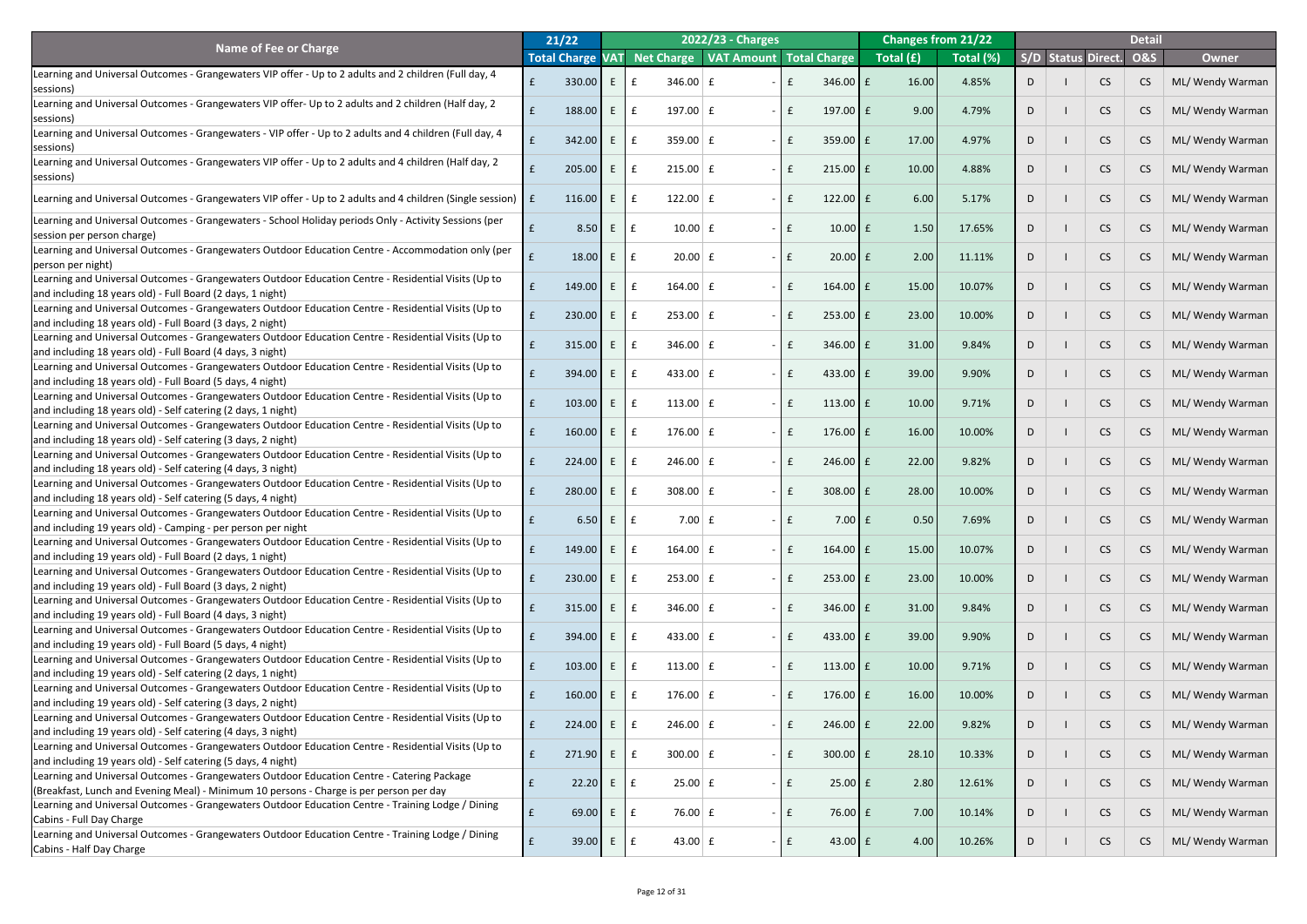| Name of Fee or Charge | 21/22 | 2022/23 - Charges | | | | Changes from 21/22 | | Detail | | | | |
|---|---|---|---|---|---|---|---|---|---|---|---|---|
| | Total Charge | VAT | Net Charge | VAT Amount | Total Charge | Total (£) | Total (%) | S/D | Status | Direct. | O&S | Owner |
| Learning and Universal Outcomes - Grangewaters VIP offer - Up to 2 adults and 2 children (Full day, 4 sessions) | £ 330.00 | E | £ 346.00 | £ - | £ 346.00 | £ 16.00 | 4.85% | D | I | CS | CS | ML/ Wendy Warman |
| Learning and Universal Outcomes - Grangewaters VIP offer- Up to 2 adults and 2 children (Half day, 2 sessions) | £ 188.00 | E | £ 197.00 | £ - | £ 197.00 | £ 9.00 | 4.79% | D | I | CS | CS | ML/ Wendy Warman |
| Learning and Universal Outcomes - Grangewaters - VIP offer - Up to 2 adults and 4 children (Full day, 4 sessions) | £ 342.00 | E | £ 359.00 | £ - | £ 359.00 | £ 17.00 | 4.97% | D | I | CS | CS | ML/ Wendy Warman |
| Learning and Universal Outcomes - Grangewaters VIP offer - Up to 2 adults and 4 children (Half day, 2 sessions) | £ 205.00 | E | £ 215.00 | £ - | £ 215.00 | £ 10.00 | 4.88% | D | I | CS | CS | ML/ Wendy Warman |
| Learning and Universal Outcomes - Grangewaters VIP offer - Up to 2 adults and 4 children (Single session) | £ 116.00 | E | £ 122.00 | £ - | £ 122.00 | £ 6.00 | 5.17% | D | I | CS | CS | ML/ Wendy Warman |
| Learning and Universal Outcomes - Grangewaters - School Holiday periods Only - Activity Sessions (per session per person charge) | £ 8.50 | E | £ 10.00 | £ - | £ 10.00 | £ 1.50 | 17.65% | D | I | CS | CS | ML/ Wendy Warman |
| Learning and Universal Outcomes - Grangewaters Outdoor Education Centre - Accommodation only (per person per night) | £ 18.00 | E | £ 20.00 | £ - | £ 20.00 | £ 2.00 | 11.11% | D | I | CS | CS | ML/ Wendy Warman |
| Learning and Universal Outcomes - Grangewaters Outdoor Education Centre - Residential Visits (Up to and including 18 years old) - Full Board (2 days, 1 night) | £ 149.00 | E | £ 164.00 | £ - | £ 164.00 | £ 15.00 | 10.07% | D | I | CS | CS | ML/ Wendy Warman |
| Learning and Universal Outcomes - Grangewaters Outdoor Education Centre - Residential Visits (Up to and including 18 years old) - Full Board (3 days, 2 night) | £ 230.00 | E | £ 253.00 | £ - | £ 253.00 | £ 23.00 | 10.00% | D | I | CS | CS | ML/ Wendy Warman |
| Learning and Universal Outcomes - Grangewaters Outdoor Education Centre - Residential Visits (Up to and including 18 years old) - Full Board (4 days, 3 night) | £ 315.00 | E | £ 346.00 | £ - | £ 346.00 | £ 31.00 | 9.84% | D | I | CS | CS | ML/ Wendy Warman |
| Learning and Universal Outcomes - Grangewaters Outdoor Education Centre - Residential Visits (Up to and including 18 years old) - Full Board (5 days, 4 night) | £ 394.00 | E | £ 433.00 | £ - | £ 433.00 | £ 39.00 | 9.90% | D | I | CS | CS | ML/ Wendy Warman |
| Learning and Universal Outcomes - Grangewaters Outdoor Education Centre - Residential Visits (Up to and including 18 years old) - Self catering (2 days, 1 night) | £ 103.00 | E | £ 113.00 | £ - | £ 113.00 | £ 10.00 | 9.71% | D | I | CS | CS | ML/ Wendy Warman |
| Learning and Universal Outcomes - Grangewaters Outdoor Education Centre - Residential Visits (Up to and including 18 years old) - Self catering (3 days, 2 night) | £ 160.00 | E | £ 176.00 | £ - | £ 176.00 | £ 16.00 | 10.00% | D | I | CS | CS | ML/ Wendy Warman |
| Learning and Universal Outcomes - Grangewaters Outdoor Education Centre - Residential Visits (Up to and including 18 years old) - Self catering (4 days, 3 night) | £ 224.00 | E | £ 246.00 | £ - | £ 246.00 | £ 22.00 | 9.82% | D | I | CS | CS | ML/ Wendy Warman |
| Learning and Universal Outcomes - Grangewaters Outdoor Education Centre - Residential Visits (Up to and including 18 years old) - Self catering (5 days, 4 night) | £ 280.00 | E | £ 308.00 | £ - | £ 308.00 | £ 28.00 | 10.00% | D | I | CS | CS | ML/ Wendy Warman |
| Learning and Universal Outcomes - Grangewaters Outdoor Education Centre - Residential Visits (Up to and including 19 years old) - Camping - per person per night | £ 6.50 | E | £ 7.00 | £ - | £ 7.00 | £ 0.50 | 7.69% | D | I | CS | CS | ML/ Wendy Warman |
| Learning and Universal Outcomes - Grangewaters Outdoor Education Centre - Residential Visits (Up to and including 19 years old) - Full Board (2 days, 1 night) | £ 149.00 | E | £ 164.00 | £ - | £ 164.00 | £ 15.00 | 10.07% | D | I | CS | CS | ML/ Wendy Warman |
| Learning and Universal Outcomes - Grangewaters Outdoor Education Centre - Residential Visits (Up to and including 19 years old) - Full Board (3 days, 2 night) | £ 230.00 | E | £ 253.00 | £ - | £ 253.00 | £ 23.00 | 10.00% | D | I | CS | CS | ML/ Wendy Warman |
| Learning and Universal Outcomes - Grangewaters Outdoor Education Centre - Residential Visits (Up to and including 19 years old) - Full Board (4 days, 3 night) | £ 315.00 | E | £ 346.00 | £ - | £ 346.00 | £ 31.00 | 9.84% | D | I | CS | CS | ML/ Wendy Warman |
| Learning and Universal Outcomes - Grangewaters Outdoor Education Centre - Residential Visits (Up to and including 19 years old) - Full Board (5 days, 4 night) | £ 394.00 | E | £ 433.00 | £ - | £ 433.00 | £ 39.00 | 9.90% | D | I | CS | CS | ML/ Wendy Warman |
| Learning and Universal Outcomes - Grangewaters Outdoor Education Centre - Residential Visits (Up to and including 19 years old) - Self catering (2 days, 1 night) | £ 103.00 | E | £ 113.00 | £ - | £ 113.00 | £ 10.00 | 9.71% | D | I | CS | CS | ML/ Wendy Warman |
| Learning and Universal Outcomes - Grangewaters Outdoor Education Centre - Residential Visits (Up to and including 19 years old) - Self catering (3 days, 2 night) | £ 160.00 | E | £ 176.00 | £ - | £ 176.00 | £ 16.00 | 10.00% | D | I | CS | CS | ML/ Wendy Warman |
| Learning and Universal Outcomes - Grangewaters Outdoor Education Centre - Residential Visits (Up to and including 19 years old) - Self catering (4 days, 3 night) | £ 224.00 | E | £ 246.00 | £ - | £ 246.00 | £ 22.00 | 9.82% | D | I | CS | CS | ML/ Wendy Warman |
| Learning and Universal Outcomes - Grangewaters Outdoor Education Centre - Residential Visits (Up to and including 19 years old) - Self catering (5 days, 4 night) | £ 271.90 | E | £ 300.00 | £ - | £ 300.00 | £ 28.10 | 10.33% | D | I | CS | CS | ML/ Wendy Warman |
| Learning and Universal Outcomes - Grangewaters Outdoor Education Centre - Catering Package (Breakfast, Lunch and Evening Meal) - Minimum 10 persons - Charge is per person per day | £ 22.20 | E | £ 25.00 | £ - | £ 25.00 | £ 2.80 | 12.61% | D | I | CS | CS | ML/ Wendy Warman |
| Learning and Universal Outcomes - Grangewaters Outdoor Education Centre - Training Lodge / Dining Cabins - Full Day Charge | £ 69.00 | E | £ 76.00 | £ - | £ 76.00 | £ 7.00 | 10.14% | D | I | CS | CS | ML/ Wendy Warman |
| Learning and Universal Outcomes - Grangewaters Outdoor Education Centre - Training Lodge / Dining Cabins - Half Day Charge | £ 39.00 | E | £ 43.00 | £ - | £ 43.00 | £ 4.00 | 10.26% | D | I | CS | CS | ML/ Wendy Warman |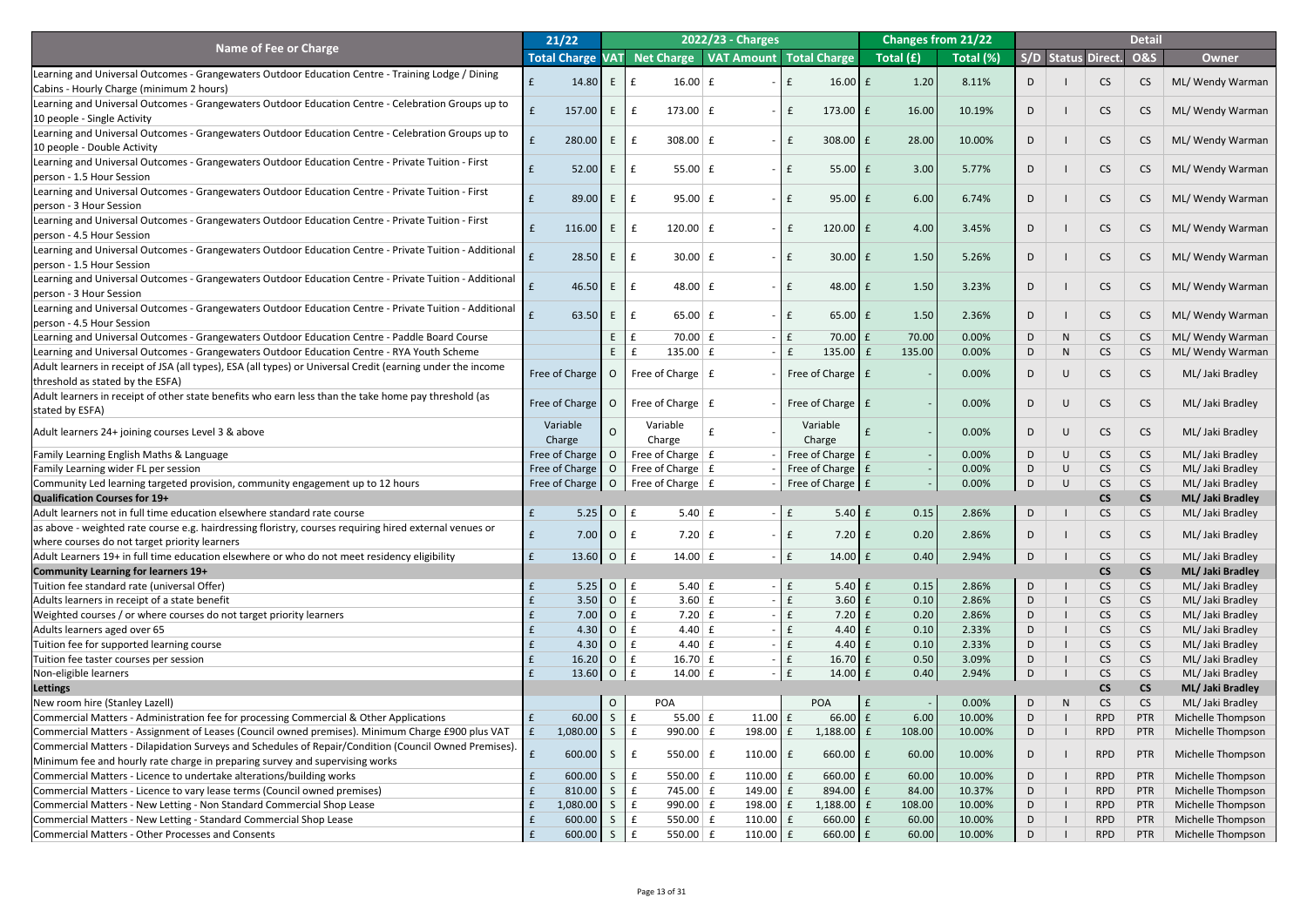| Name of Fee or Charge | 21/22 | 2022/23 - Charges | | | | Changes from 21/22 | | Detail | | | | |
|---|---|---|---|---|---|---|---|---|---|---|---|---|
| | Total Charge | VAT | Net Charge | VAT Amount | Total Charge | Total (£) | Total (%) | S/D | Status | Direct. | O&S | Owner |
| Learning and Universal Outcomes - Grangewaters Outdoor Education Centre - Training Lodge / Dining Cabins - Hourly Charge (minimum 2 hours) | £ 14.80 | E | £ 16.00 | £ - | £ 16.00 | £ 1.20 | 8.11% | D | I | CS | CS | ML/ Wendy Warman |
| Learning and Universal Outcomes - Grangewaters Outdoor Education Centre - Celebration Groups up to 10 people - Single Activity | £ 157.00 | E | £ 173.00 | £ - | £ 173.00 | £ 16.00 | 10.19% | D | I | CS | CS | ML/ Wendy Warman |
| Learning and Universal Outcomes - Grangewaters Outdoor Education Centre - Celebration Groups up to 10 people - Double Activity | £ 280.00 | E | £ 308.00 | £ - | £ 308.00 | £ 28.00 | 10.00% | D | I | CS | CS | ML/ Wendy Warman |
| Learning and Universal Outcomes - Grangewaters Outdoor Education Centre - Private Tuition - First person - 1.5 Hour Session | £ 52.00 | E | £ 55.00 | £ - | £ 55.00 | £ 3.00 | 5.77% | D | I | CS | CS | ML/ Wendy Warman |
| Learning and Universal Outcomes - Grangewaters Outdoor Education Centre - Private Tuition - First person - 3 Hour Session | £ 89.00 | E | £ 95.00 | £ - | £ 95.00 | £ 6.00 | 6.74% | D | I | CS | CS | ML/ Wendy Warman |
| Learning and Universal Outcomes - Grangewaters Outdoor Education Centre - Private Tuition - First person - 4.5 Hour Session | £ 116.00 | E | £ 120.00 | £ - | £ 120.00 | £ 4.00 | 3.45% | D | I | CS | CS | ML/ Wendy Warman |
| Learning and Universal Outcomes - Grangewaters Outdoor Education Centre - Private Tuition - Additional person - 1.5 Hour Session | £ 28.50 | E | £ 30.00 | £ - | £ 30.00 | £ 1.50 | 5.26% | D | I | CS | CS | ML/ Wendy Warman |
| Learning and Universal Outcomes - Grangewaters Outdoor Education Centre - Private Tuition - Additional person - 3 Hour Session | £ 46.50 | E | £ 48.00 | £ - | £ 48.00 | £ 1.50 | 3.23% | D | I | CS | CS | ML/ Wendy Warman |
| Learning and Universal Outcomes - Grangewaters Outdoor Education Centre - Private Tuition - Additional person - 4.5 Hour Session | £ 63.50 | E | £ 65.00 | £ - | £ 65.00 | £ 1.50 | 2.36% | D | I | CS | CS | ML/ Wendy Warman |
| Learning and Universal Outcomes - Grangewaters Outdoor Education Centre - Paddle Board Course | | E | £ 70.00 | £ - | £ 70.00 | £ 70.00 | 0.00% | D | N | CS | CS | ML/ Wendy Warman |
| Learning and Universal Outcomes - Grangewaters Outdoor Education Centre - RYA Youth Scheme | | E | £ 135.00 | £ - | £ 135.00 | £ 135.00 | 0.00% | D | N | CS | CS | ML/ Wendy Warman |
| Adult learners in receipt of JSA (all types), ESA (all types) or Universal Credit (earning under the income threshold as stated by the ESFA) | Free of Charge | O | Free of Charge | £ - | Free of Charge | £ - | 0.00% | D | U | CS | CS | ML/ Jaki Bradley |
| Adult learners in receipt of other state benefits who earn less than the take home pay threshold (as stated by ESFA) | Free of Charge | O | Free of Charge | £ - | Free of Charge | £ - | 0.00% | D | U | CS | CS | ML/ Jaki Bradley |
| Adult learners 24+ joining courses Level 3 & above | Variable Charge | O | Variable Charge | £ - | Variable Charge | £ - | 0.00% | D | U | CS | CS | ML/ Jaki Bradley |
| Family Learning English Maths & Language | Free of Charge | O | Free of Charge | £ - | Free of Charge | £ - | 0.00% | D | U | CS | CS | ML/ Jaki Bradley |
| Family Learning wider FL per session | Free of Charge | O | Free of Charge | £ - | Free of Charge | £ - | 0.00% | D | U | CS | CS | ML/ Jaki Bradley |
| Community Led learning targeted provision, community engagement up to 12 hours | Free of Charge | O | Free of Charge | £ - | Free of Charge | £ - | 0.00% | D | U | CS | CS | ML/ Jaki Bradley |
| **Qualification Courses for 19+** | | | | | | | | | | **CS** | **CS** | **ML/ Jaki Bradley** |
| Adult learners not in full time education elsewhere standard rate course | £ 5.25 | O | £ 5.40 | £ - | £ 5.40 | £ 0.15 | 2.86% | D | I | CS | CS | ML/ Jaki Bradley |
| as above - weighted rate course e.g. hairdressing floristry, courses requiring hired external venues or where courses do not target priority learners | £ 7.00 | O | £ 7.20 | £ - | £ 7.20 | £ 0.20 | 2.86% | D | I | CS | CS | ML/ Jaki Bradley |
| Adult Learners 19+ in full time education elsewhere or who do not meet residency eligibility | £ 13.60 | O | £ 14.00 | £ - | £ 14.00 | £ 0.40 | 2.94% | D | I | CS | CS | ML/ Jaki Bradley |
| **Community Learning for learners 19+** | | | | | | | | | | **CS** | **CS** | **ML/ Jaki Bradley** |
| Tuition fee standard rate (universal Offer) | £ 5.25 | O | £ 5.40 | £ - | £ 5.40 | £ 0.15 | 2.86% | D | I | CS | CS | ML/ Jaki Bradley |
| Adults learners in receipt of a state benefit | £ 3.50 | O | £ 3.60 | £ - | £ 3.60 | £ 0.10 | 2.86% | D | I | CS | CS | ML/ Jaki Bradley |
| Weighted courses / or where courses do not target priority learners | £ 7.00 | O | £ 7.20 | £ - | £ 7.20 | £ 0.20 | 2.86% | D | I | CS | CS | ML/ Jaki Bradley |
| Adults learners aged over 65 | £ 4.30 | O | £ 4.40 | £ - | £ 4.40 | £ 0.10 | 2.33% | D | I | CS | CS | ML/ Jaki Bradley |
| Tuition fee for supported learning course | £ 4.30 | O | £ 4.40 | £ - | £ 4.40 | £ 0.10 | 2.33% | D | I | CS | CS | ML/ Jaki Bradley |
| Tuition fee taster courses per session | £ 16.20 | O | £ 16.70 | £ - | £ 16.70 | £ 0.50 | 3.09% | D | I | CS | CS | ML/ Jaki Bradley |
| Non-eligible learners | £ 13.60 | O | £ 14.00 | £ - | £ 14.00 | £ 0.40 | 2.94% | D | I | CS | CS | ML/ Jaki Bradley |
| **Lettings** | | | | | | | | | | **CS** | **CS** | **ML/ Jaki Bradley** |
| New room hire (Stanley Lazell) | | O | POA | | POA | £ - | 0.00% | D | N | CS | CS | ML/ Jaki Bradley |
| Commercial Matters - Administration fee for processing Commercial & Other Applications | £ 60.00 | S | £ 55.00 | £ 11.00 | £ 66.00 | £ 6.00 | 10.00% | D | I | RPD | PTR | Michelle Thompson |
| Commercial Matters - Assignment of Leases (Council owned premises). Minimum Charge £900 plus VAT | £ 1,080.00 | S | £ 990.00 | £ 198.00 | £ 1,188.00 | £ 108.00 | 10.00% | D | I | RPD | PTR | Michelle Thompson |
| Commercial Matters - Dilapidation Surveys and Schedules of Repair/Condition (Council Owned Premises). Minimum fee and hourly rate charge in preparing survey and supervising works | £ 600.00 | S | £ 550.00 | £ 110.00 | £ 660.00 | £ 60.00 | 10.00% | D | I | RPD | PTR | Michelle Thompson |
| Commercial Matters - Licence to undertake alterations/building works | £ 600.00 | S | £ 550.00 | £ 110.00 | £ 660.00 | £ 60.00 | 10.00% | D | I | RPD | PTR | Michelle Thompson |
| Commercial Matters - Licence to vary lease terms (Council owned premises) | £ 810.00 | S | £ 745.00 | £ 149.00 | £ 894.00 | £ 84.00 | 10.37% | D | I | RPD | PTR | Michelle Thompson |
| Commercial Matters - New Letting - Non Standard Commercial Shop Lease | £ 1,080.00 | S | £ 990.00 | £ 198.00 | £ 1,188.00 | £ 108.00 | 10.00% | D | I | RPD | PTR | Michelle Thompson |
| Commercial Matters - New Letting - Standard Commercial Shop Lease | £ 600.00 | S | £ 550.00 | £ 110.00 | £ 660.00 | £ 60.00 | 10.00% | D | I | RPD | PTR | Michelle Thompson |
| Commercial Matters - Other Processes and Consents | £ 600.00 | S | £ 550.00 | £ 110.00 | £ 660.00 | £ 60.00 | 10.00% | D | I | RPD | PTR | Michelle Thompson |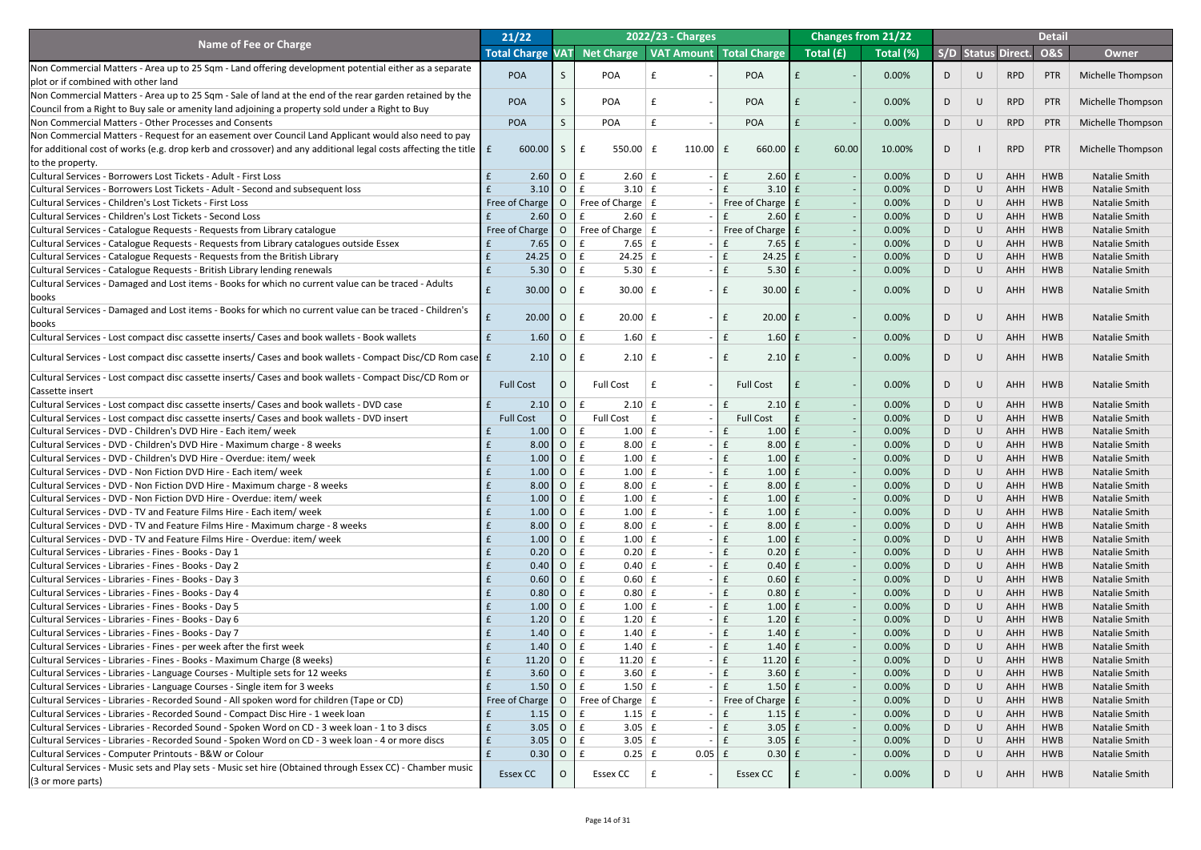| Name of Fee or Charge | 21/22 | 2022/23 - Charges | | | | Changes from 21/22 | | Detail | | | | |
|---|---|---|---|---|---|---|---|---|---|---|---|---|
| | Total Charge | VAT | Net Charge | VAT Amount | Total Charge | Total (£) | Total (%) | S/D | Status | Direct. | O&S | Owner |
| Non Commercial Matters - Area up to 25 Sqm - Land offering development potential either as a separate plot or if combined with other land | POA | S | POA | £ - | POA | £ - | 0.00% | D | U | RPD | PTR | Michelle Thompson |
| Non Commercial Matters - Area up to 25 Sqm - Sale of land at the end of the rear garden retained by the Council from a Right to Buy sale or amenity land adjoining a property sold under a Right to Buy | POA | S | POA | £ - | POA | £ - | 0.00% | D | U | RPD | PTR | Michelle Thompson |
| Non Commercial Matters - Other Processes and Consents | POA | S | POA | £ - | POA | £ - | 0.00% | D | U | RPD | PTR | Michelle Thompson |
| Non Commercial Matters - Request for an easement over Council Land Applicant would also need to pay for additional cost of works (e.g. drop kerb and crossover) and any additional legal costs affecting the title to the property. | £ 600.00 | S | £ 550.00 | £ 110.00 | £ 660.00 | £ 60.00 | 10.00% | D | I | RPD | PTR | Michelle Thompson |
| Cultural Services - Borrowers Lost Tickets - Adult - First Loss | £ 2.60 | O | £ 2.60 | £ - | £ 2.60 | £ - | 0.00% | D | U | AHH | HWB | Natalie Smith |
| Cultural Services - Borrowers Lost Tickets - Adult - Second and subsequent loss | £ 3.10 | O | £ 3.10 | £ - | £ 3.10 | £ - | 0.00% | D | U | AHH | HWB | Natalie Smith |
| Cultural Services - Children's Lost Tickets - First Loss | Free of Charge | O | Free of Charge | £ - | Free of Charge | £ - | 0.00% | D | U | AHH | HWB | Natalie Smith |
| Cultural Services - Children's Lost Tickets - Second Loss | £ 2.60 | O | £ 2.60 | £ - | £ 2.60 | £ - | 0.00% | D | U | AHH | HWB | Natalie Smith |
| Cultural Services - Catalogue Requests - Requests from Library catalogue | Free of Charge | O | Free of Charge | £ - | Free of Charge | £ - | 0.00% | D | U | AHH | HWB | Natalie Smith |
| Cultural Services - Catalogue Requests - Requests from Library catalogues outside Essex | £ 7.65 | O | £ 7.65 | £ - | £ 7.65 | £ - | 0.00% | D | U | AHH | HWB | Natalie Smith |
| Cultural Services - Catalogue Requests - Requests from the British Library | £ 24.25 | O | £ 24.25 | £ - | £ 24.25 | £ - | 0.00% | D | U | AHH | HWB | Natalie Smith |
| Cultural Services - Catalogue Requests - British Library lending renewals | £ 5.30 | O | £ 5.30 | £ - | £ 5.30 | £ - | 0.00% | D | U | AHH | HWB | Natalie Smith |
| Cultural Services - Damaged and Lost items - Books for which no current value can be traced - Adults books | £ 30.00 | O | £ 30.00 | £ - | £ 30.00 | £ - | 0.00% | D | U | AHH | HWB | Natalie Smith |
| Cultural Services - Damaged and Lost items - Books for which no current value can be traced - Children's books | £ 20.00 | O | £ 20.00 | £ - | £ 20.00 | £ - | 0.00% | D | U | AHH | HWB | Natalie Smith |
| Cultural Services - Lost compact disc cassette inserts/ Cases and book wallets - Book wallets | £ 1.60 | O | £ 1.60 | £ - | £ 1.60 | £ - | 0.00% | D | U | AHH | HWB | Natalie Smith |
| Cultural Services - Lost compact disc cassette inserts/ Cases and book wallets - Compact Disc/CD Rom case | £ 2.10 | O | £ 2.10 | £ - | £ 2.10 | £ - | 0.00% | D | U | AHH | HWB | Natalie Smith |
| Cultural Services - Lost compact disc cassette inserts/ Cases and book wallets - Compact Disc/CD Rom or Cassette insert | Full Cost | O | Full Cost | £ - | Full Cost | £ - | 0.00% | D | U | AHH | HWB | Natalie Smith |
| Cultural Services - Lost compact disc cassette inserts/ Cases and book wallets - DVD case | £ 2.10 | O | £ 2.10 | £ - | £ 2.10 | £ - | 0.00% | D | U | AHH | HWB | Natalie Smith |
| Cultural Services - Lost compact disc cassette inserts/ Cases and book wallets - DVD insert | Full Cost | O | Full Cost | £ - | Full Cost | £ - | 0.00% | D | U | AHH | HWB | Natalie Smith |
| Cultural Services - DVD - Children's DVD Hire - Each item/ week | £ 1.00 | O | £ 1.00 | £ - | £ 1.00 | £ - | 0.00% | D | U | AHH | HWB | Natalie Smith |
| Cultural Services - DVD - Children's DVD Hire - Maximum charge - 8 weeks | £ 8.00 | O | £ 8.00 | £ - | £ 8.00 | £ - | 0.00% | D | U | AHH | HWB | Natalie Smith |
| Cultural Services - DVD - Children's DVD Hire - Overdue: item/ week | £ 1.00 | O | £ 1.00 | £ - | £ 1.00 | £ - | 0.00% | D | U | AHH | HWB | Natalie Smith |
| Cultural Services - DVD - Non Fiction DVD Hire - Each item/ week | £ 1.00 | O | £ 1.00 | £ - | £ 1.00 | £ - | 0.00% | D | U | AHH | HWB | Natalie Smith |
| Cultural Services - DVD - Non Fiction DVD Hire - Maximum charge - 8 weeks | £ 8.00 | O | £ 8.00 | £ - | £ 8.00 | £ - | 0.00% | D | U | AHH | HWB | Natalie Smith |
| Cultural Services - DVD - Non Fiction DVD Hire - Overdue: item/ week | £ 1.00 | O | £ 1.00 | £ - | £ 1.00 | £ - | 0.00% | D | U | AHH | HWB | Natalie Smith |
| Cultural Services - DVD - TV and Feature Films Hire - Each item/ week | £ 1.00 | O | £ 1.00 | £ - | £ 1.00 | £ - | 0.00% | D | U | AHH | HWB | Natalie Smith |
| Cultural Services - DVD - TV and Feature Films Hire - Maximum charge - 8 weeks | £ 8.00 | O | £ 8.00 | £ - | £ 8.00 | £ - | 0.00% | D | U | AHH | HWB | Natalie Smith |
| Cultural Services - DVD - TV and Feature Films Hire - Overdue: item/ week | £ 1.00 | O | £ 1.00 | £ - | £ 1.00 | £ - | 0.00% | D | U | AHH | HWB | Natalie Smith |
| Cultural Services - Libraries - Fines - Books - Day 1 | £ 0.20 | O | £ 0.20 | £ - | £ 0.20 | £ - | 0.00% | D | U | AHH | HWB | Natalie Smith |
| Cultural Services - Libraries - Fines - Books - Day 2 | £ 0.40 | O | £ 0.40 | £ - | £ 0.40 | £ - | 0.00% | D | U | AHH | HWB | Natalie Smith |
| Cultural Services - Libraries - Fines - Books - Day 3 | £ 0.60 | O | £ 0.60 | £ - | £ 0.60 | £ - | 0.00% | D | U | AHH | HWB | Natalie Smith |
| Cultural Services - Libraries - Fines - Books - Day 4 | £ 0.80 | O | £ 0.80 | £ - | £ 0.80 | £ - | 0.00% | D | U | AHH | HWB | Natalie Smith |
| Cultural Services - Libraries - Fines - Books - Day 5 | £ 1.00 | O | £ 1.00 | £ - | £ 1.00 | £ - | 0.00% | D | U | AHH | HWB | Natalie Smith |
| Cultural Services - Libraries - Fines - Books - Day 6 | £ 1.20 | O | £ 1.20 | £ - | £ 1.20 | £ - | 0.00% | D | U | AHH | HWB | Natalie Smith |
| Cultural Services - Libraries - Fines - Books - Day 7 | £ 1.40 | O | £ 1.40 | £ - | £ 1.40 | £ - | 0.00% | D | U | AHH | HWB | Natalie Smith |
| Cultural Services - Libraries - Fines - per week after the first week | £ 1.40 | O | £ 1.40 | £ - | £ 1.40 | £ - | 0.00% | D | U | AHH | HWB | Natalie Smith |
| Cultural Services - Libraries - Fines - Books - Maximum Charge (8 weeks) | £ 11.20 | O | £ 11.20 | £ - | £ 11.20 | £ - | 0.00% | D | U | AHH | HWB | Natalie Smith |
| Cultural Services - Libraries - Language Courses - Multiple sets for 12 weeks | £ 3.60 | O | £ 3.60 | £ - | £ 3.60 | £ - | 0.00% | D | U | AHH | HWB | Natalie Smith |
| Cultural Services - Libraries - Language Courses - Single item for 3 weeks | £ 1.50 | O | £ 1.50 | £ - | £ 1.50 | £ - | 0.00% | D | U | AHH | HWB | Natalie Smith |
| Cultural Services - Libraries - Recorded Sound - All spoken word for children (Tape or CD) | Free of Charge | O | Free of Charge | £ - | Free of Charge | £ - | 0.00% | D | U | AHH | HWB | Natalie Smith |
| Cultural Services - Libraries - Recorded Sound - Compact Disc Hire - 1 week loan | £ 1.15 | O | £ 1.15 | £ - | £ 1.15 | £ - | 0.00% | D | U | AHH | HWB | Natalie Smith |
| Cultural Services - Libraries - Recorded Sound - Spoken Word on CD - 3 week loan - 1 to 3 discs | £ 3.05 | O | £ 3.05 | £ - | £ 3.05 | £ - | 0.00% | D | U | AHH | HWB | Natalie Smith |
| Cultural Services - Libraries - Recorded Sound - Spoken Word on CD - 3 week loan - 4 or more discs | £ 3.05 | O | £ 3.05 | £ - | £ 3.05 | £ - | 0.00% | D | U | AHH | HWB | Natalie Smith |
| Cultural Services - Computer Printouts - B&W or Colour | £ 0.30 | O | £ 0.25 | £ 0.05 | £ 0.30 | £ - | 0.00% | D | U | AHH | HWB | Natalie Smith |
| Cultural Services - Music sets and Play sets - Music set hire (Obtained through Essex CC) - Chamber music (3 or more parts) | Essex CC | O | Essex CC | £ - | Essex CC | £ - | 0.00% | D | U | AHH | HWB | Natalie Smith |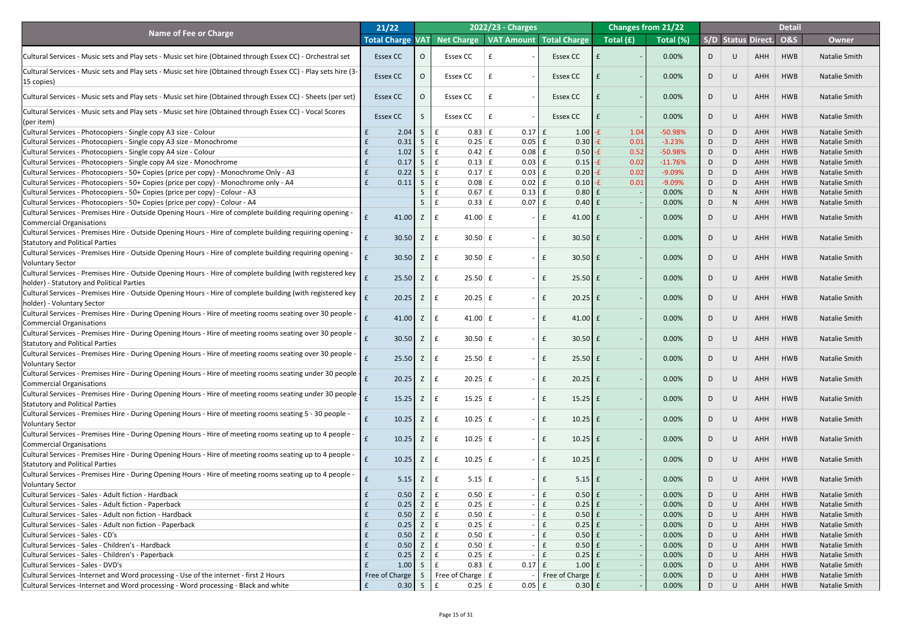| Name of Fee or Charge | 21/22 | 2022/23 - Charges | | | | Changes from 21/22 | | Detail | | | | |
|---|---|---|---|---|---|---|---|---|---|---|---|---|
| | Total Charge | VAT | Net Charge | VAT Amount | Total Charge | Total (£) | Total (%) | S/D | Status | Direct. | O&S | Owner |
| Cultural Services - Music sets and Play sets - Music set hire (Obtained through Essex CC) - Orchestral set | Essex CC | O | Essex CC | £ - | Essex CC | £ - | 0.00% | D | U | AHH | HWB | Natalie Smith |
| Cultural Services - Music sets and Play sets - Music set hire (Obtained through Essex CC) - Play sets hire (3-15 copies) | Essex CC | O | Essex CC | £ - | Essex CC | £ - | 0.00% | D | U | AHH | HWB | Natalie Smith |
| Cultural Services - Music sets and Play sets - Music set hire (Obtained through Essex CC) - Sheets (per set) | Essex CC | O | Essex CC | £ - | Essex CC | £ - | 0.00% | D | U | AHH | HWB | Natalie Smith |
| Cultural Services - Music sets and Play sets - Music set hire (Obtained through Essex CC) - Vocal Scores (per item) | Essex CC | S | Essex CC | £ - | Essex CC | £ - | 0.00% | D | U | AHH | HWB | Natalie Smith |
| Cultural Services - Photocopiers - Single copy A3 size - Colour | £ 2.04 | S | £ 0.83 | £ 0.17 | £ 1.00 | -£ 1.04 | -50.98% | D | D | AHH | HWB | Natalie Smith |
| Cultural Services - Photocopiers - Single copy A3 size - Monochrome | £ 0.31 | S | £ 0.25 | £ 0.05 | £ 0.30 | -£ 0.01 | -3.23% | D | D | AHH | HWB | Natalie Smith |
| Cultural Services - Photocopiers - Single copy A4 size - Colour | £ 1.02 | S | £ 0.42 | £ 0.08 | £ 0.50 | -£ 0.52 | -50.98% | D | D | AHH | HWB | Natalie Smith |
| Cultural Services - Photocopiers - Single copy A4 size - Monochrome | £ 0.17 | S | £ 0.13 | £ 0.03 | £ 0.15 | -£ 0.02 | -11.76% | D | D | AHH | HWB | Natalie Smith |
| Cultural Services - Photocopiers - 50+ Copies (price per copy) - Monochrome Only - A3 | £ 0.22 | S | £ 0.17 | £ 0.03 | £ 0.20 | -£ 0.02 | -9.09% | D | D | AHH | HWB | Natalie Smith |
| Cultural Services - Photocopiers - 50+ Copies (price per copy) - Monochrome only - A4 | £ 0.11 | S | £ 0.08 | £ 0.02 | £ 0.10 | -£ 0.01 | -9.09% | D | D | AHH | HWB | Natalie Smith |
| Cultural Services - Photocopiers - 50+ Copies (price per copy) - Colour - A3 | | S | £ 0.67 | £ 0.13 | £ 0.80 | £ - | 0.00% | D | N | AHH | HWB | Natalie Smith |
| Cultural Services - Photocopiers - 50+ Copies (price per copy) - Colour - A4 | | S | £ 0.33 | £ 0.07 | £ 0.40 | £ - | 0.00% | D | N | AHH | HWB | Natalie Smith |
| Cultural Services - Premises Hire - Outside Opening Hours - Hire of complete building requiring opening - Commercial Organisations | £ 41.00 | Z | £ 41.00 | £ - | £ 41.00 | £ - | 0.00% | D | U | AHH | HWB | Natalie Smith |
| Cultural Services - Premises Hire - Outside Opening Hours - Hire of complete building requiring opening - Statutory and Political Parties | £ 30.50 | Z | £ 30.50 | £ - | £ 30.50 | £ - | 0.00% | D | U | AHH | HWB | Natalie Smith |
| Cultural Services - Premises Hire - Outside Opening Hours - Hire of complete building requiring opening - Voluntary Sector | £ 30.50 | Z | £ 30.50 | £ - | £ 30.50 | £ - | 0.00% | D | U | AHH | HWB | Natalie Smith |
| Cultural Services - Premises Hire - Outside Opening Hours - Hire of complete building (with registered key holder) - Statutory and Political Parties | £ 25.50 | Z | £ 25.50 | £ - | £ 25.50 | £ - | 0.00% | D | U | AHH | HWB | Natalie Smith |
| Cultural Services - Premises Hire - Outside Opening Hours - Hire of complete building (with registered key holder) - Voluntary Sector | £ 20.25 | Z | £ 20.25 | £ - | £ 20.25 | £ - | 0.00% | D | U | AHH | HWB | Natalie Smith |
| Cultural Services - Premises Hire - During Opening Hours - Hire of meeting rooms seating over 30 people - Commercial Organisations | £ 41.00 | Z | £ 41.00 | £ - | £ 41.00 | £ - | 0.00% | D | U | AHH | HWB | Natalie Smith |
| Cultural Services - Premises Hire - During Opening Hours - Hire of meeting rooms seating over 30 people - Statutory and Political Parties | £ 30.50 | Z | £ 30.50 | £ - | £ 30.50 | £ - | 0.00% | D | U | AHH | HWB | Natalie Smith |
| Cultural Services - Premises Hire - During Opening Hours - Hire of meeting rooms seating over 30 people - Voluntary Sector | £ 25.50 | Z | £ 25.50 | £ - | £ 25.50 | £ - | 0.00% | D | U | AHH | HWB | Natalie Smith |
| Cultural Services - Premises Hire - During Opening Hours - Hire of meeting rooms seating under 30 people - Commercial Organisations | £ 20.25 | Z | £ 20.25 | £ - | £ 20.25 | £ - | 0.00% | D | U | AHH | HWB | Natalie Smith |
| Cultural Services - Premises Hire - During Opening Hours - Hire of meeting rooms seating under 30 people - Statutory and Political Parties | £ 15.25 | Z | £ 15.25 | £ - | £ 15.25 | £ - | 0.00% | D | U | AHH | HWB | Natalie Smith |
| Cultural Services - Premises Hire - During Opening Hours - Hire of meeting rooms seating 5 - 30 people - Voluntary Sector | £ 10.25 | Z | £ 10.25 | £ - | £ 10.25 | £ - | 0.00% | D | U | AHH | HWB | Natalie Smith |
| Cultural Services - Premises Hire - During Opening Hours - Hire of meeting rooms seating up to 4 people - Commercial Organisations | £ 10.25 | Z | £ 10.25 | £ - | £ 10.25 | £ - | 0.00% | D | U | AHH | HWB | Natalie Smith |
| Cultural Services - Premises Hire - During Opening Hours - Hire of meeting rooms seating up to 4 people - Statutory and Political Parties | £ 10.25 | Z | £ 10.25 | £ - | £ 10.25 | £ - | 0.00% | D | U | AHH | HWB | Natalie Smith |
| Cultural Services - Premises Hire - During Opening Hours - Hire of meeting rooms seating up to 4 people - Voluntary Sector | £ 5.15 | Z | £ 5.15 | £ - | £ 5.15 | £ - | 0.00% | D | U | AHH | HWB | Natalie Smith |
| Cultural Services - Sales - Adult fiction - Hardback | £ 0.50 | Z | £ 0.50 | £ - | £ 0.50 | £ - | 0.00% | D | U | AHH | HWB | Natalie Smith |
| Cultural Services - Sales - Adult fiction - Paperback | £ 0.25 | Z | £ 0.25 | £ - | £ 0.25 | £ - | 0.00% | D | U | AHH | HWB | Natalie Smith |
| Cultural Services - Sales - Adult non fiction - Hardback | £ 0.50 | Z | £ 0.50 | £ - | £ 0.50 | £ - | 0.00% | D | U | AHH | HWB | Natalie Smith |
| Cultural Services - Sales - Adult non fiction - Paperback | £ 0.25 | Z | £ 0.25 | £ - | £ 0.25 | £ - | 0.00% | D | U | AHH | HWB | Natalie Smith |
| Cultural Services - Sales - CD's | £ 0.50 | Z | £ 0.50 | £ - | £ 0.50 | £ - | 0.00% | D | U | AHH | HWB | Natalie Smith |
| Cultural Services - Sales - Children's - Hardback | £ 0.50 | Z | £ 0.50 | £ - | £ 0.50 | £ - | 0.00% | D | U | AHH | HWB | Natalie Smith |
| Cultural Services - Sales - Children's - Paperback | £ 0.25 | Z | £ 0.25 | £ - | £ 0.25 | £ - | 0.00% | D | U | AHH | HWB | Natalie Smith |
| Cultural Services - Sales - DVD's | £ 1.00 | S | £ 0.83 | £ 0.17 | £ 1.00 | £ - | 0.00% | D | U | AHH | HWB | Natalie Smith |
| Cultural Services -Internet and Word processing - Use of the internet - first 2 Hours | Free of Charge | S | Free of Charge | £ - | Free of Charge | £ - | 0.00% | D | U | AHH | HWB | Natalie Smith |
| Cultural Services -Internet and Word processing - Word processing - Black and white | £ 0.30 | S | £ 0.25 | £ 0.05 | £ 0.30 | £ - | 0.00% | D | U | AHH | HWB | Natalie Smith |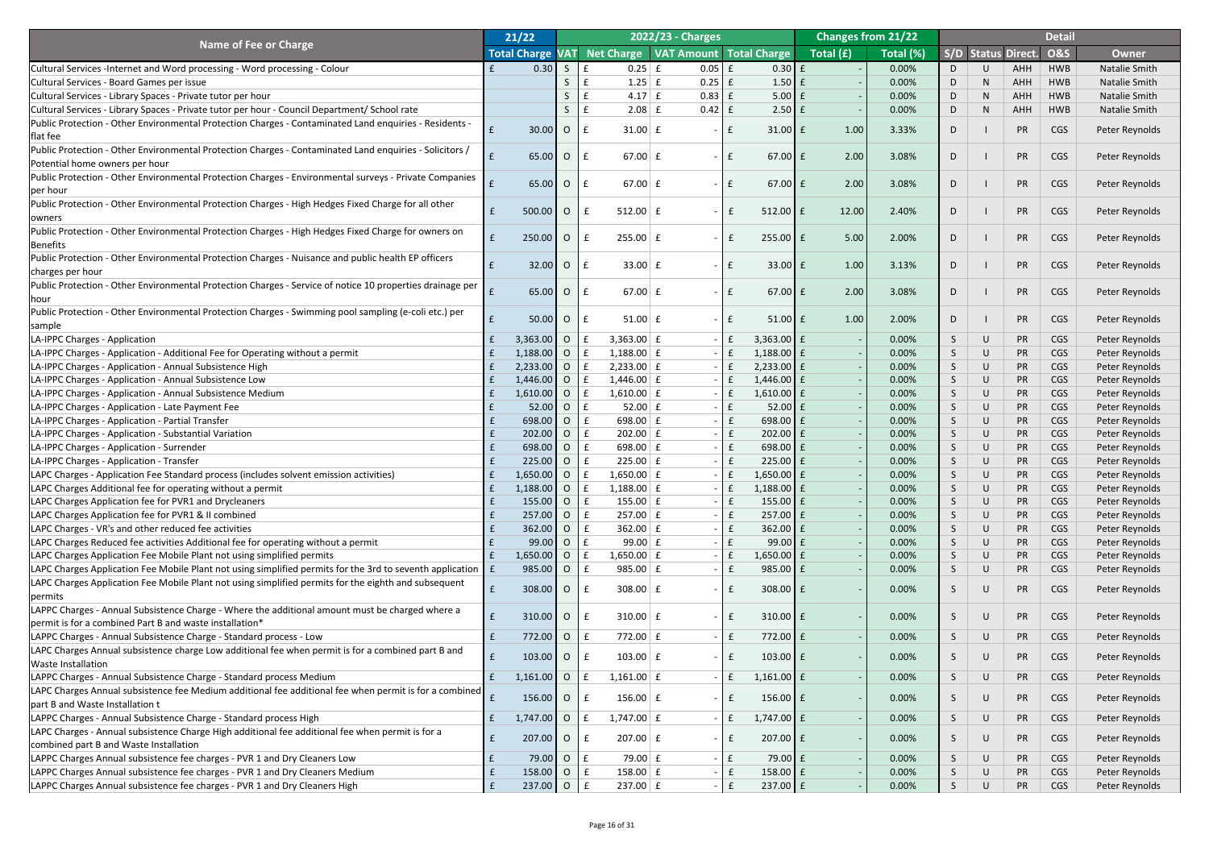| Name of Fee or Charge | 21/22 | 2022/23 - Charges | | | | Changes from 21/22 | | Detail | | | | |
|---|---|---|---|---|---|---|---|---|---|---|---|---|
| | Total Charge | VAT | Net Charge | VAT Amount | Total Charge | Total (£) | Total (%) | S/D | Status | Direct. | O&S | Owner |
| Cultural Services -Internet and Word processing - Word processing - Colour | £ 0.30 | S | £ 0.25 | £ 0.05 | £ 0.30 | £ - | 0.00% | D | U | AHH | HWB | Natalie Smith |
| Cultural Services - Board Games per issue | | S | £ 1.25 | £ 0.25 | £ 1.50 | £ - | 0.00% | D | N | AHH | HWB | Natalie Smith |
| Cultural Services - Library Spaces - Private tutor per hour | | S | £ 4.17 | £ 0.83 | £ 5.00 | £ - | 0.00% | D | N | AHH | HWB | Natalie Smith |
| Cultural Services - Library Spaces - Private tutor per hour - Council Department/ School rate | | S | £ 2.08 | £ 0.42 | £ 2.50 | £ - | 0.00% | D | N | AHH | HWB | Natalie Smith |
| Public Protection - Other Environmental Protection Charges - Contaminated Land enquiries - Residents - flat fee | £ 30.00 | O | £ 31.00 | £ - | £ 31.00 | £ 1.00 | 3.33% | D | I | PR | CGS | Peter Reynolds |
| Public Protection - Other Environmental Protection Charges - Contaminated Land enquiries - Solicitors / Potential home owners per hour | £ 65.00 | O | £ 67.00 | £ - | £ 67.00 | £ 2.00 | 3.08% | D | I | PR | CGS | Peter Reynolds |
| Public Protection - Other Environmental Protection Charges - Environmental surveys - Private Companies per hour | £ 65.00 | O | £ 67.00 | £ - | £ 67.00 | £ 2.00 | 3.08% | D | I | PR | CGS | Peter Reynolds |
| Public Protection - Other Environmental Protection Charges - High Hedges Fixed Charge for all other owners | £ 500.00 | O | £ 512.00 | £ - | £ 512.00 | £ 12.00 | 2.40% | D | I | PR | CGS | Peter Reynolds |
| Public Protection - Other Environmental Protection Charges - High Hedges Fixed Charge for owners on Benefits | £ 250.00 | O | £ 255.00 | £ - | £ 255.00 | £ 5.00 | 2.00% | D | I | PR | CGS | Peter Reynolds |
| Public Protection - Other Environmental Protection Charges - Nuisance and public health EP officers charges per hour | £ 32.00 | O | £ 33.00 | £ - | £ 33.00 | £ 1.00 | 3.13% | D | I | PR | CGS | Peter Reynolds |
| Public Protection - Other Environmental Protection Charges - Service of notice 10 properties drainage per hour | £ 65.00 | O | £ 67.00 | £ - | £ 67.00 | £ 2.00 | 3.08% | D | I | PR | CGS | Peter Reynolds |
| Public Protection - Other Environmental Protection Charges - Swimming pool sampling (e-coli etc.) per sample | £ 50.00 | O | £ 51.00 | £ - | £ 51.00 | £ 1.00 | 2.00% | D | I | PR | CGS | Peter Reynolds |
| LA-IPPC Charges - Application | £ 3,363.00 | O | £ 3,363.00 | £ - | £ 3,363.00 | £ - | 0.00% | S | U | PR | CGS | Peter Reynolds |
| LA-IPPC Charges - Application - Additional Fee for Operating without a permit | £ 1,188.00 | O | £ 1,188.00 | £ - | £ 1,188.00 | £ - | 0.00% | S | U | PR | CGS | Peter Reynolds |
| LA-IPPC Charges - Application - Annual Subsistence High | £ 2,233.00 | O | £ 2,233.00 | £ - | £ 2,233.00 | £ - | 0.00% | S | U | PR | CGS | Peter Reynolds |
| LA-IPPC Charges - Application - Annual Subsistence Low | £ 1,446.00 | O | £ 1,446.00 | £ - | £ 1,446.00 | £ - | 0.00% | S | U | PR | CGS | Peter Reynolds |
| LA-IPPC Charges - Application - Annual Subsistence Medium | £ 1,610.00 | O | £ 1,610.00 | £ - | £ 1,610.00 | £ - | 0.00% | S | U | PR | CGS | Peter Reynolds |
| LA-IPPC Charges - Application - Late Payment Fee | £ 52.00 | O | £ 52.00 | £ - | £ 52.00 | £ - | 0.00% | S | U | PR | CGS | Peter Reynolds |
| LA-IPPC Charges - Application - Partial Transfer | £ 698.00 | O | £ 698.00 | £ - | £ 698.00 | £ - | 0.00% | S | U | PR | CGS | Peter Reynolds |
| LA-IPPC Charges - Application - Substantial Variation | £ 202.00 | O | £ 202.00 | £ - | £ 202.00 | £ - | 0.00% | S | U | PR | CGS | Peter Reynolds |
| LA-IPPC Charges - Application - Surrender | £ 698.00 | O | £ 698.00 | £ - | £ 698.00 | £ - | 0.00% | S | U | PR | CGS | Peter Reynolds |
| LA-IPPC Charges - Application - Transfer | £ 225.00 | O | £ 225.00 | £ - | £ 225.00 | £ - | 0.00% | S | U | PR | CGS | Peter Reynolds |
| LAPC Charges - Application Fee Standard process (includes solvent emission activities) | £ 1,650.00 | O | £ 1,650.00 | £ - | £ 1,650.00 | £ - | 0.00% | S | U | PR | CGS | Peter Reynolds |
| LAPC Charges Additional fee for operating without a permit | £ 1,188.00 | O | £ 1,188.00 | £ - | £ 1,188.00 | £ - | 0.00% | S | U | PR | CGS | Peter Reynolds |
| LAPC Charges Application fee for PVR1 and Drycleaners | £ 155.00 | O | £ 155.00 | £ - | £ 155.00 | £ - | 0.00% | S | U | PR | CGS | Peter Reynolds |
| LAPC Charges Application fee for PVR1 & II combined | £ 257.00 | O | £ 257.00 | £ - | £ 257.00 | £ - | 0.00% | S | U | PR | CGS | Peter Reynolds |
| LAPC Charges - VR's and other reduced fee activities | £ 362.00 | O | £ 362.00 | £ - | £ 362.00 | £ - | 0.00% | S | U | PR | CGS | Peter Reynolds |
| LAPC Charges Reduced fee activities Additional fee for operating without a permit | £ 99.00 | O | £ 99.00 | £ - | £ 99.00 | £ - | 0.00% | S | U | PR | CGS | Peter Reynolds |
| LAPC Charges Application Fee Mobile Plant not using simplified permits | £ 1,650.00 | O | £ 1,650.00 | £ - | £ 1,650.00 | £ - | 0.00% | S | U | PR | CGS | Peter Reynolds |
| LAPC Charges Application Fee Mobile Plant not using simplified permits for the 3rd to seventh application | £ 985.00 | O | £ 985.00 | £ - | £ 985.00 | £ - | 0.00% | S | U | PR | CGS | Peter Reynolds |
| LAPC Charges Application Fee Mobile Plant not using simplified permits for the eighth and subsequent permits | £ 308.00 | O | £ 308.00 | £ - | £ 308.00 | £ - | 0.00% | S | U | PR | CGS | Peter Reynolds |
| LAPPC Charges - Annual Subsistence Charge - Where the additional amount must be charged where a permit is for a combined Part B and waste installation* | £ 310.00 | O | £ 310.00 | £ - | £ 310.00 | £ - | 0.00% | S | U | PR | CGS | Peter Reynolds |
| LAPPC Charges - Annual Subsistence Charge - Standard process - Low | £ 772.00 | O | £ 772.00 | £ - | £ 772.00 | £ - | 0.00% | S | U | PR | CGS | Peter Reynolds |
| LAPC Charges Annual subsistence charge Low additional fee when permit is for a combined part B and Waste Installation | £ 103.00 | O | £ 103.00 | £ - | £ 103.00 | £ - | 0.00% | S | U | PR | CGS | Peter Reynolds |
| LAPPC Charges - Annual Subsistence Charge - Standard process Medium | £ 1,161.00 | O | £ 1,161.00 | £ - | £ 1,161.00 | £ - | 0.00% | S | U | PR | CGS | Peter Reynolds |
| LAPC Charges Annual subsistence fee Medium additional fee additional fee when permit is for a combined part B and Waste Installation t | £ 156.00 | O | £ 156.00 | £ - | £ 156.00 | £ - | 0.00% | S | U | PR | CGS | Peter Reynolds |
| LAPPC Charges - Annual Subsistence Charge - Standard process High | £ 1,747.00 | O | £ 1,747.00 | £ - | £ 1,747.00 | £ - | 0.00% | S | U | PR | CGS | Peter Reynolds |
| LAPC Charges - Annual subsistence Charge High additional fee additional fee when permit is for a combined part B and Waste Installation | £ 207.00 | O | £ 207.00 | £ - | £ 207.00 | £ - | 0.00% | S | U | PR | CGS | Peter Reynolds |
| LAPPC Charges Annual subsistence fee charges - PVR 1 and Dry Cleaners Low | £ 79.00 | O | £ 79.00 | £ - | £ 79.00 | £ - | 0.00% | S | U | PR | CGS | Peter Reynolds |
| LAPPC Charges Annual subsistence fee charges - PVR 1 and Dry Cleaners Medium | £ 158.00 | O | £ 158.00 | £ - | £ 158.00 | £ - | 0.00% | S | U | PR | CGS | Peter Reynolds |
| LAPPC Charges Annual subsistence fee charges - PVR 1 and Dry Cleaners High | £ 237.00 | O | £ 237.00 | £ - | £ 237.00 | £ - | 0.00% | S | U | PR | CGS | Peter Reynolds |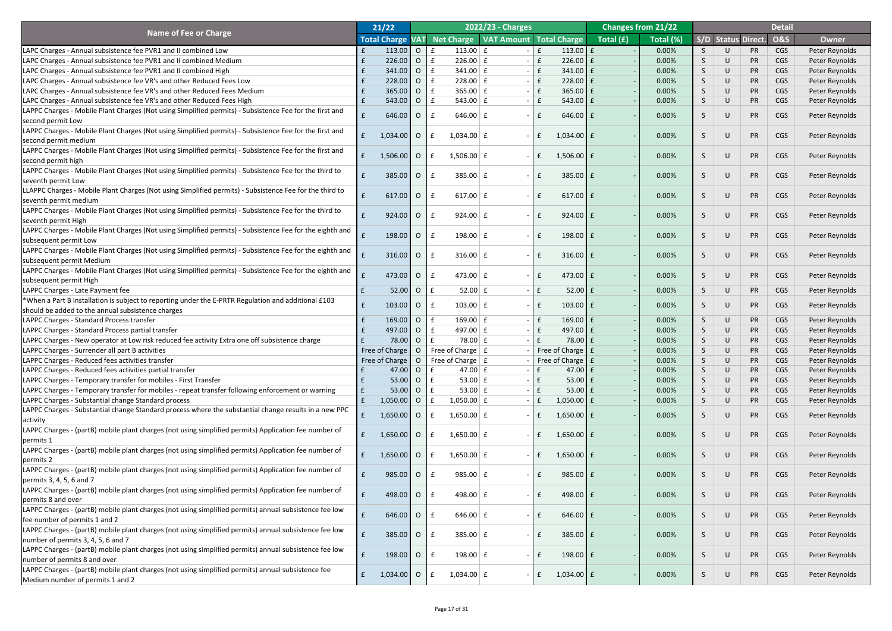| Name of Fee or Charge | 21/22 | 2022/23 - Charges | | | | Changes from 21/22 | | Detail | | | | |
|---|---|---|---|---|---|---|---|---|---|---|---|---|
| | Total Charge | VAT | Net Charge | VAT Amount | Total Charge | Total (£) | Total (%) | S/D | Status | Direct. | O&S | Owner |
| LAPC Charges - Annual subsistence fee PVR1 and II combined Low | £ 113.00 | O | £ 113.00 | £ - | £ 113.00 | £ - | 0.00% | S | U | PR | CGS | Peter Reynolds |
| LAPC Charges - Annual subsistence fee PVR1 and II combined Medium | £ 226.00 | O | £ 226.00 | £ - | £ 226.00 | £ - | 0.00% | S | U | PR | CGS | Peter Reynolds |
| LAPC Charges - Annual subsistence fee PVR1 and II combined High | £ 341.00 | O | £ 341.00 | £ - | £ 341.00 | £ - | 0.00% | S | U | PR | CGS | Peter Reynolds |
| LAPC Charges - Annual subsistence fee VR's and other Reduced Fees Low | £ 228.00 | O | £ 228.00 | £ - | £ 228.00 | £ - | 0.00% | S | U | PR | CGS | Peter Reynolds |
| LAPC Charges - Annual subsistence fee VR's and other Reduced Fees Medium | £ 365.00 | O | £ 365.00 | £ - | £ 365.00 | £ - | 0.00% | S | U | PR | CGS | Peter Reynolds |
| LAPC Charges - Annual subsistence fee VR's and other Reduced Fees High | £ 543.00 | O | £ 543.00 | £ - | £ 543.00 | £ - | 0.00% | S | U | PR | CGS | Peter Reynolds |
| LAPPC Charges - Mobile Plant Charges (Not using Simplified permits) - Subsistence Fee for the first and second permit Low | £ 646.00 | O | £ 646.00 | £ - | £ 646.00 | £ - | 0.00% | S | U | PR | CGS | Peter Reynolds |
| LAPPC Charges - Mobile Plant Charges (Not using Simplified permits) - Subsistence Fee for the first and second permit medium | £ 1,034.00 | O | £ 1,034.00 | £ - | £ 1,034.00 | £ - | 0.00% | S | U | PR | CGS | Peter Reynolds |
| LAPPC Charges - Mobile Plant Charges (Not using Simplified permits) - Subsistence Fee for the first and second permit high | £ 1,506.00 | O | £ 1,506.00 | £ - | £ 1,506.00 | £ - | 0.00% | S | U | PR | CGS | Peter Reynolds |
| LAPPC Charges - Mobile Plant Charges (Not using Simplified permits) - Subsistence Fee for the third to seventh permit Low | £ 385.00 | O | £ 385.00 | £ - | £ 385.00 | £ - | 0.00% | S | U | PR | CGS | Peter Reynolds |
| LLAPPC Charges - Mobile Plant Charges (Not using Simplified permits) - Subsistence Fee for the third to seventh permit medium | £ 617.00 | O | £ 617.00 | £ - | £ 617.00 | £ - | 0.00% | S | U | PR | CGS | Peter Reynolds |
| LAPPC Charges - Mobile Plant Charges (Not using Simplified permits) - Subsistence Fee for the third to seventh permit High | £ 924.00 | O | £ 924.00 | £ - | £ 924.00 | £ - | 0.00% | S | U | PR | CGS | Peter Reynolds |
| LAPPC Charges - Mobile Plant Charges (Not using Simplified permits) - Subsistence Fee for the eighth and subsequent permit Low | £ 198.00 | O | £ 198.00 | £ - | £ 198.00 | £ - | 0.00% | S | U | PR | CGS | Peter Reynolds |
| LAPPC Charges - Mobile Plant Charges (Not using Simplified permits) - Subsistence Fee for the eighth and subsequent permit Medium | £ 316.00 | O | £ 316.00 | £ - | £ 316.00 | £ - | 0.00% | S | U | PR | CGS | Peter Reynolds |
| LAPPC Charges - Mobile Plant Charges (Not using Simplified permits) - Subsistence Fee for the eighth and subsequent permit High | £ 473.00 | O | £ 473.00 | £ - | £ 473.00 | £ - | 0.00% | S | U | PR | CGS | Peter Reynolds |
| LAPPC Charges - Late Payment fee | £ 52.00 | O | £ 52.00 | £ - | £ 52.00 | £ - | 0.00% | S | U | PR | CGS | Peter Reynolds |
| *When a Part B installation is subject to reporting under the E-PRTR Regulation and additional £103 should be added to the annual subsistence charges | £ 103.00 | O | £ 103.00 | £ - | £ 103.00 | £ - | 0.00% | S | U | PR | CGS | Peter Reynolds |
| LAPPC Charges - Standard Process transfer | £ 169.00 | O | £ 169.00 | £ - | £ 169.00 | £ - | 0.00% | S | U | PR | CGS | Peter Reynolds |
| LAPPC Charges - Standard Process partial transfer | £ 497.00 | O | £ 497.00 | £ - | £ 497.00 | £ - | 0.00% | S | U | PR | CGS | Peter Reynolds |
| LAPPC Charges - New operator at Low risk reduced fee activity Extra one off subsistence charge | £ 78.00 | O | £ 78.00 | £ - | £ 78.00 | £ - | 0.00% | S | U | PR | CGS | Peter Reynolds |
| LAPPC Charges - Surrender all part B activities | Free of Charge | O | Free of Charge | £ - | Free of Charge | £ - | 0.00% | S | U | PR | CGS | Peter Reynolds |
| LAPPC Charges - Reduced fees activities transfer | Free of Charge | O | Free of Charge | £ - | Free of Charge | £ - | 0.00% | S | U | PR | CGS | Peter Reynolds |
| LAPPC Charges - Reduced fees activities partial transfer | £ 47.00 | O | £ 47.00 | £ - | £ 47.00 | £ - | 0.00% | S | U | PR | CGS | Peter Reynolds |
| LAPPC Charges - Temporary transfer for mobiles - First Transfer | £ 53.00 | O | £ 53.00 | £ - | £ 53.00 | £ - | 0.00% | S | U | PR | CGS | Peter Reynolds |
| LAPPC Charges - Temporary transfer for mobiles - repeat transfer following enforcement or warning | £ 53.00 | O | £ 53.00 | £ - | £ 53.00 | £ - | 0.00% | S | U | PR | CGS | Peter Reynolds |
| LAPPC Charges - Substantial change Standard process | £ 1,050.00 | O | £ 1,050.00 | £ - | £ 1,050.00 | £ - | 0.00% | S | U | PR | CGS | Peter Reynolds |
| LAPPC Charges - Substantial change Standard process where the substantial change results in a new PPC activity | £ 1,650.00 | O | £ 1,650.00 | £ - | £ 1,650.00 | £ - | 0.00% | S | U | PR | CGS | Peter Reynolds |
| LAPPC Charges - (partB) mobile plant charges (not using simplified permits) Application fee number of permits 1 | £ 1,650.00 | O | £ 1,650.00 | £ - | £ 1,650.00 | £ - | 0.00% | S | U | PR | CGS | Peter Reynolds |
| LAPPC Charges - (partB) mobile plant charges (not using simplified permits) Application fee number of permits 2 | £ 1,650.00 | O | £ 1,650.00 | £ - | £ 1,650.00 | £ - | 0.00% | S | U | PR | CGS | Peter Reynolds |
| LAPPC Charges - (partB) mobile plant charges (not using simplified permits) Application fee number of permits 3, 4, 5, 6 and 7 | £ 985.00 | O | £ 985.00 | £ - | £ 985.00 | £ - | 0.00% | S | U | PR | CGS | Peter Reynolds |
| LAPPC Charges - (partB) mobile plant charges (not using simplified permits) Application fee number of permits 8 and over | £ 498.00 | O | £ 498.00 | £ - | £ 498.00 | £ - | 0.00% | S | U | PR | CGS | Peter Reynolds |
| LAPPC Charges - (partB) mobile plant charges (not using simplified permits) annual subsistence fee low fee number of permits 1 and 2 | £ 646.00 | O | £ 646.00 | £ - | £ 646.00 | £ - | 0.00% | S | U | PR | CGS | Peter Reynolds |
| LAPPC Charges - (partB) mobile plant charges (not using simplified permits) annual subsistence fee low number of permits 3, 4, 5, 6 and 7 | £ 385.00 | O | £ 385.00 | £ - | £ 385.00 | £ - | 0.00% | S | U | PR | CGS | Peter Reynolds |
| LAPPC Charges - (partB) mobile plant charges (not using simplified permits) annual subsistence fee low number of permits 8 and over | £ 198.00 | O | £ 198.00 | £ - | £ 198.00 | £ - | 0.00% | S | U | PR | CGS | Peter Reynolds |
| LAPPC Charges - (partB) mobile plant charges (not using simplified permits) annual subsistence fee Medium number of permits 1 and 2 | £ 1,034.00 | O | £ 1,034.00 | £ - | £ 1,034.00 | £ - | 0.00% | S | U | PR | CGS | Peter Reynolds |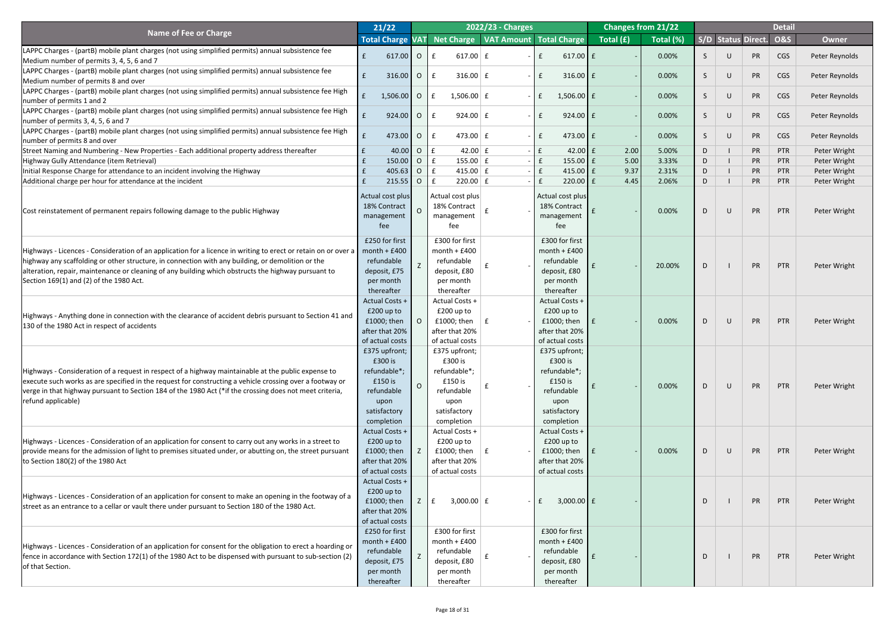| Name of Fee or Charge | 21/22 | 2022/23 - Charges | | | | Changes from 21/22 | | Detail | | | | |
|---|---|---|---|---|---|---|---|---|---|---|---|---|
| | Total Charge | VAT | Net Charge | VAT Amount | Total Charge | Total (£) | Total (%) | S/D | Status | Direct. | O&S | Owner |
| LAPPC Charges - (partB) mobile plant charges (not using simplified permits) annual subsistence fee Medium number of permits 3, 4, 5, 6 and 7 | £ 617.00 | O | £ 617.00 | £ - | £ 617.00 | £ - | 0.00% | S | U | PR | CGS | Peter Reynolds |
| LAPPC Charges - (partB) mobile plant charges (not using simplified permits) annual subsistence fee Medium number of permits 8 and over | £ 316.00 | O | £ 316.00 | £ - | £ 316.00 | £ - | 0.00% | S | U | PR | CGS | Peter Reynolds |
| LAPPC Charges - (partB) mobile plant charges (not using simplified permits) annual subsistence fee High number of permits 1 and 2 | £ 1,506.00 | O | £ 1,506.00 | £ - | £ 1,506.00 | £ - | 0.00% | S | U | PR | CGS | Peter Reynolds |
| LAPPC Charges - (partB) mobile plant charges (not using simplified permits) annual subsistence fee High number of permits 3, 4, 5, 6 and 7 | £ 924.00 | O | £ 924.00 | £ - | £ 924.00 | £ - | 0.00% | S | U | PR | CGS | Peter Reynolds |
| LAPPC Charges - (partB) mobile plant charges (not using simplified permits) annual subsistence fee High number of permits 8 and over | £ 473.00 | O | £ 473.00 | £ - | £ 473.00 | £ - | 0.00% | S | U | PR | CGS | Peter Reynolds |
| Street Naming and Numbering - New Properties - Each additional property address thereafter | £ 40.00 | O | £ 42.00 | £ - | £ 42.00 | £ 2.00 | 5.00% | D | I | PR | PTR | Peter Wright |
| Highway Gully Attendance (item Retrieval) | £ 150.00 | O | £ 155.00 | £ - | £ 155.00 | £ 5.00 | 3.33% | D | I | PR | PTR | Peter Wright |
| Initial Response Charge for attendance to an incident involving the Highway | £ 405.63 | O | £ 415.00 | £ - | £ 415.00 | £ 9.37 | 2.31% | D | I | PR | PTR | Peter Wright |
| Additional charge per hour for attendance at the incident | £ 215.55 | O | £ 220.00 | £ - | £ 220.00 | £ 4.45 | 2.06% | D | I | PR | PTR | Peter Wright |
| Cost reinstatement of permanent repairs following damage to the public Highway | Actual cost plus 18% Contract management fee | O | Actual cost plus 18% Contract management fee | £ - | Actual cost plus 18% Contract management fee | £ - | 0.00% | D | U | PR | PTR | Peter Wright |
| Highways - Licences - Consideration of an application for a licence in writing to erect or retain on or over a highway any scaffolding or other structure, in connection with any building, or demolition or the alteration, repair, maintenance or cleaning of any building which obstructs the highway pursuant to Section 169(1) and (2) of the 1980 Act. | £250 for first month + £400 refundable deposit, £75 per month thereafter | Z | £300 for first month + £400 refundable deposit, £80 per month thereafter | £ - | £300 for first month + £400 refundable deposit, £80 per month thereafter | £ - | 20.00% | D | I | PR | PTR | Peter Wright |
| Highways - Anything done in connection with the clearance of accident debris pursuant to Section 41 and 130 of the 1980 Act in respect of accidents | Actual Costs + £200 up to £1000; then after that 20% of actual costs | O | Actual Costs + £200 up to £1000; then after that 20% of actual costs | £ - | Actual Costs + £200 up to £1000; then after that 20% of actual costs | £ - | 0.00% | D | U | PR | PTR | Peter Wright |
| Highways - Consideration of a request in respect of a highway maintainable at the public expense to execute such works as are specified in the request for constructing a vehicle crossing over a footway or verge in that highway pursuant to Section 184 of the 1980 Act (*if the crossing does not meet criteria, refund applicable) | £375 upfront; £300 is refundable*; £150 is refundable upon satisfactory completion | O | £375 upfront; £300 is refundable*; £150 is refundable upon satisfactory completion | £ - | £375 upfront; £300 is refundable*; £150 is refundable upon satisfactory completion | £ - | 0.00% | D | U | PR | PTR | Peter Wright |
| Highways - Licences - Consideration of an application for consent to carry out any works in a street to provide means for the admission of light to premises situated under, or abutting on, the street pursuant to Section 180(2) of the 1980 Act | Actual Costs + £200 up to £1000; then after that 20% of actual costs | Z | Actual Costs + £200 up to £1000; then after that 20% of actual costs | £ - | Actual Costs + £200 up to £1000; then after that 20% of actual costs | £ - | 0.00% | D | U | PR | PTR | Peter Wright |
| Highways - Licences - Consideration of an application for consent to make an opening in the footway of a street as an entrance to a cellar or vault there under pursuant to Section 180 of the 1980 Act. | Actual Costs + £200 up to £1000; then after that 20% of actual costs | Z | £ 3,000.00 | £ - | £ 3,000.00 | £ - | | D | I | PR | PTR | Peter Wright |
| Highways - Licences - Consideration of an application for consent for the obligation to erect a hoarding or fence in accordance with Section 172(1) of the 1980 Act to be dispensed with pursuant to sub-section (2) of that Section. | £250 for first month + £400 refundable deposit, £75 per month thereafter | Z | £300 for first month + £400 refundable deposit, £80 per month thereafter | £ - | £300 for first month + £400 refundable deposit, £80 per month thereafter | £ - | | D | I | PR | PTR | Peter Wright |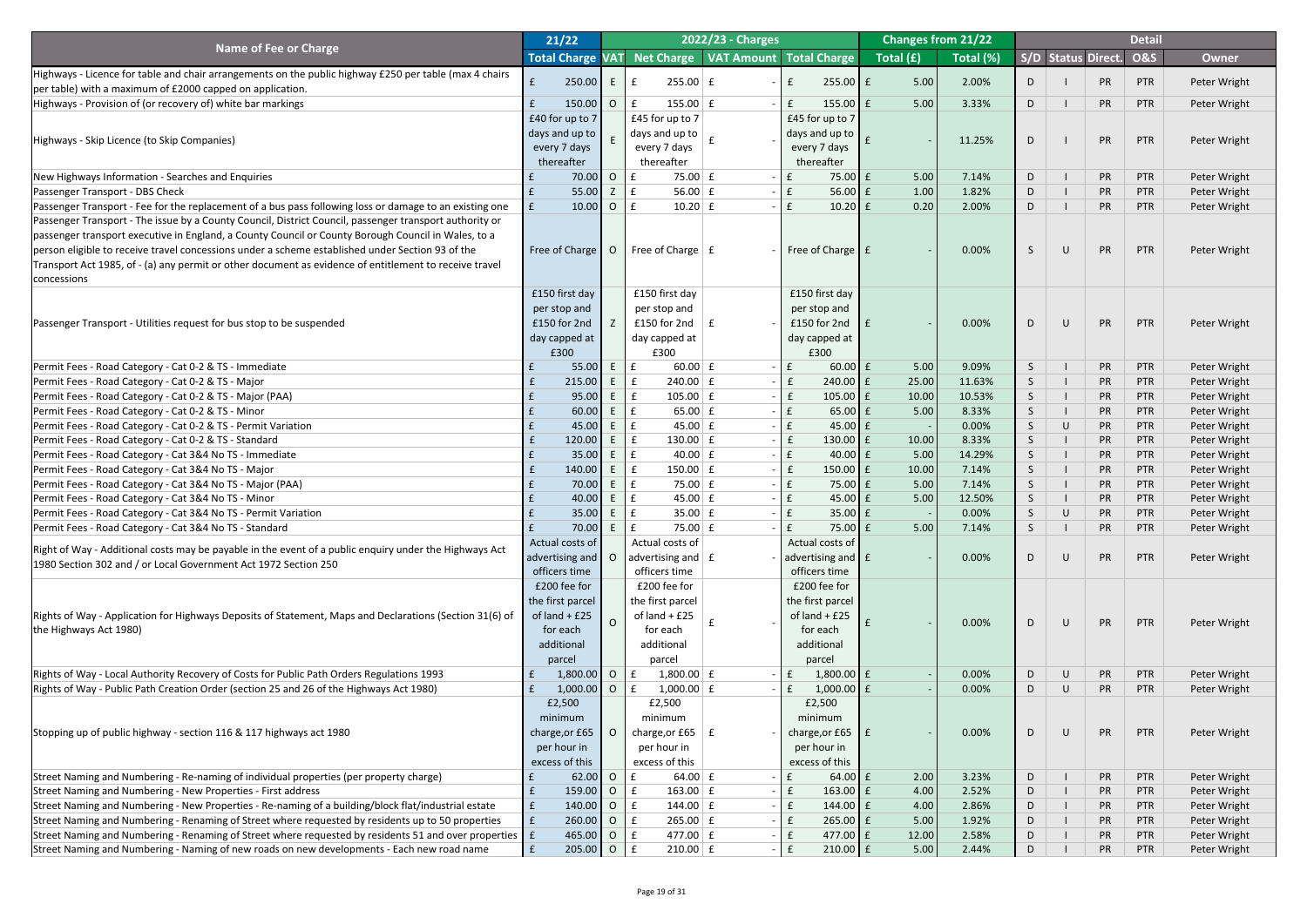| Name of Fee or Charge | 21/22 | 2022/23 - Charges | | | | Changes from 21/22 | | Detail | | | | |
|---|---|---|---|---|---|---|---|---|---|---|---|---|
| | Total Charge | VAT | Net Charge | VAT Amount | Total Charge | Total (£) | Total (%) | S/D | Status | Direct. | O&S | Owner |
| Highways - Licence for table and chair arrangements on the public highway £250 per table (max 4 chairs per table) with a maximum of £2000 capped on application. | £ 250.00 | E | £ 255.00 | £ - | £ 255.00 | £ 5.00 | 2.00% | D | I | PR | PTR | Peter Wright |
| Highways - Provision of (or recovery of) white bar markings | £ 150.00 | O | £ 155.00 | £ - | £ 155.00 | £ 5.00 | 3.33% | D | I | PR | PTR | Peter Wright |
| Highways - Skip Licence (to Skip Companies) | £40 for up to 7 days and up to every 7 days thereafter | E | £45 for up to 7 days and up to every 7 days thereafter | £ - | £45 for up to 7 days and up to every 7 days thereafter | £ - | 11.25% | D | I | PR | PTR | Peter Wright |
| New Highways Information - Searches and Enquiries | £ 70.00 | O | £ 75.00 | £ - | £ 75.00 | £ 5.00 | 7.14% | D | I | PR | PTR | Peter Wright |
| Passenger Transport - DBS Check | £ 55.00 | Z | £ 56.00 | £ - | £ 56.00 | £ 1.00 | 1.82% | D | I | PR | PTR | Peter Wright |
| Passenger Transport - Fee for the replacement of a bus pass following loss or damage to an existing one | £ 10.00 | O | £ 10.20 | £ - | £ 10.20 | £ 0.20 | 2.00% | D | I | PR | PTR | Peter Wright |
| Passenger Transport - The issue by a County Council, District Council, passenger transport authority or passenger transport executive in England, a County Council or County Borough Council in Wales, to a person eligible to receive travel concessions under a scheme established under Section 93 of the Transport Act 1985, of - (a) any permit or other document as evidence of entitlement to receive travel concessions | Free of Charge | O | Free of Charge | £ - | Free of Charge | £ - | 0.00% | S | U | PR | PTR | Peter Wright |
| Passenger Transport - Utilities request for bus stop to be suspended | £150 first day per stop and £150 for 2nd day capped at £300 | Z | £150 first day per stop and £150 for 2nd day capped at £300 | £ - | £150 first day per stop and £150 for 2nd day capped at £300 | £ - | 0.00% | D | U | PR | PTR | Peter Wright |
| Permit Fees - Road Category - Cat 0-2 & TS - Immediate | £ 55.00 | E | £ 60.00 | £ - | £ 60.00 | £ 5.00 | 9.09% | S | I | PR | PTR | Peter Wright |
| Permit Fees - Road Category - Cat 0-2 & TS - Major | £ 215.00 | E | £ 240.00 | £ - | £ 240.00 | £ 25.00 | 11.63% | S | I | PR | PTR | Peter Wright |
| Permit Fees - Road Category - Cat 0-2 & TS - Major (PAA) | £ 95.00 | E | £ 105.00 | £ - | £ 105.00 | £ 10.00 | 10.53% | S | I | PR | PTR | Peter Wright |
| Permit Fees - Road Category - Cat 0-2 & TS - Minor | £ 60.00 | E | £ 65.00 | £ - | £ 65.00 | £ 5.00 | 8.33% | S | I | PR | PTR | Peter Wright |
| Permit Fees - Road Category - Cat 0-2 & TS - Permit Variation | £ 45.00 | E | £ 45.00 | £ - | £ 45.00 | £ - | 0.00% | S | U | PR | PTR | Peter Wright |
| Permit Fees - Road Category - Cat 0-2 & TS - Standard | £ 120.00 | E | £ 130.00 | £ - | £ 130.00 | £ 10.00 | 8.33% | S | I | PR | PTR | Peter Wright |
| Permit Fees - Road Category - Cat 3&4 No TS - Immediate | £ 35.00 | E | £ 40.00 | £ - | £ 40.00 | £ 5.00 | 14.29% | S | I | PR | PTR | Peter Wright |
| Permit Fees - Road Category - Cat 3&4 No TS - Major | £ 140.00 | E | £ 150.00 | £ - | £ 150.00 | £ 10.00 | 7.14% | S | I | PR | PTR | Peter Wright |
| Permit Fees - Road Category - Cat 3&4 No TS - Major (PAA) | £ 70.00 | E | £ 75.00 | £ - | £ 75.00 | £ 5.00 | 7.14% | S | I | PR | PTR | Peter Wright |
| Permit Fees - Road Category - Cat 3&4 No TS - Minor | £ 40.00 | E | £ 45.00 | £ - | £ 45.00 | £ 5.00 | 12.50% | S | I | PR | PTR | Peter Wright |
| Permit Fees - Road Category - Cat 3&4 No TS - Permit Variation | £ 35.00 | E | £ 35.00 | £ - | £ 35.00 | £ - | 0.00% | S | U | PR | PTR | Peter Wright |
| Permit Fees - Road Category - Cat 3&4 No TS - Standard | £ 70.00 | E | £ 75.00 | £ - | £ 75.00 | £ 5.00 | 7.14% | S | I | PR | PTR | Peter Wright |
| Right of Way - Additional costs may be payable in the event of a public enquiry under the Highways Act 1980 Section 302 and / or Local Government Act 1972 Section 250 | Actual costs of advertising and officers time | O | Actual costs of advertising and officers time | £ - | Actual costs of advertising and officers time | £ - | 0.00% | D | U | PR | PTR | Peter Wright |
| Rights of Way - Application for Highways Deposits of Statement, Maps and Declarations (Section 31(6) of the Highways Act 1980) | £200 fee for the first parcel of land + £25 for each additional parcel | O | £200 fee for the first parcel of land + £25 for each additional parcel | £ - | £200 fee for the first parcel of land + £25 for each additional parcel | £ - | 0.00% | D | U | PR | PTR | Peter Wright |
| Rights of Way - Local Authority Recovery of Costs for Public Path Orders Regulations 1993 | £ 1,800.00 | O | £ 1,800.00 | £ - | £ 1,800.00 | £ - | 0.00% | D | U | PR | PTR | Peter Wright |
| Rights of Way - Public Path Creation Order (section 25 and 26 of the Highways Act 1980) | £ 1,000.00 | O | £ 1,000.00 | £ - | £ 1,000.00 | £ - | 0.00% | D | U | PR | PTR | Peter Wright |
| Stopping up of public highway - section 116 & 117 highways act 1980 | £2,500 minimum charge,or £65 per hour in excess of this | O | £2,500 minimum charge,or £65 per hour in excess of this | £ - | £2,500 minimum charge,or £65 per hour in excess of this | £ - | 0.00% | D | U | PR | PTR | Peter Wright |
| Street Naming and Numbering - Re-naming of individual properties (per property charge) | £ 62.00 | O | £ 64.00 | £ - | £ 64.00 | £ 2.00 | 3.23% | D | I | PR | PTR | Peter Wright |
| Street Naming and Numbering - New Properties - First address | £ 159.00 | O | £ 163.00 | £ - | £ 163.00 | £ 4.00 | 2.52% | D | I | PR | PTR | Peter Wright |
| Street Naming and Numbering - New Properties - Re-naming of a building/block flat/industrial estate | £ 140.00 | O | £ 144.00 | £ - | £ 144.00 | £ 4.00 | 2.86% | D | I | PR | PTR | Peter Wright |
| Street Naming and Numbering - Renaming of Street where requested by residents up to 50 properties | £ 260.00 | O | £ 265.00 | £ - | £ 265.00 | £ 5.00 | 1.92% | D | I | PR | PTR | Peter Wright |
| Street Naming and Numbering - Renaming of Street where requested by residents 51 and over properties | £ 465.00 | O | £ 477.00 | £ - | £ 477.00 | £ 12.00 | 2.58% | D | I | PR | PTR | Peter Wright |
| Street Naming and Numbering - Naming of new roads on new developments - Each new road name | £ 205.00 | O | £ 210.00 | £ - | £ 210.00 | £ 5.00 | 2.44% | D | I | PR | PTR | Peter Wright |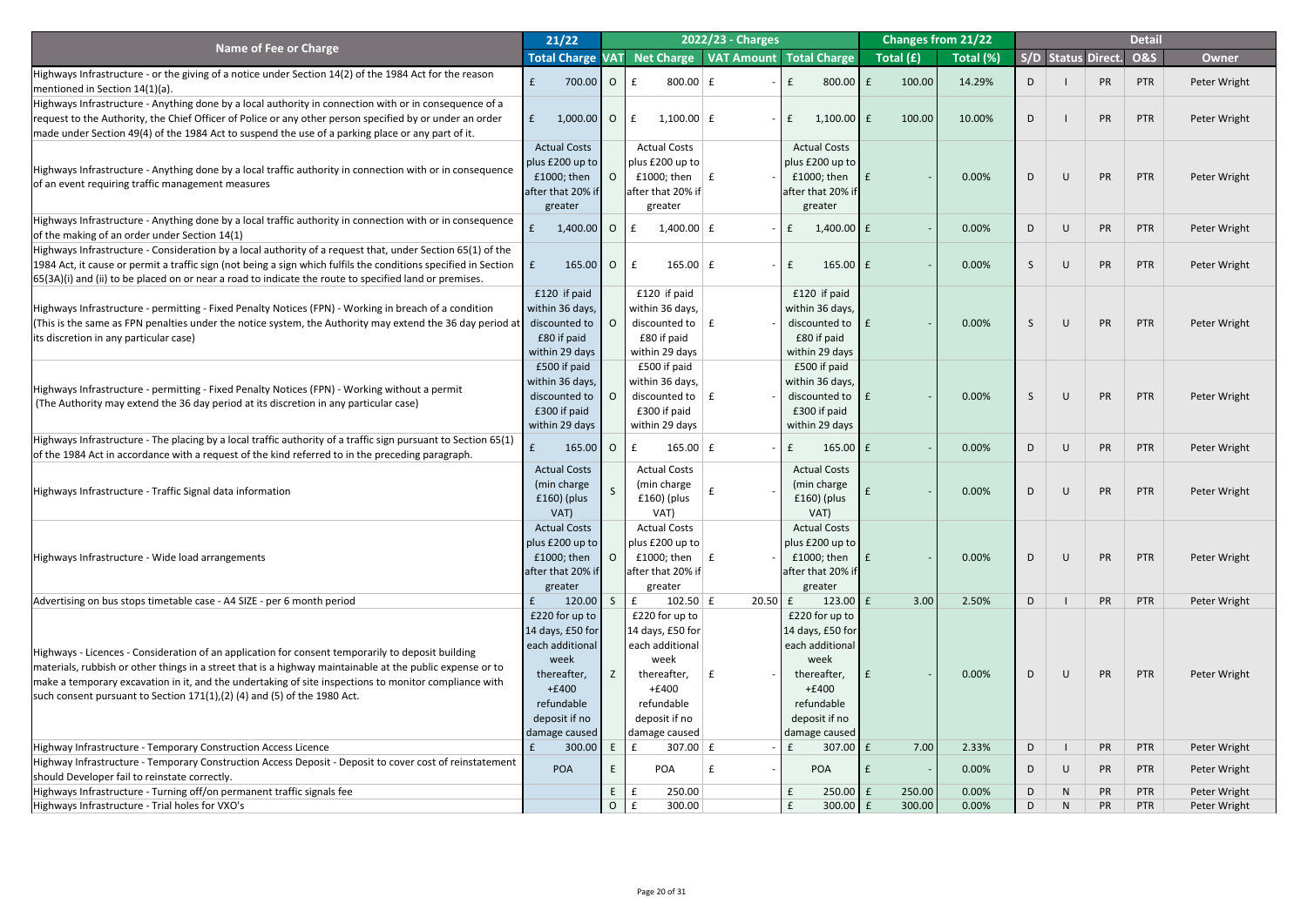| Name of Fee or Charge | 21/22 | 2022/23 - Charges | | | | Changes from 21/22 | | Detail | | | | |
|---|---|---|---|---|---|---|---|---|---|---|---|---|
| | Total Charge | VAT | Net Charge | VAT Amount | Total Charge | Total (£) | Total (%) | S/D | Status | Direct. | O&S | Owner |
| Highways Infrastructure - or the giving of a notice under Section 14(2) of the 1984 Act for the reason mentioned in Section 14(1)(a). | £ 700.00 | O | £ 800.00 | £ - | £ 800.00 | £ 100.00 | 14.29% | D | I | PR | PTR | Peter Wright |
| Highways Infrastructure - Anything done by a local authority in connection with or in consequence of a request to the Authority, the Chief Officer of Police or any other person specified by or under an order made under Section 49(4) of the 1984 Act to suspend the use of a parking place or any part of it. | £ 1,000.00 | O | £ 1,100.00 | £ - | £ 1,100.00 | £ 100.00 | 10.00% | D | I | PR | PTR | Peter Wright |
| Highways Infrastructure - Anything done by a local traffic authority in connection with or in consequence of an event requiring traffic management measures | Actual Costs plus £200 up to £1000; then after that 20% if greater | O | Actual Costs plus £200 up to £1000; then after that 20% if greater | £ - | Actual Costs plus £200 up to £1000; then after that 20% if greater | £ - | 0.00% | D | U | PR | PTR | Peter Wright |
| Highways Infrastructure - Anything done by a local traffic authority in connection with or in consequence of the making of an order under Section 14(1) | £ 1,400.00 | O | £ 1,400.00 | £ - | £ 1,400.00 | £ - | 0.00% | D | U | PR | PTR | Peter Wright |
| Highways Infrastructure - Consideration by a local authority of a request that, under Section 65(1) of the 1984 Act, it cause or permit a traffic sign (not being a sign which fulfils the conditions specified in Section 65(3A)(i) and (ii) to be placed on or near a road to indicate the route to specified land or premises. | £ 165.00 | O | £ 165.00 | £ - | £ 165.00 | £ - | 0.00% | S | U | PR | PTR | Peter Wright |
| Highways Infrastructure - permitting - Fixed Penalty Notices (FPN) - Working in breach of a condition (This is the same as FPN penalties under the notice system, the Authority may extend the 36 day period at its discretion in any particular case) | £120 if paid within 36 days, discounted to £80 if paid within 29 days | O | £120 if paid within 36 days, discounted to £80 if paid within 29 days | £ - | £120 if paid within 36 days, discounted to £80 if paid within 29 days | £ - | 0.00% | S | U | PR | PTR | Peter Wright |
| Highways Infrastructure - permitting - Fixed Penalty Notices (FPN) - Working without a permit (The Authority may extend the 36 day period at its discretion in any particular case) | £500 if paid within 36 days, discounted to £300 if paid within 29 days | O | £500 if paid within 36 days, discounted to £300 if paid within 29 days | £ - | £500 if paid within 36 days, discounted to £300 if paid within 29 days | £ - | 0.00% | S | U | PR | PTR | Peter Wright |
| Highways Infrastructure - The placing by a local traffic authority of a traffic sign pursuant to Section 65(1) of the 1984 Act in accordance with a request of the kind referred to in the preceding paragraph. | £ 165.00 | O | £ 165.00 | £ - | £ 165.00 | £ - | 0.00% | D | U | PR | PTR | Peter Wright |
| Highways Infrastructure - Traffic Signal data information | Actual Costs (min charge £160) (plus VAT) | S | Actual Costs (min charge £160) (plus VAT) | £ - | Actual Costs (min charge £160) (plus VAT) | £ - | 0.00% | D | U | PR | PTR | Peter Wright |
| Highways Infrastructure - Wide load arrangements | Actual Costs plus £200 up to £1000; then after that 20% if greater | O | Actual Costs plus £200 up to £1000; then after that 20% if greater | £ - | Actual Costs plus £200 up to £1000; then after that 20% if greater | £ - | 0.00% | D | U | PR | PTR | Peter Wright |
| Advertising on bus stops timetable case - A4 SIZE - per 6 month period | £ 120.00 | S | £ 102.50 | £ 20.50 | £ 123.00 | £ 3.00 | 2.50% | D | I | PR | PTR | Peter Wright |
| Highways - Licences - Consideration of an application for consent temporarily to deposit building materials, rubbish or other things in a street that is a highway maintainable at the public expense or to make a temporary excavation in it, and the undertaking of site inspections to monitor compliance with such consent pursuant to Section 171(1),(2) (4) and (5) of the 1980 Act. | £220 for up to 14 days, £50 for each additional week thereafter, +£400 refundable deposit if no damage caused | Z | £220 for up to 14 days, £50 for each additional week thereafter, +£400 refundable deposit if no damage caused | £ - | £220 for up to 14 days, £50 for each additional week thereafter, +£400 refundable deposit if no damage caused | £ - | 0.00% | D | U | PR | PTR | Peter Wright |
| Highway Infrastructure - Temporary Construction Access Licence | £ 300.00 | E | £ 307.00 | £ - | £ 307.00 | £ 7.00 | 2.33% | D | I | PR | PTR | Peter Wright |
| Highway Infrastructure - Temporary Construction Access Deposit - Deposit to cover cost of reinstatement should Developer fail to reinstate correctly. | POA | E | POA | £ - | POA | £ - | 0.00% | D | U | PR | PTR | Peter Wright |
| Highways Infrastructure - Turning off/on permanent traffic signals fee | | E | £ 250.00 | | £ 250.00 | £ 250.00 | 0.00% | D | N | PR | PTR | Peter Wright |
| Highways Infrastructure - Trial holes for VXO's | | O | £ 300.00 | | £ 300.00 | £ 300.00 | 0.00% | D | N | PR | PTR | Peter Wright |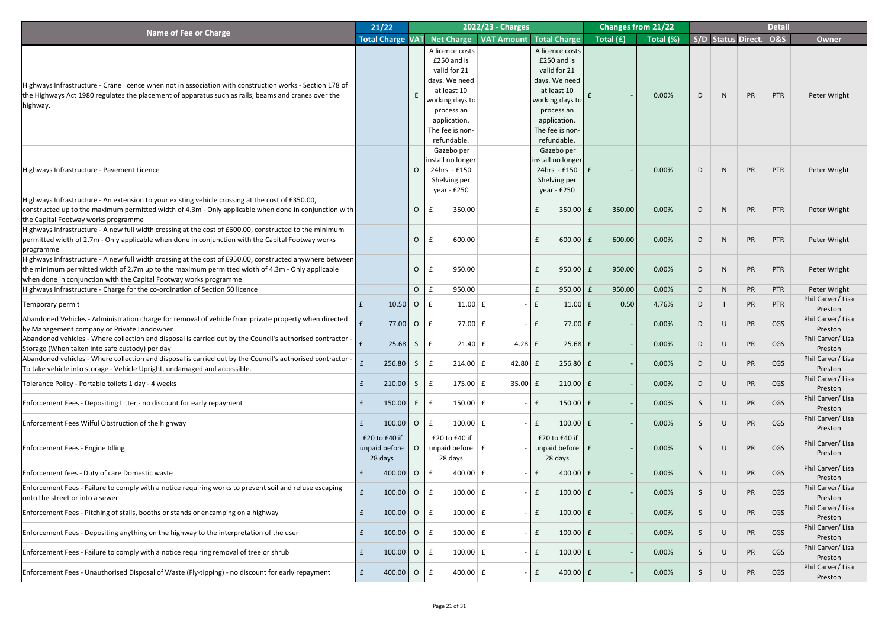| Name of Fee or Charge | 21/22 | 2022/23 - Charges | | | | Changes from 21/22 | | Detail | | | | |
|---|---|---|---|---|---|---|---|---|---|---|---|---|
| | Total Charge | VAT | Net Charge | VAT Amount | Total Charge | Total (£) | Total (%) | S/D | Status | Direct. | O&S | Owner |
| Highways Infrastructure - Crane licence when not in association with construction works - Section 178 of the Highways Act 1980 regulates the placement of apparatus such as rails, beams and cranes over the highway. | | E | A licence costs £250 and is valid for 21 days. We need at least 10 working days to process an application. The fee is non-refundable. | | A licence costs £250 and is valid for 21 days. We need at least 10 working days to process an application. The fee is non-refundable. | £ - | 0.00% | D | N | PR | PTR | Peter Wright |
| Highways Infrastructure - Pavement Licence | | O | Gazebo per install no longer 24hrs - £150 Shelving per year - £250 | | Gazebo per install no longer 24hrs - £150 Shelving per year - £250 | £ - | 0.00% | D | N | PR | PTR | Peter Wright |
| Highways Infrastructure - An extension to your existing vehicle crossing at the cost of £350.00, constructed up to the maximum permitted width of 4.3m - Only applicable when done in conjunction with the Capital Footway works programme | | O | £ 350.00 | | £ 350.00 | £ 350.00 | 0.00% | D | N | PR | PTR | Peter Wright |
| Highways Infrastructure - A new full width crossing at the cost of £600.00, constructed to the minimum permitted width of 2.7m - Only applicable when done in conjunction with the Capital Footway works programme | | O | £ 600.00 | | £ 600.00 | £ 600.00 | 0.00% | D | N | PR | PTR | Peter Wright |
| Highways Infrastructure - A new full width crossing at the cost of £950.00, constructed anywhere between the minimum permitted width of 2.7m up to the maximum permitted width of 4.3m - Only applicable when done in conjunction with the Capital Footway works programme | | O | £ 950.00 | | £ 950.00 | £ 950.00 | 0.00% | D | N | PR | PTR | Peter Wright |
| Highways Infrastructure - Charge for the co-ordination of Section 50 licence | | O | £ 950.00 | | £ 950.00 | £ 950.00 | 0.00% | D | N | PR | PTR | Peter Wright |
| Temporary permit | £ 10.50 | O | £ 11.00 | £ - | £ 11.00 | £ 0.50 | 4.76% | D | I | PR | PTR | Phil Carver/ Lisa Preston |
| Abandoned Vehicles - Administration charge for removal of vehicle from private property when directed by Management company or Private Landowner | £ 77.00 | O | £ 77.00 | £ - | £ 77.00 | £ - | 0.00% | D | U | PR | CGS | Phil Carver/ Lisa Preston |
| Abandoned vehicles - Where collection and disposal is carried out by the Council's authorised contractor - Storage (When taken into safe custody) per day | £ 25.68 | S | £ 21.40 | £ 4.28 | £ 25.68 | £ - | 0.00% | D | U | PR | CGS | Phil Carver/ Lisa Preston |
| Abandoned vehicles - Where collection and disposal is carried out by the Council's authorised contractor - To take vehicle into storage - Vehicle Upright, undamaged and accessible. | £ 256.80 | S | £ 214.00 | £ 42.80 | £ 256.80 | £ - | 0.00% | D | U | PR | CGS | Phil Carver/ Lisa Preston |
| Tolerance Policy - Portable toilets 1 day - 4 weeks | £ 210.00 | S | £ 175.00 | £ 35.00 | £ 210.00 | £ - | 0.00% | D | U | PR | CGS | Phil Carver/ Lisa Preston |
| Enforcement Fees - Depositing Litter - no discount for early repayment | £ 150.00 | E | £ 150.00 | £ - | £ 150.00 | £ - | 0.00% | S | U | PR | CGS | Phil Carver/ Lisa Preston |
| Enforcement Fees Wilful Obstruction of the highway | £ 100.00 | O | £ 100.00 | £ - | £ 100.00 | £ - | 0.00% | S | U | PR | CGS | Phil Carver/ Lisa Preston |
| Enforcement Fees - Engine Idling | £20 to £40 if unpaid before 28 days | O | £20 to £40 if unpaid before 28 days | £ - | £20 to £40 if unpaid before 28 days | £ - | 0.00% | S | U | PR | CGS | Phil Carver/ Lisa Preston |
| Enforcement fees - Duty of care Domestic waste | £ 400.00 | O | £ 400.00 | £ - | £ 400.00 | £ - | 0.00% | S | U | PR | CGS | Phil Carver/ Lisa Preston |
| Enforcement Fees - Failure to comply with a notice requiring works to prevent soil and refuse escaping onto the street or into a sewer | £ 100.00 | O | £ 100.00 | £ - | £ 100.00 | £ - | 0.00% | S | U | PR | CGS | Phil Carver/ Lisa Preston |
| Enforcement Fees - Pitching of stalls, booths or stands or encamping on a highway | £ 100.00 | O | £ 100.00 | £ - | £ 100.00 | £ - | 0.00% | S | U | PR | CGS | Phil Carver/ Lisa Preston |
| Enforcement Fees - Depositing anything on the highway to the interpretation of the user | £ 100.00 | O | £ 100.00 | £ - | £ 100.00 | £ - | 0.00% | S | U | PR | CGS | Phil Carver/ Lisa Preston |
| Enforcement Fees - Failure to comply with a notice requiring removal of tree or shrub | £ 100.00 | O | £ 100.00 | £ - | £ 100.00 | £ - | 0.00% | S | U | PR | CGS | Phil Carver/ Lisa Preston |
| Enforcement Fees - Unauthorised Disposal of Waste (Fly-tipping) - no discount for early repayment | £ 400.00 | O | £ 400.00 | £ - | £ 400.00 | £ - | 0.00% | S | U | PR | CGS | Phil Carver/ Lisa Preston |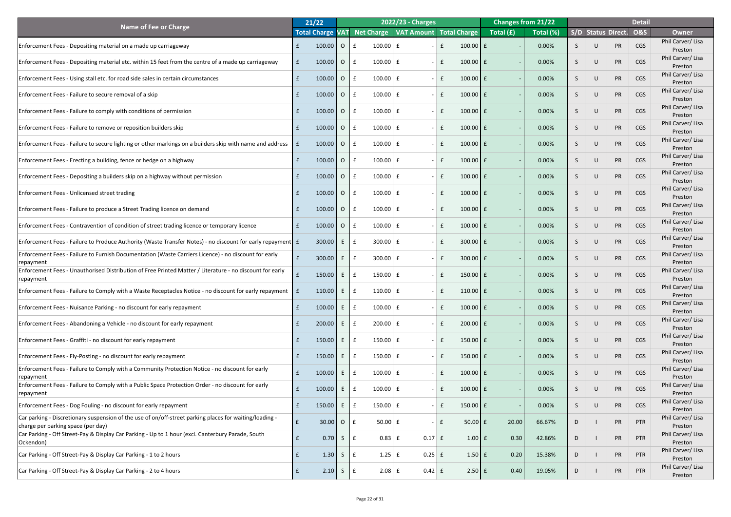| Name of Fee or Charge | 21/22 | 2022/23 - Charges | | | | Changes from 21/22 | | Detail | | | | |
|---|---|---|---|---|---|---|---|---|---|---|---|---|
| | Total Charge | VAT | Net Charge | VAT Amount | Total Charge | Total (£) | Total (%) | S/D | Status | Direct. | O&S | Owner |
| Enforcement Fees - Depositing material on a made up carriageway | £ 100.00 | O | £ 100.00 | £ - | £ 100.00 | £ - | 0.00% | S | U | PR | CGS | Phil Carver/ Lisa Preston |
| Enforcement Fees - Depositing material etc. within 15 feet from the centre of a made up carriageway | £ 100.00 | O | £ 100.00 | £ - | £ 100.00 | £ - | 0.00% | S | U | PR | CGS | Phil Carver/ Lisa Preston |
| Enforcement Fees - Using stall etc. for road side sales in certain circumstances | £ 100.00 | O | £ 100.00 | £ - | £ 100.00 | £ - | 0.00% | S | U | PR | CGS | Phil Carver/ Lisa Preston |
| Enforcement Fees - Failure to secure removal of a skip | £ 100.00 | O | £ 100.00 | £ - | £ 100.00 | £ - | 0.00% | S | U | PR | CGS | Phil Carver/ Lisa Preston |
| Enforcement Fees - Failure to comply with conditions of permission | £ 100.00 | O | £ 100.00 | £ - | £ 100.00 | £ - | 0.00% | S | U | PR | CGS | Phil Carver/ Lisa Preston |
| Enforcement Fees - Failure to remove or reposition builders skip | £ 100.00 | O | £ 100.00 | £ - | £ 100.00 | £ - | 0.00% | S | U | PR | CGS | Phil Carver/ Lisa Preston |
| Enforcement Fees - Failure to secure lighting or other markings on a builders skip with name and address | £ 100.00 | O | £ 100.00 | £ - | £ 100.00 | £ - | 0.00% | S | U | PR | CGS | Phil Carver/ Lisa Preston |
| Enforcement Fees - Erecting a building, fence or hedge on a highway | £ 100.00 | O | £ 100.00 | £ - | £ 100.00 | £ - | 0.00% | S | U | PR | CGS | Phil Carver/ Lisa Preston |
| Enforcement Fees - Depositing a builders skip on a highway without permission | £ 100.00 | O | £ 100.00 | £ - | £ 100.00 | £ - | 0.00% | S | U | PR | CGS | Phil Carver/ Lisa Preston |
| Enforcement Fees - Unlicensed street trading | £ 100.00 | O | £ 100.00 | £ - | £ 100.00 | £ - | 0.00% | S | U | PR | CGS | Phil Carver/ Lisa Preston |
| Enforcement Fees - Failure to produce a Street Trading licence on demand | £ 100.00 | O | £ 100.00 | £ - | £ 100.00 | £ - | 0.00% | S | U | PR | CGS | Phil Carver/ Lisa Preston |
| Enforcement Fees - Contravention of condition of street trading licence or temporary licence | £ 100.00 | O | £ 100.00 | £ - | £ 100.00 | £ - | 0.00% | S | U | PR | CGS | Phil Carver/ Lisa Preston |
| Enforcement Fees - Failure to Produce Authority (Waste Transfer Notes) - no discount for early repayment | £ 300.00 | E | £ 300.00 | £ - | £ 300.00 | £ - | 0.00% | S | U | PR | CGS | Phil Carver/ Lisa Preston |
| Enforcement Fees - Failure to Furnish Documentation (Waste Carriers Licence) - no discount for early repayment | £ 300.00 | E | £ 300.00 | £ - | £ 300.00 | £ - | 0.00% | S | U | PR | CGS | Phil Carver/ Lisa Preston |
| Enforcement Fees - Unauthorised Distribution of Free Printed Matter / Literature - no discount for early repayment | £ 150.00 | E | £ 150.00 | £ - | £ 150.00 | £ - | 0.00% | S | U | PR | CGS | Phil Carver/ Lisa Preston |
| Enforcement Fees - Failure to Comply with a Waste Receptacles Notice - no discount for early repayment | £ 110.00 | E | £ 110.00 | £ - | £ 110.00 | £ - | 0.00% | S | U | PR | CGS | Phil Carver/ Lisa Preston |
| Enforcement Fees - Nuisance Parking - no discount for early repayment | £ 100.00 | E | £ 100.00 | £ - | £ 100.00 | £ - | 0.00% | S | U | PR | CGS | Phil Carver/ Lisa Preston |
| Enforcement Fees - Abandoning a Vehicle - no discount for early repayment | £ 200.00 | E | £ 200.00 | £ - | £ 200.00 | £ - | 0.00% | S | U | PR | CGS | Phil Carver/ Lisa Preston |
| Enforcement Fees - Graffiti - no discount for early repayment | £ 150.00 | E | £ 150.00 | £ - | £ 150.00 | £ - | 0.00% | S | U | PR | CGS | Phil Carver/ Lisa Preston |
| Enforcement Fees - Fly-Posting - no discount for early repayment | £ 150.00 | E | £ 150.00 | £ - | £ 150.00 | £ - | 0.00% | S | U | PR | CGS | Phil Carver/ Lisa Preston |
| Enforcement Fees - Failure to Comply with a Community Protection Notice - no discount for early repayment | £ 100.00 | E | £ 100.00 | £ - | £ 100.00 | £ - | 0.00% | S | U | PR | CGS | Phil Carver/ Lisa Preston |
| Enforcement Fees - Failure to Comply with a Public Space Protection Order - no discount for early repayment | £ 100.00 | E | £ 100.00 | £ - | £ 100.00 | £ - | 0.00% | S | U | PR | CGS | Phil Carver/ Lisa Preston |
| Enforcement Fees - Dog Fouling - no discount for early repayment | £ 150.00 | E | £ 150.00 | £ - | £ 150.00 | £ - | 0.00% | S | U | PR | CGS | Phil Carver/ Lisa Preston |
| Car parking - Discretionary suspension of the use of on/off-street parking places for waiting/loading - charge per parking space (per day) | £ 30.00 | O | £ 50.00 | £ - | £ 50.00 | £ 20.00 | 66.67% | D | I | PR | PTR | Phil Carver/ Lisa Preston |
| Car Parking - Off Street-Pay & Display Car Parking - Up to 1 hour (excl. Canterbury Parade, South Ockendon) | £ 0.70 | S | £ 0.83 | £ 0.17 | £ 1.00 | £ 0.30 | 42.86% | D | I | PR | PTR | Phil Carver/ Lisa Preston |
| Car Parking - Off Street-Pay & Display Car Parking - 1 to 2 hours | £ 1.30 | S | £ 1.25 | £ 0.25 | £ 1.50 | £ 0.20 | 15.38% | D | I | PR | PTR | Phil Carver/ Lisa Preston |
| Car Parking - Off Street-Pay & Display Car Parking - 2 to 4 hours | £ 2.10 | S | £ 2.08 | £ 0.42 | £ 2.50 | £ 0.40 | 19.05% | D | I | PR | PTR | Phil Carver/ Lisa Preston |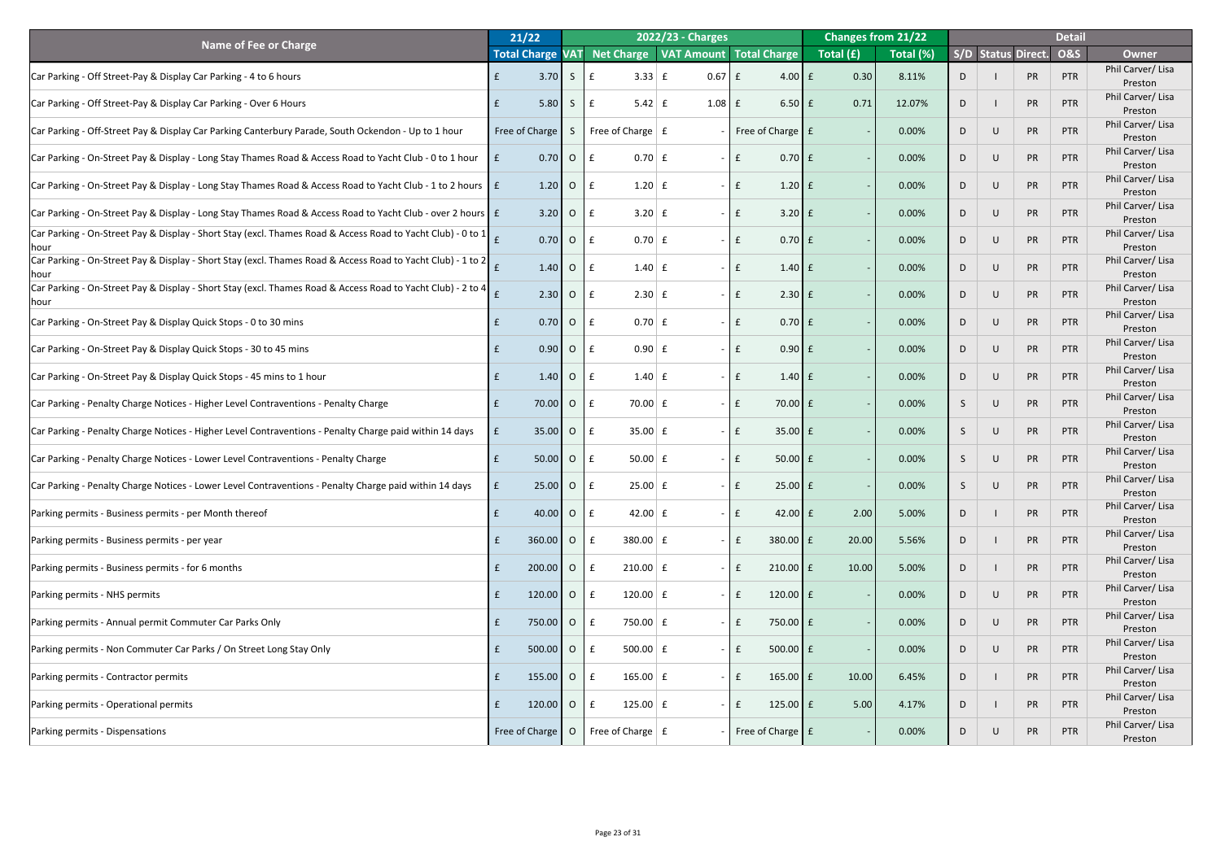| Name of Fee or Charge | 21/22 | 2022/23 - Charges | | | | Changes from 21/22 | | Detail | | | | |
|---|---|---|---|---|---|---|---|---|---|---|---|---|
| | Total Charge | VAT | Net Charge | VAT Amount | Total Charge | Total (£) | Total (%) | S/D | Status | Direct. | O&S | Owner |
| Car Parking - Off Street-Pay & Display Car Parking - 4 to 6 hours | £ 3.70 | S | £ 3.33 | £ 0.67 | £ 4.00 | £ 0.30 | 8.11% | D | I | PR | PTR | Phil Carver/ Lisa Preston |
| Car Parking - Off Street-Pay & Display Car Parking - Over 6 Hours | £ 5.80 | S | £ 5.42 | £ 1.08 | £ 6.50 | £ 0.71 | 12.07% | D | I | PR | PTR | Phil Carver/ Lisa Preston |
| Car Parking - Off-Street Pay & Display Car Parking Canterbury Parade, South Ockendon - Up to 1 hour | Free of Charge | S | Free of Charge | £ - | Free of Charge | £ - | 0.00% | D | U | PR | PTR | Phil Carver/ Lisa Preston |
| Car Parking - On-Street Pay & Display - Long Stay Thames Road & Access Road to Yacht Club - 0 to 1 hour | £ 0.70 | O | £ 0.70 | £ - | £ 0.70 | £ - | 0.00% | D | U | PR | PTR | Phil Carver/ Lisa Preston |
| Car Parking - On-Street Pay & Display - Long Stay Thames Road & Access Road to Yacht Club - 1 to 2 hours | £ 1.20 | O | £ 1.20 | £ - | £ 1.20 | £ - | 0.00% | D | U | PR | PTR | Phil Carver/ Lisa Preston |
| Car Parking - On-Street Pay & Display - Long Stay Thames Road & Access Road to Yacht Club - over 2 hours | £ 3.20 | O | £ 3.20 | £ - | £ 3.20 | £ - | 0.00% | D | U | PR | PTR | Phil Carver/ Lisa Preston |
| Car Parking - On-Street Pay & Display - Short Stay (excl. Thames Road & Access Road to Yacht Club) - 0 to 1 hour | £ 0.70 | O | £ 0.70 | £ - | £ 0.70 | £ - | 0.00% | D | U | PR | PTR | Phil Carver/ Lisa Preston |
| Car Parking - On-Street Pay & Display - Short Stay (excl. Thames Road & Access Road to Yacht Club) - 1 to 2 hour | £ 1.40 | O | £ 1.40 | £ - | £ 1.40 | £ - | 0.00% | D | U | PR | PTR | Phil Carver/ Lisa Preston |
| Car Parking - On-Street Pay & Display - Short Stay (excl. Thames Road & Access Road to Yacht Club) - 2 to 4 hour | £ 2.30 | O | £ 2.30 | £ - | £ 2.30 | £ - | 0.00% | D | U | PR | PTR | Phil Carver/ Lisa Preston |
| Car Parking - On-Street Pay & Display Quick Stops - 0 to 30 mins | £ 0.70 | O | £ 0.70 | £ - | £ 0.70 | £ - | 0.00% | D | U | PR | PTR | Phil Carver/ Lisa Preston |
| Car Parking - On-Street Pay & Display Quick Stops - 30 to 45 mins | £ 0.90 | O | £ 0.90 | £ - | £ 0.90 | £ - | 0.00% | D | U | PR | PTR | Phil Carver/ Lisa Preston |
| Car Parking - On-Street Pay & Display Quick Stops - 45 mins to 1 hour | £ 1.40 | O | £ 1.40 | £ - | £ 1.40 | £ - | 0.00% | D | U | PR | PTR | Phil Carver/ Lisa Preston |
| Car Parking - Penalty Charge Notices - Higher Level Contraventions - Penalty Charge | £ 70.00 | O | £ 70.00 | £ - | £ 70.00 | £ - | 0.00% | S | U | PR | PTR | Phil Carver/ Lisa Preston |
| Car Parking - Penalty Charge Notices - Higher Level Contraventions - Penalty Charge paid within 14 days | £ 35.00 | O | £ 35.00 | £ - | £ 35.00 | £ - | 0.00% | S | U | PR | PTR | Phil Carver/ Lisa Preston |
| Car Parking - Penalty Charge Notices - Lower Level Contraventions - Penalty Charge | £ 50.00 | O | £ 50.00 | £ - | £ 50.00 | £ - | 0.00% | S | U | PR | PTR | Phil Carver/ Lisa Preston |
| Car Parking - Penalty Charge Notices - Lower Level Contraventions - Penalty Charge paid within 14 days | £ 25.00 | O | £ 25.00 | £ - | £ 25.00 | £ - | 0.00% | S | U | PR | PTR | Phil Carver/ Lisa Preston |
| Parking permits - Business permits - per Month thereof | £ 40.00 | O | £ 42.00 | £ - | £ 42.00 | £ 2.00 | 5.00% | D | I | PR | PTR | Phil Carver/ Lisa Preston |
| Parking permits - Business permits - per year | £ 360.00 | O | £ 380.00 | £ - | £ 380.00 | £ 20.00 | 5.56% | D | I | PR | PTR | Phil Carver/ Lisa Preston |
| Parking permits - Business permits - for 6 months | £ 200.00 | O | £ 210.00 | £ - | £ 210.00 | £ 10.00 | 5.00% | D | I | PR | PTR | Phil Carver/ Lisa Preston |
| Parking permits - NHS permits | £ 120.00 | O | £ 120.00 | £ - | £ 120.00 | £ - | 0.00% | D | U | PR | PTR | Phil Carver/ Lisa Preston |
| Parking permits - Annual permit Commuter Car Parks Only | £ 750.00 | O | £ 750.00 | £ - | £ 750.00 | £ - | 0.00% | D | U | PR | PTR | Phil Carver/ Lisa Preston |
| Parking permits - Non Commuter Car Parks / On Street Long Stay Only | £ 500.00 | O | £ 500.00 | £ - | £ 500.00 | £ - | 0.00% | D | U | PR | PTR | Phil Carver/ Lisa Preston |
| Parking permits - Contractor permits | £ 155.00 | O | £ 165.00 | £ - | £ 165.00 | £ 10.00 | 6.45% | D | I | PR | PTR | Phil Carver/ Lisa Preston |
| Parking permits - Operational permits | £ 120.00 | O | £ 125.00 | £ - | £ 125.00 | £ 5.00 | 4.17% | D | I | PR | PTR | Phil Carver/ Lisa Preston |
| Parking permits - Dispensations | Free of Charge | O | Free of Charge | £ - | Free of Charge | £ - | 0.00% | D | U | PR | PTR | Phil Carver/ Lisa Preston |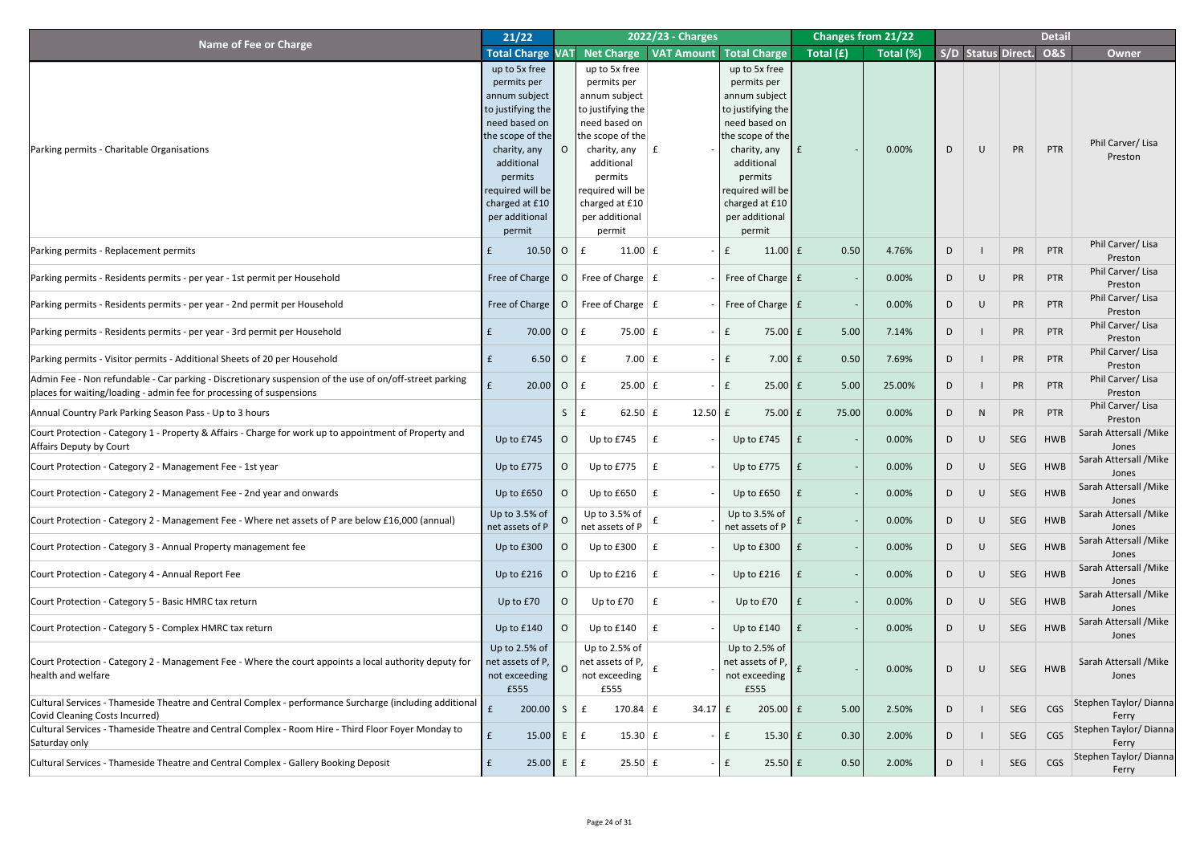| Name of Fee or Charge | 21/22 | 2022/23 - Charges | | | | Changes from 21/22 | | Detail | | | | |
|---|---|---|---|---|---|---|---|---|---|---|---|---|
| | Total Charge | VAT | Net Charge | VAT Amount | Total Charge | Total (£) | Total (%) | S/D | Status | Direct. | O&S | Owner |
| Parking permits - Charitable Organisations | up to 5x free permits per annum subject to justifying the need based on the scope of the charity, any additional permits required will be charged at £10 per additional permit | O | up to 5x free permits per annum subject to justifying the need based on the scope of the charity, any additional permits required will be charged at £10 per additional permit | £ - | up to 5x free permits per annum subject to justifying the need based on the scope of the charity, any additional permits required will be charged at £10 per additional permit | £ - | 0.00% | D | U | PR | PTR | Phil Carver/ Lisa Preston |
| Parking permits - Replacement permits | £ 10.50 | O | £ 11.00 | £ - | £ 11.00 | £ 0.50 | 4.76% | D | I | PR | PTR | Phil Carver/ Lisa Preston |
| Parking permits - Residents permits - per year - 1st permit per Household | Free of Charge | O | Free of Charge | £ - | Free of Charge | £ - | 0.00% | D | U | PR | PTR | Phil Carver/ Lisa Preston |
| Parking permits - Residents permits - per year - 2nd permit per Household | Free of Charge | O | Free of Charge | £ - | Free of Charge | £ - | 0.00% | D | U | PR | PTR | Phil Carver/ Lisa Preston |
| Parking permits - Residents permits - per year - 3rd permit per Household | £ 70.00 | O | £ 75.00 | £ - | £ 75.00 | £ 5.00 | 7.14% | D | I | PR | PTR | Phil Carver/ Lisa Preston |
| Parking permits - Visitor permits - Additional Sheets of 20 per Household | £ 6.50 | O | £ 7.00 | £ - | £ 7.00 | £ 0.50 | 7.69% | D | I | PR | PTR | Phil Carver/ Lisa Preston |
| Admin Fee - Non refundable - Car parking - Discretionary suspension of the use of on/off-street parking places for waiting/loading - admin fee for processing of suspensions | £ 20.00 | O | £ 25.00 | £ - | £ 25.00 | £ 5.00 | 25.00% | D | I | PR | PTR | Phil Carver/ Lisa Preston |
| Annual Country Park Parking Season Pass - Up to 3 hours | | S | £ 62.50 | £ 12.50 | £ 75.00 | £ 75.00 | 0.00% | D | N | PR | PTR | Phil Carver/ Lisa Preston |
| Court Protection - Category 1 - Property & Affairs - Charge for work up to appointment of Property and Affairs Deputy by Court | Up to £745 | O | Up to £745 | £ - | Up to £745 | £ - | 0.00% | D | U | SEG | HWB | Sarah Attersall /Mike Jones |
| Court Protection - Category 2 - Management Fee - 1st year | Up to £775 | O | Up to £775 | £ - | Up to £775 | £ - | 0.00% | D | U | SEG | HWB | Sarah Attersall /Mike Jones |
| Court Protection - Category 2 - Management Fee - 2nd year and onwards | Up to £650 | O | Up to £650 | £ - | Up to £650 | £ - | 0.00% | D | U | SEG | HWB | Sarah Attersall /Mike Jones |
| Court Protection - Category 2 - Management Fee - Where net assets of P are below £16,000 (annual) | Up to 3.5% of net assets of P | O | Up to 3.5% of net assets of P | £ - | Up to 3.5% of net assets of P | £ - | 0.00% | D | U | SEG | HWB | Sarah Attersall /Mike Jones |
| Court Protection - Category 3 - Annual Property management fee | Up to £300 | O | Up to £300 | £ - | Up to £300 | £ - | 0.00% | D | U | SEG | HWB | Sarah Attersall /Mike Jones |
| Court Protection - Category 4 - Annual Report Fee | Up to £216 | O | Up to £216 | £ - | Up to £216 | £ - | 0.00% | D | U | SEG | HWB | Sarah Attersall /Mike Jones |
| Court Protection - Category 5 - Basic HMRC tax return | Up to £70 | O | Up to £70 | £ - | Up to £70 | £ - | 0.00% | D | U | SEG | HWB | Sarah Attersall /Mike Jones |
| Court Protection - Category 5 - Complex HMRC tax return | Up to £140 | O | Up to £140 | £ - | Up to £140 | £ - | 0.00% | D | U | SEG | HWB | Sarah Attersall /Mike Jones |
| Court Protection - Category 2 - Management Fee - Where the court appoints a local authority deputy for health and welfare | Up to 2.5% of net assets of P, not exceeding £555 | O | Up to 2.5% of net assets of P, not exceeding £555 | £ - | Up to 2.5% of net assets of P, not exceeding £555 | £ - | 0.00% | D | U | SEG | HWB | Sarah Attersall /Mike Jones |
| Cultural Services - Thameside Theatre and Central Complex - performance Surcharge (including additional Covid Cleaning Costs Incurred) | £ 200.00 | S | £ 170.84 | £ 34.17 | £ 205.00 | £ 5.00 | 2.50% | D | I | SEG | CGS | Stephen Taylor/ Dianna Ferry |
| Cultural Services - Thameside Theatre and Central Complex - Room Hire - Third Floor Foyer Monday to Saturday only | £ 15.00 | E | £ 15.30 | £ - | £ 15.30 | £ 0.30 | 2.00% | D | I | SEG | CGS | Stephen Taylor/ Dianna Ferry |
| Cultural Services - Thameside Theatre and Central Complex - Gallery Booking Deposit | £ 25.00 | E | £ 25.50 | £ - | £ 25.50 | £ 0.50 | 2.00% | D | I | SEG | CGS | Stephen Taylor/ Dianna Ferry |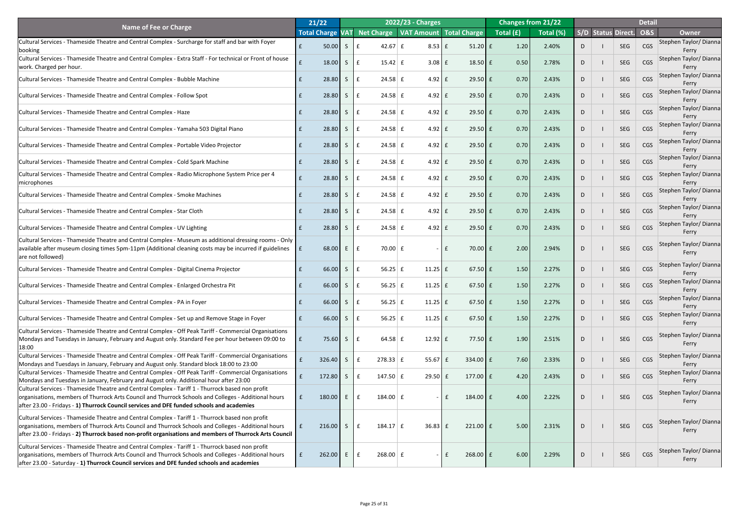| Name of Fee or Charge | 21/22 | 2022/23 - Charges | | | | Changes from 21/22 | | Detail | | | | |
|---|---|---|---|---|---|---|---|---|---|---|---|---|
| | Total Charge | VAT | Net Charge | VAT Amount | Total Charge | Total (£) | Total (%) | S/D | Status | Direct. | O&S | Owner |
| Cultural Services - Thameside Theatre and Central Complex - Surcharge for staff and bar with Foyer booking | £ 50.00 | S | £ 42.67 | £ 8.53 | £ 51.20 | £ 1.20 | 2.40% | D | I | SEG | CGS | Stephen Taylor/ Dianna Ferry |
| Cultural Services - Thameside Theatre and Central Complex - Extra Staff - For technical or Front of house work. Charged per hour. | £ 18.00 | S | £ 15.42 | £ 3.08 | £ 18.50 | £ 0.50 | 2.78% | D | I | SEG | CGS | Stephen Taylor/ Dianna Ferry |
| Cultural Services - Thameside Theatre and Central Complex - Bubble Machine | £ 28.80 | S | £ 24.58 | £ 4.92 | £ 29.50 | £ 0.70 | 2.43% | D | I | SEG | CGS | Stephen Taylor/ Dianna Ferry |
| Cultural Services - Thameside Theatre and Central Complex - Follow Spot | £ 28.80 | S | £ 24.58 | £ 4.92 | £ 29.50 | £ 0.70 | 2.43% | D | I | SEG | CGS | Stephen Taylor/ Dianna Ferry |
| Cultural Services - Thameside Theatre and Central Complex - Haze | £ 28.80 | S | £ 24.58 | £ 4.92 | £ 29.50 | £ 0.70 | 2.43% | D | I | SEG | CGS | Stephen Taylor/ Dianna Ferry |
| Cultural Services - Thameside Theatre and Central Complex - Yamaha 503 Digital Piano | £ 28.80 | S | £ 24.58 | £ 4.92 | £ 29.50 | £ 0.70 | 2.43% | D | I | SEG | CGS | Stephen Taylor/ Dianna Ferry |
| Cultural Services - Thameside Theatre and Central Complex - Portable Video Projector | £ 28.80 | S | £ 24.58 | £ 4.92 | £ 29.50 | £ 0.70 | 2.43% | D | I | SEG | CGS | Stephen Taylor/ Dianna Ferry |
| Cultural Services - Thameside Theatre and Central Complex - Cold Spark Machine | £ 28.80 | S | £ 24.58 | £ 4.92 | £ 29.50 | £ 0.70 | 2.43% | D | I | SEG | CGS | Stephen Taylor/ Dianna Ferry |
| Cultural Services - Thameside Theatre and Central Complex - Radio Microphone System Price per 4 microphones | £ 28.80 | S | £ 24.58 | £ 4.92 | £ 29.50 | £ 0.70 | 2.43% | D | I | SEG | CGS | Stephen Taylor/ Dianna Ferry |
| Cultural Services - Thameside Theatre and Central Complex - Smoke Machines | £ 28.80 | S | £ 24.58 | £ 4.92 | £ 29.50 | £ 0.70 | 2.43% | D | I | SEG | CGS | Stephen Taylor/ Dianna Ferry |
| Cultural Services - Thameside Theatre and Central Complex - Star Cloth | £ 28.80 | S | £ 24.58 | £ 4.92 | £ 29.50 | £ 0.70 | 2.43% | D | I | SEG | CGS | Stephen Taylor/ Dianna Ferry |
| Cultural Services - Thameside Theatre and Central Complex - UV Lighting | £ 28.80 | S | £ 24.58 | £ 4.92 | £ 29.50 | £ 0.70 | 2.43% | D | I | SEG | CGS | Stephen Taylor/ Dianna Ferry |
| Cultural Services - Thameside Theatre and Central Complex - Museum as additional dressing rooms - Only available after museum closing times 5pm-11pm (Additional cleaning costs may be incurred if guidelines are not followed) | £ 68.00 | E | £ 70.00 | £ - | £ 70.00 | £ 2.00 | 2.94% | D | I | SEG | CGS | Stephen Taylor/ Dianna Ferry |
| Cultural Services - Thameside Theatre and Central Complex - Digital Cinema Projector | £ 66.00 | S | £ 56.25 | £ 11.25 | £ 67.50 | £ 1.50 | 2.27% | D | I | SEG | CGS | Stephen Taylor/ Dianna Ferry |
| Cultural Services - Thameside Theatre and Central Complex - Enlarged Orchestra Pit | £ 66.00 | S | £ 56.25 | £ 11.25 | £ 67.50 | £ 1.50 | 2.27% | D | I | SEG | CGS | Stephen Taylor/ Dianna Ferry |
| Cultural Services - Thameside Theatre and Central Complex - PA in Foyer | £ 66.00 | S | £ 56.25 | £ 11.25 | £ 67.50 | £ 1.50 | 2.27% | D | I | SEG | CGS | Stephen Taylor/ Dianna Ferry |
| Cultural Services - Thameside Theatre and Central Complex - Set up and Remove Stage in Foyer | £ 66.00 | S | £ 56.25 | £ 11.25 | £ 67.50 | £ 1.50 | 2.27% | D | I | SEG | CGS | Stephen Taylor/ Dianna Ferry |
| Cultural Services - Thameside Theatre and Central Complex - Off Peak Tariff - Commercial Organisations Mondays and Tuesdays in January, February and August only. Standard Fee per hour between 09:00 to 18:00 | £ 75.60 | S | £ 64.58 | £ 12.92 | £ 77.50 | £ 1.90 | 2.51% | D | I | SEG | CGS | Stephen Taylor/ Dianna Ferry |
| Cultural Services - Thameside Theatre and Central Complex - Off Peak Tariff - Commercial Organisations Mondays and Tuesdays in January, February and August only. Standard block 18:00 to 23:00 | £ 326.40 | S | £ 278.33 | £ 55.67 | £ 334.00 | £ 7.60 | 2.33% | D | I | SEG | CGS | Stephen Taylor/ Dianna Ferry |
| Cultural Services - Thameside Theatre and Central Complex - Off Peak Tariff - Commercial Organisations Mondays and Tuesdays in January, February and August only. Additional hour after 23:00 | £ 172.80 | S | £ 147.50 | £ 29.50 | £ 177.00 | £ 4.20 | 2.43% | D | I | SEG | CGS | Stephen Taylor/ Dianna Ferry |
| Cultural Services - Thameside Theatre and Central Complex - Tariff 1 - Thurrock based non profit organisations, members of Thurrock Arts Council and Thurrock Schools and Colleges - Additional hours after 23.00 - Fridays - **1) Thurrock Council services and DFE funded schools and academies** | £ 180.00 | E | £ 184.00 | £ - | £ 184.00 | £ 4.00 | 2.22% | D | I | SEG | CGS | Stephen Taylor/ Dianna Ferry |
| Cultural Services - Thameside Theatre and Central Complex - Tariff 1 - Thurrock based non profit organisations, members of Thurrock Arts Council and Thurrock Schools and Colleges - Additional hours after 23.00 - Fridays - **2) Thurrock based non-profit organisations and members of Thurrock Arts Council** | £ 216.00 | S | £ 184.17 | £ 36.83 | £ 221.00 | £ 5.00 | 2.31% | D | I | SEG | CGS | Stephen Taylor/ Dianna Ferry |
| Cultural Services - Thameside Theatre and Central Complex - Tariff 1 - Thurrock based non profit organisations, members of Thurrock Arts Council and Thurrock Schools and Colleges - Additional hours after 23.00 - Saturday - **1) Thurrock Council services and DFE funded schools and academies** | £ 262.00 | E | £ 268.00 | £ - | £ 268.00 | £ 6.00 | 2.29% | D | I | SEG | CGS | Stephen Taylor/ Dianna Ferry |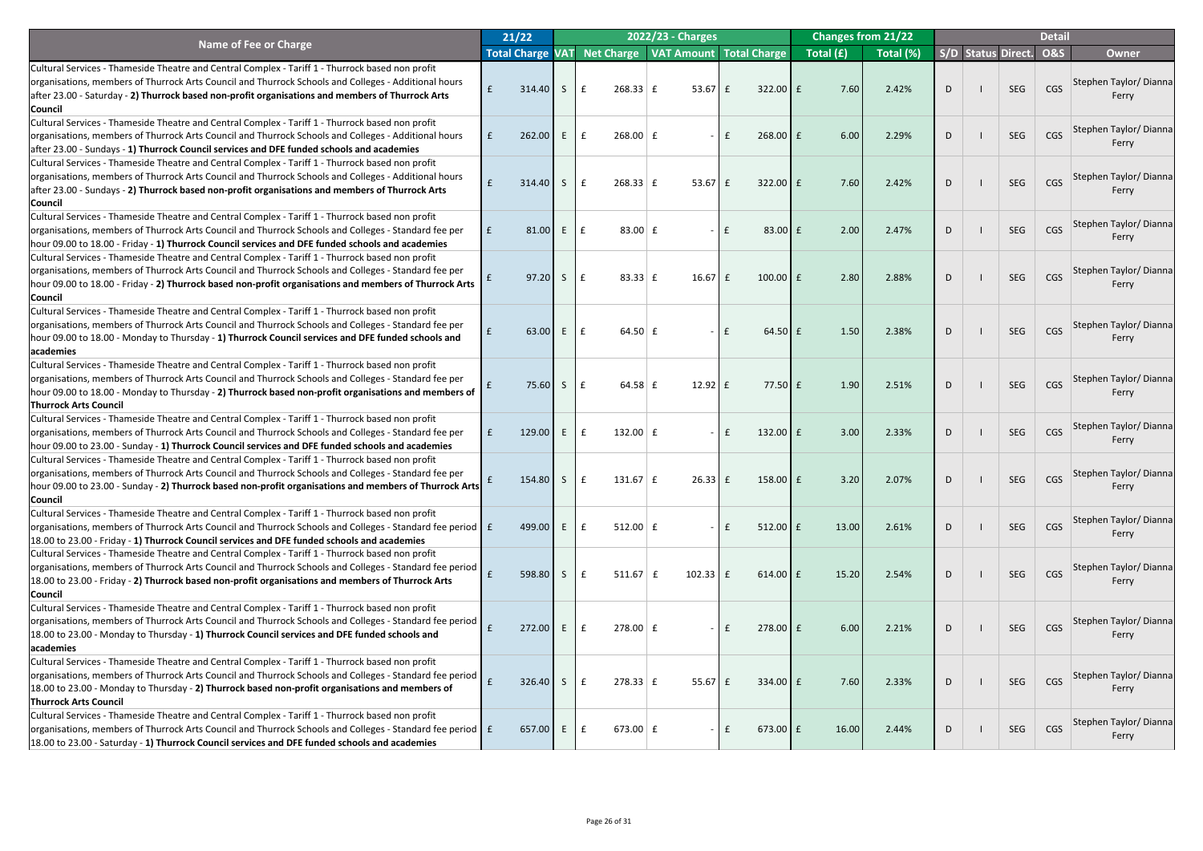| Name of Fee or Charge | 21/22 | | 2022/23 - Charges | | | Changes from 21/22 | | Detail | | | | |
|---|---|---|---|---|---|---|---|---|---|---|---|---|
| | Total Charge | VAT | Net Charge | VAT Amount | Total Charge | Total (£) | Total (%) | S/D | Status | Direct. | O&S | Owner |
| Cultural Services - Thameside Theatre and Central Complex - Tariff 1 - Thurrock based non profit organisations, members of Thurrock Arts Council and Thurrock Schools and Colleges - Additional hours after 23.00 - Saturday - **2) Thurrock based non-profit organisations and members of Thurrock Arts Council** | £ 314.40 | S | £ 268.33 | £ 53.67 | £ 322.00 | £ 7.60 | 2.42% | D | I | SEG | CGS | Stephen Taylor/ Dianna Ferry |
| Cultural Services - Thameside Theatre and Central Complex - Tariff 1 - Thurrock based non profit organisations, members of Thurrock Arts Council and Thurrock Schools and Colleges - Additional hours after 23.00 - Sundays - **1) Thurrock Council services and DFE funded schools and academies** | £ 262.00 | E | £ 268.00 | £ - | £ 268.00 | £ 6.00 | 2.29% | D | I | SEG | CGS | Stephen Taylor/ Dianna Ferry |
| Cultural Services - Thameside Theatre and Central Complex - Tariff 1 - Thurrock based non profit organisations, members of Thurrock Arts Council and Thurrock Schools and Colleges - Additional hours after 23.00 - Sundays - **2) Thurrock based non-profit organisations and members of Thurrock Arts Council** | £ 314.40 | S | £ 268.33 | £ 53.67 | £ 322.00 | £ 7.60 | 2.42% | D | I | SEG | CGS | Stephen Taylor/ Dianna Ferry |
| Cultural Services - Thameside Theatre and Central Complex - Tariff 1 - Thurrock based non profit organisations, members of Thurrock Arts Council and Thurrock Schools and Colleges - Standard fee per hour 09.00 to 18.00 - Friday - **1) Thurrock Council services and DFE funded schools and academies** | £ 81.00 | E | £ 83.00 | £ - | £ 83.00 | £ 2.00 | 2.47% | D | I | SEG | CGS | Stephen Taylor/ Dianna Ferry |
| Cultural Services - Thameside Theatre and Central Complex - Tariff 1 - Thurrock based non profit organisations, members of Thurrock Arts Council and Thurrock Schools and Colleges - Standard fee per hour 09.00 to 18.00 - Friday - **2) Thurrock based non-profit organisations and members of Thurrock Arts Council** | £ 97.20 | S | £ 83.33 | £ 16.67 | £ 100.00 | £ 2.80 | 2.88% | D | I | SEG | CGS | Stephen Taylor/ Dianna Ferry |
| Cultural Services - Thameside Theatre and Central Complex - Tariff 1 - Thurrock based non profit organisations, members of Thurrock Arts Council and Thurrock Schools and Colleges - Standard fee per hour 09.00 to 18.00 - Monday to Thursday - **1) Thurrock Council services and DFE funded schools and academies** | £ 63.00 | E | £ 64.50 | £ - | £ 64.50 | £ 1.50 | 2.38% | D | I | SEG | CGS | Stephen Taylor/ Dianna Ferry |
| Cultural Services - Thameside Theatre and Central Complex - Tariff 1 - Thurrock based non profit organisations, members of Thurrock Arts Council and Thurrock Schools and Colleges - Standard fee per hour 09.00 to 18.00 - Monday to Thursday - **2) Thurrock based non-profit organisations and members of Thurrock Arts Council** | £ 75.60 | S | £ 64.58 | £ 12.92 | £ 77.50 | £ 1.90 | 2.51% | D | I | SEG | CGS | Stephen Taylor/ Dianna Ferry |
| Cultural Services - Thameside Theatre and Central Complex - Tariff 1 - Thurrock based non profit organisations, members of Thurrock Arts Council and Thurrock Schools and Colleges - Standard fee per hour 09.00 to 23.00 - Sunday - **1) Thurrock Council services and DFE funded schools and academies** | £ 129.00 | E | £ 132.00 | £ - | £ 132.00 | £ 3.00 | 2.33% | D | I | SEG | CGS | Stephen Taylor/ Dianna Ferry |
| Cultural Services - Thameside Theatre and Central Complex - Tariff 1 - Thurrock based non profit organisations, members of Thurrock Arts Council and Thurrock Schools and Colleges - Standard fee per hour 09.00 to 23.00 - Sunday - **2) Thurrock based non-profit organisations and members of Thurrock Arts Council** | £ 154.80 | S | £ 131.67 | £ 26.33 | £ 158.00 | £ 3.20 | 2.07% | D | I | SEG | CGS | Stephen Taylor/ Dianna Ferry |
| Cultural Services - Thameside Theatre and Central Complex - Tariff 1 - Thurrock based non profit organisations, members of Thurrock Arts Council and Thurrock Schools and Colleges - Standard fee period 18.00 to 23.00 - Friday - **1) Thurrock Council services and DFE funded schools and academies** | £ 499.00 | E | £ 512.00 | £ - | £ 512.00 | £ 13.00 | 2.61% | D | I | SEG | CGS | Stephen Taylor/ Dianna Ferry |
| Cultural Services - Thameside Theatre and Central Complex - Tariff 1 - Thurrock based non profit organisations, members of Thurrock Arts Council and Thurrock Schools and Colleges - Standard fee period 18.00 to 23.00 - Friday - **2) Thurrock based non-profit organisations and members of Thurrock Arts Council** | £ 598.80 | S | £ 511.67 | £ 102.33 | £ 614.00 | £ 15.20 | 2.54% | D | I | SEG | CGS | Stephen Taylor/ Dianna Ferry |
| Cultural Services - Thameside Theatre and Central Complex - Tariff 1 - Thurrock based non profit organisations, members of Thurrock Arts Council and Thurrock Schools and Colleges - Standard fee period 18.00 to 23.00 - Monday to Thursday - **1) Thurrock Council services and DFE funded schools and academies** | £ 272.00 | E | £ 278.00 | £ - | £ 278.00 | £ 6.00 | 2.21% | D | I | SEG | CGS | Stephen Taylor/ Dianna Ferry |
| Cultural Services - Thameside Theatre and Central Complex - Tariff 1 - Thurrock based non profit organisations, members of Thurrock Arts Council and Thurrock Schools and Colleges - Standard fee period 18.00 to 23.00 - Monday to Thursday - **2) Thurrock based non-profit organisations and members of Thurrock Arts Council** | £ 326.40 | S | £ 278.33 | £ 55.67 | £ 334.00 | £ 7.60 | 2.33% | D | I | SEG | CGS | Stephen Taylor/ Dianna Ferry |
| Cultural Services - Thameside Theatre and Central Complex - Tariff 1 - Thurrock based non profit organisations, members of Thurrock Arts Council and Thurrock Schools and Colleges - Standard fee period 18.00 to 23.00 - Saturday - **1) Thurrock Council services and DFE funded schools and academies** | £ 657.00 | E | £ 673.00 | £ - | £ 673.00 | £ 16.00 | 2.44% | D | I | SEG | CGS | Stephen Taylor/ Dianna Ferry |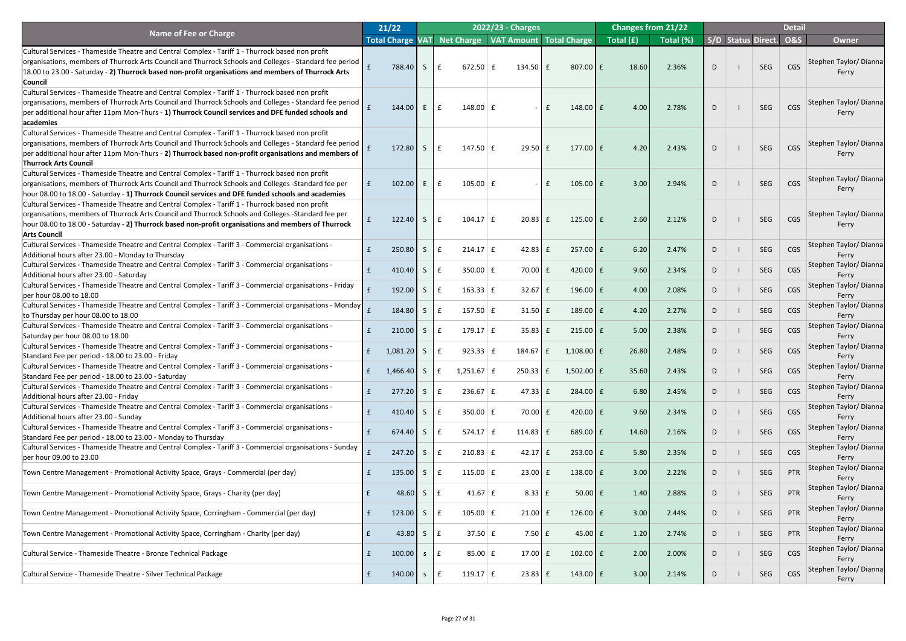| Name of Fee or Charge | 21/22 | 2022/23 - Charges | | | | Changes from 21/22 | | Detail | | | | |
|---|---|---|---|---|---|---|---|---|---|---|---|---|
| | Total Charge | VAT | Net Charge | VAT Amount | Total Charge | Total (£) | Total (%) | S/D | Status | Direct. | O&S | Owner |
| Cultural Services - Thameside Theatre and Central Complex - Tariff 1 - Thurrock based non profit organisations, members of Thurrock Arts Council and Thurrock Schools and Colleges - Standard fee period 18.00 to 23.00 - Saturday - **2) Thurrock based non-profit organisations and members of Thurrock Arts Council** | £ 788.40 | S | £ 672.50 | £ 134.50 | £ 807.00 | £ 18.60 | 2.36% | D | I | SEG | CGS | Stephen Taylor/ Dianna Ferry |
| Cultural Services - Thameside Theatre and Central Complex - Tariff 1 - Thurrock based non profit organisations, members of Thurrock Arts Council and Thurrock Schools and Colleges - Standard fee period per additional hour after 11pm Mon-Thurs - **1) Thurrock Council services and DFE funded schools and academies** | £ 144.00 | E | £ 148.00 | £ - | £ 148.00 | £ 4.00 | 2.78% | D | I | SEG | CGS | Stephen Taylor/ Dianna Ferry |
| Cultural Services - Thameside Theatre and Central Complex - Tariff 1 - Thurrock based non profit organisations, members of Thurrock Arts Council and Thurrock Schools and Colleges - Standard fee period per additional hour after 11pm Mon-Thurs - **2) Thurrock based non-profit organisations and members of Thurrock Arts Council** | £ 172.80 | S | £ 147.50 | £ 29.50 | £ 177.00 | £ 4.20 | 2.43% | D | I | SEG | CGS | Stephen Taylor/ Dianna Ferry |
| Cultural Services - Thameside Theatre and Central Complex - Tariff 1 - Thurrock based non profit organisations, members of Thurrock Arts Council and Thurrock Schools and Colleges -Standard fee per hour 08.00 to 18.00 - Saturday - **1) Thurrock Council services and DFE funded schools and academies** | £ 102.00 | E | £ 105.00 | £ - | £ 105.00 | £ 3.00 | 2.94% | D | I | SEG | CGS | Stephen Taylor/ Dianna Ferry |
| Cultural Services - Thameside Theatre and Central Complex - Tariff 1 - Thurrock based non profit organisations, members of Thurrock Arts Council and Thurrock Schools and Colleges -Standard fee per hour 08.00 to 18.00 - Saturday - **2) Thurrock based non-profit organisations and members of Thurrock Arts Council** | £ 122.40 | S | £ 104.17 | £ 20.83 | £ 125.00 | £ 2.60 | 2.12% | D | I | SEG | CGS | Stephen Taylor/ Dianna Ferry |
| Cultural Services - Thameside Theatre and Central Complex - Tariff 3 - Commercial organisations - Additional hours after 23.00 - Monday to Thursday | £ 250.80 | S | £ 214.17 | £ 42.83 | £ 257.00 | £ 6.20 | 2.47% | D | I | SEG | CGS | Stephen Taylor/ Dianna Ferry |
| Cultural Services - Thameside Theatre and Central Complex - Tariff 3 - Commercial organisations - Additional hours after 23.00 - Saturday | £ 410.40 | S | £ 350.00 | £ 70.00 | £ 420.00 | £ 9.60 | 2.34% | D | I | SEG | CGS | Stephen Taylor/ Dianna Ferry |
| Cultural Services - Thameside Theatre and Central Complex - Tariff 3 - Commercial organisations - Friday per hour 08.00 to 18.00 | £ 192.00 | S | £ 163.33 | £ 32.67 | £ 196.00 | £ 4.00 | 2.08% | D | I | SEG | CGS | Stephen Taylor/ Dianna Ferry |
| Cultural Services - Thameside Theatre and Central Complex - Tariff 3 - Commercial organisations - Monday to Thursday per hour 08.00 to 18.00 | £ 184.80 | S | £ 157.50 | £ 31.50 | £ 189.00 | £ 4.20 | 2.27% | D | I | SEG | CGS | Stephen Taylor/ Dianna Ferry |
| Cultural Services - Thameside Theatre and Central Complex - Tariff 3 - Commercial organisations - Saturday per hour 08.00 to 18.00 | £ 210.00 | S | £ 179.17 | £ 35.83 | £ 215.00 | £ 5.00 | 2.38% | D | I | SEG | CGS | Stephen Taylor/ Dianna Ferry |
| Cultural Services - Thameside Theatre and Central Complex - Tariff 3 - Commercial organisations - Standard Fee per period - 18.00 to 23.00 - Friday | £ 1,081.20 | S | £ 923.33 | £ 184.67 | £ 1,108.00 | £ 26.80 | 2.48% | D | I | SEG | CGS | Stephen Taylor/ Dianna Ferry |
| Cultural Services - Thameside Theatre and Central Complex - Tariff 3 - Commercial organisations - Standard Fee per period - 18.00 to 23.00 - Saturday | £ 1,466.40 | S | £ 1,251.67 | £ 250.33 | £ 1,502.00 | £ 35.60 | 2.43% | D | I | SEG | CGS | Stephen Taylor/ Dianna Ferry |
| Cultural Services - Thameside Theatre and Central Complex - Tariff 3 - Commercial organisations - Additional hours after 23.00 - Friday | £ 277.20 | S | £ 236.67 | £ 47.33 | £ 284.00 | £ 6.80 | 2.45% | D | I | SEG | CGS | Stephen Taylor/ Dianna Ferry |
| Cultural Services - Thameside Theatre and Central Complex - Tariff 3 - Commercial organisations - Additional hours after 23.00 - Sunday | £ 410.40 | S | £ 350.00 | £ 70.00 | £ 420.00 | £ 9.60 | 2.34% | D | I | SEG | CGS | Stephen Taylor/ Dianna Ferry |
| Cultural Services - Thameside Theatre and Central Complex - Tariff 3 - Commercial organisations - Standard Fee per period - 18.00 to 23.00 - Monday to Thursday | £ 674.40 | S | £ 574.17 | £ 114.83 | £ 689.00 | £ 14.60 | 2.16% | D | I | SEG | CGS | Stephen Taylor/ Dianna Ferry |
| Cultural Services - Thameside Theatre and Central Complex - Tariff 3 - Commercial organisations - Sunday per hour 09.00 to 23.00 | £ 247.20 | S | £ 210.83 | £ 42.17 | £ 253.00 | £ 5.80 | 2.35% | D | I | SEG | CGS | Stephen Taylor/ Dianna Ferry |
| Town Centre Management - Promotional Activity Space, Grays - Commercial (per day) | £ 135.00 | S | £ 115.00 | £ 23.00 | £ 138.00 | £ 3.00 | 2.22% | D | I | SEG | PTR | Stephen Taylor/ Dianna Ferry |
| Town Centre Management - Promotional Activity Space, Grays - Charity (per day) | £ 48.60 | S | £ 41.67 | £ 8.33 | £ 50.00 | £ 1.40 | 2.88% | D | I | SEG | PTR | Stephen Taylor/ Dianna Ferry |
| Town Centre Management - Promotional Activity Space, Corringham - Commercial (per day) | £ 123.00 | S | £ 105.00 | £ 21.00 | £ 126.00 | £ 3.00 | 2.44% | D | I | SEG | PTR | Stephen Taylor/ Dianna Ferry |
| Town Centre Management - Promotional Activity Space, Corringham - Charity (per day) | £ 43.80 | S | £ 37.50 | £ 7.50 | £ 45.00 | £ 1.20 | 2.74% | D | I | SEG | PTR | Stephen Taylor/ Dianna Ferry |
| Cultural Service - Thameside Theatre - Bronze Technical Package | £ 100.00 | s | £ 85.00 | £ 17.00 | £ 102.00 | £ 2.00 | 2.00% | D | I | SEG | CGS | Stephen Taylor/ Dianna Ferry |
| Cultural Service - Thameside Theatre - Silver Technical Package | £ 140.00 | s | £ 119.17 | £ 23.83 | £ 143.00 | £ 3.00 | 2.14% | D | I | SEG | CGS | Stephen Taylor/ Dianna Ferry |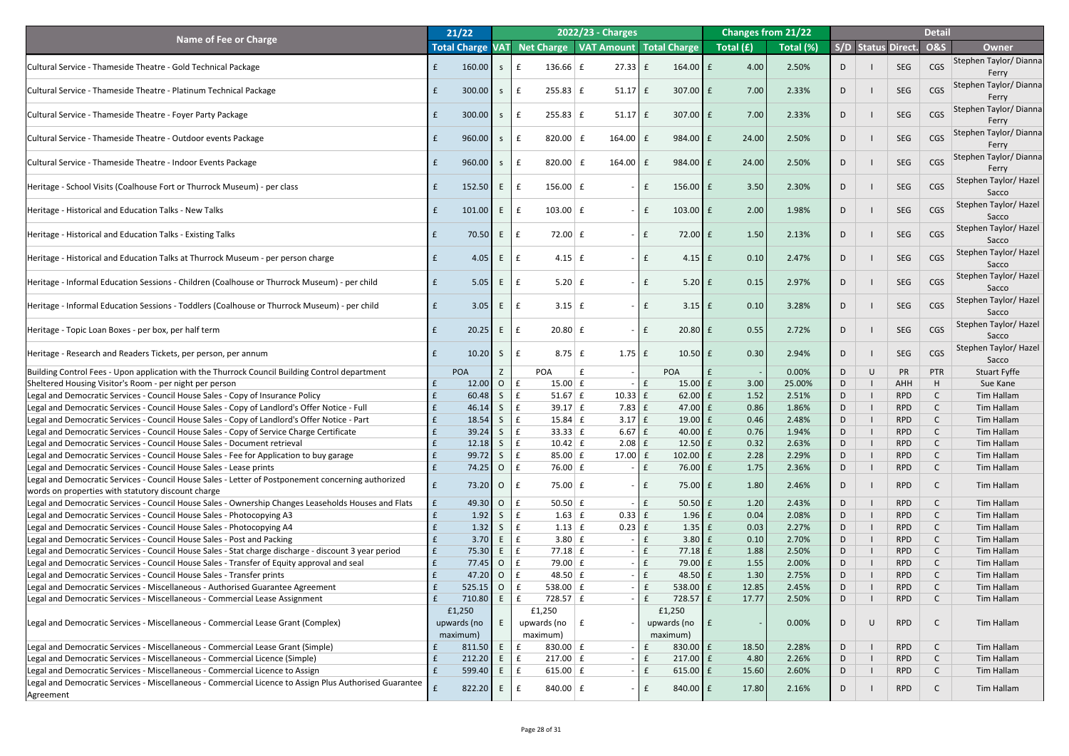| Name of Fee or Charge | 21/22 | 2022/23 - Charges | | | | Changes from 21/22 | | Detail | | | | |
|---|---|---|---|---|---|---|---|---|---|---|---|---|
| | Total Charge | VAT | Net Charge | VAT Amount | Total Charge | Total (£) | Total (%) | S/D | Status | Direct. | O&S | Owner |
| Cultural Service - Thameside Theatre - Gold Technical Package | £ 160.00 | S | £ 136.66 | £ 27.33 | £ 164.00 | £ 4.00 | 2.50% | D | I | SEG | CGS | Stephen Taylor/ Dianna Ferry |
| Cultural Service - Thameside Theatre - Platinum Technical Package | £ 300.00 | S | £ 255.83 | £ 51.17 | £ 307.00 | £ 7.00 | 2.33% | D | I | SEG | CGS | Stephen Taylor/ Dianna Ferry |
| Cultural Service - Thameside Theatre - Foyer Party Package | £ 300.00 | S | £ 255.83 | £ 51.17 | £ 307.00 | £ 7.00 | 2.33% | D | I | SEG | CGS | Stephen Taylor/ Dianna Ferry |
| Cultural Service - Thameside Theatre - Outdoor events Package | £ 960.00 | S | £ 820.00 | £ 164.00 | £ 984.00 | £ 24.00 | 2.50% | D | I | SEG | CGS | Stephen Taylor/ Dianna Ferry |
| Cultural Service - Thameside Theatre - Indoor Events Package | £ 960.00 | S | £ 820.00 | £ 164.00 | £ 984.00 | £ 24.00 | 2.50% | D | I | SEG | CGS | Stephen Taylor/ Dianna Ferry |
| Heritage - School Visits (Coalhouse Fort or Thurrock Museum) - per class | £ 152.50 | E | £ 156.00 | £ - | £ 156.00 | £ 3.50 | 2.30% | D | I | SEG | CGS | Stephen Taylor/ Hazel Sacco |
| Heritage - Historical and Education Talks - New Talks | £ 101.00 | E | £ 103.00 | £ - | £ 103.00 | £ 2.00 | 1.98% | D | I | SEG | CGS | Stephen Taylor/ Hazel Sacco |
| Heritage - Historical and Education Talks - Existing Talks | £ 70.50 | E | £ 72.00 | £ - | £ 72.00 | £ 1.50 | 2.13% | D | I | SEG | CGS | Stephen Taylor/ Hazel Sacco |
| Heritage - Historical and Education Talks at Thurrock Museum - per person charge | £ 4.05 | E | £ 4.15 | £ - | £ 4.15 | £ 0.10 | 2.47% | D | I | SEG | CGS | Stephen Taylor/ Hazel Sacco |
| Heritage - Informal Education Sessions - Children (Coalhouse or Thurrock Museum) - per child | £ 5.05 | E | £ 5.20 | £ - | £ 5.20 | £ 0.15 | 2.97% | D | I | SEG | CGS | Stephen Taylor/ Hazel Sacco |
| Heritage - Informal Education Sessions - Toddlers (Coalhouse or Thurrock Museum) - per child | £ 3.05 | E | £ 3.15 | £ - | £ 3.15 | £ 0.10 | 3.28% | D | I | SEG | CGS | Stephen Taylor/ Hazel Sacco |
| Heritage - Topic Loan Boxes - per box, per half term | £ 20.25 | E | £ 20.80 | £ - | £ 20.80 | £ 0.55 | 2.72% | D | I | SEG | CGS | Stephen Taylor/ Hazel Sacco |
| Heritage - Research and Readers Tickets, per person, per annum | £ 10.20 | S | £ 8.75 | £ 1.75 | £ 10.50 | £ 0.30 | 2.94% | D | I | SEG | CGS | Stephen Taylor/ Hazel Sacco |
| Building Control Fees - Upon application with the Thurrock Council Building Control department | POA | Z | POA | £ - | POA | £ - | 0.00% | D | U | PR | PTR | Stuart Fyffe |
| Sheltered Housing Visitor's Room - per night per person | £ 12.00 | O | £ 15.00 | £ - | £ 15.00 | £ 3.00 | 25.00% | D | I | AHH | H | Sue Kane |
| Legal and Democratic Services - Council House Sales - Copy of Insurance Policy | £ 60.48 | S | £ 51.67 | £ 10.33 | £ 62.00 | £ 1.52 | 2.51% | D | I | RPD | C | Tim Hallam |
| Legal and Democratic Services - Council House Sales - Copy of Landlord's Offer Notice - Full | £ 46.14 | S | £ 39.17 | £ 7.83 | £ 47.00 | £ 0.86 | 1.86% | D | I | RPD | C | Tim Hallam |
| Legal and Democratic Services - Council House Sales - Copy of Landlord's Offer Notice - Part | £ 18.54 | S | £ 15.84 | £ 3.17 | £ 19.00 | £ 0.46 | 2.48% | D | I | RPD | C | Tim Hallam |
| Legal and Democratic Services - Council House Sales - Copy of Service Charge Certificate | £ 39.24 | S | £ 33.33 | £ 6.67 | £ 40.00 | £ 0.76 | 1.94% | D | I | RPD | C | Tim Hallam |
| Legal and Democratic Services - Council House Sales - Document retrieval | £ 12.18 | S | £ 10.42 | £ 2.08 | £ 12.50 | £ 0.32 | 2.63% | D | I | RPD | C | Tim Hallam |
| Legal and Democratic Services - Council House Sales - Fee for Application to buy garage | £ 99.72 | S | £ 85.00 | £ 17.00 | £ 102.00 | £ 2.28 | 2.29% | D | I | RPD | C | Tim Hallam |
| Legal and Democratic Services - Council House Sales - Lease prints | £ 74.25 | O | £ 76.00 | £ - | £ 76.00 | £ 1.75 | 2.36% | D | I | RPD | C | Tim Hallam |
| Legal and Democratic Services - Council House Sales - Letter of Postponement concerning authorized words on properties with statutory discount charge | £ 73.20 | O | £ 75.00 | £ - | £ 75.00 | £ 1.80 | 2.46% | D | I | RPD | C | Tim Hallam |
| Legal and Democratic Services - Council House Sales - Ownership Changes Leaseholds Houses and Flats | £ 49.30 | O | £ 50.50 | £ - | £ 50.50 | £ 1.20 | 2.43% | D | I | RPD | C | Tim Hallam |
| Legal and Democratic Services - Council House Sales - Photocopying A3 | £ 1.92 | S | £ 1.63 | £ 0.33 | £ 1.96 | £ 0.04 | 2.08% | D | I | RPD | C | Tim Hallam |
| Legal and Democratic Services - Council House Sales - Photocopying A4 | £ 1.32 | S | £ 1.13 | £ 0.23 | £ 1.35 | £ 0.03 | 2.27% | D | I | RPD | C | Tim Hallam |
| Legal and Democratic Services - Council House Sales - Post and Packing | £ 3.70 | E | £ 3.80 | £ - | £ 3.80 | £ 0.10 | 2.70% | D | I | RPD | C | Tim Hallam |
| Legal and Democratic Services - Council House Sales - Stat charge discharge - discount 3 year period | £ 75.30 | E | £ 77.18 | £ - | £ 77.18 | £ 1.88 | 2.50% | D | I | RPD | C | Tim Hallam |
| Legal and Democratic Services - Council House Sales - Transfer of Equity approval and seal | £ 77.45 | O | £ 79.00 | £ - | £ 79.00 | £ 1.55 | 2.00% | D | I | RPD | C | Tim Hallam |
| Legal and Democratic Services - Council House Sales - Transfer prints | £ 47.20 | O | £ 48.50 | £ - | £ 48.50 | £ 1.30 | 2.75% | D | I | RPD | C | Tim Hallam |
| Legal and Democratic Services - Miscellaneous - Authorised Guarantee Agreement | £ 525.15 | O | £ 538.00 | £ - | £ 538.00 | £ 12.85 | 2.45% | D | I | RPD | C | Tim Hallam |
| Legal and Democratic Services - Miscellaneous - Commercial Lease Assignment | £ 710.80 | E | £ 728.57 | £ - | £ 728.57 | £ 17.77 | 2.50% | D | I | RPD | C | Tim Hallam |
| Legal and Democratic Services - Miscellaneous - Commercial Lease Grant (Complex) | £1,250 upwards (no maximum) | E | £1,250 upwards (no maximum) | £ - | £1,250 upwards (no maximum) | £ - | 0.00% | D | U | RPD | C | Tim Hallam |
| Legal and Democratic Services - Miscellaneous - Commercial Lease Grant (Simple) | £ 811.50 | E | £ 830.00 | £ - | £ 830.00 | £ 18.50 | 2.28% | D | I | RPD | C | Tim Hallam |
| Legal and Democratic Services - Miscellaneous - Commercial Licence (Simple) | £ 212.20 | E | £ 217.00 | £ - | £ 217.00 | £ 4.80 | 2.26% | D | I | RPD | C | Tim Hallam |
| Legal and Democratic Services - Miscellaneous - Commercial Licence to Assign | £ 599.40 | E | £ 615.00 | £ - | £ 615.00 | £ 15.60 | 2.60% | D | I | RPD | C | Tim Hallam |
| Legal and Democratic Services - Miscellaneous - Commercial Licence to Assign Plus Authorised Guarantee Agreement | £ 822.20 | E | £ 840.00 | £ - | £ 840.00 | £ 17.80 | 2.16% | D | I | RPD | C | Tim Hallam |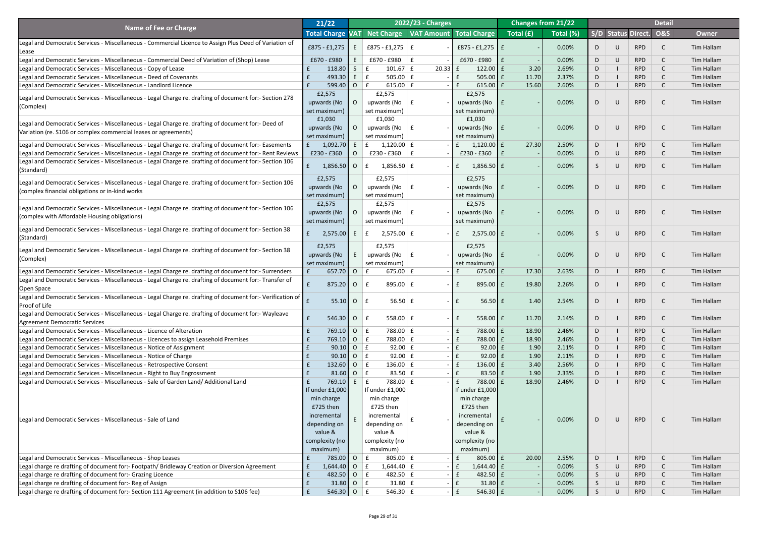| Name of Fee or Charge | 21/22 | 2022/23 - Charges | | | | Changes from 21/22 | | Detail | | | | |
|---|---|---|---|---|---|---|---|---|---|---|---|---|
| | Total Charge | VAT | Net Charge | VAT Amount | Total Charge | Total (£) | Total (%) | S/D | Status | Direct. | O&S | Owner |
| Legal and Democratic Services - Miscellaneous - Commercial Licence to Assign Plus Deed of Variation of Lease | £875 - £1,275 | E | £875 - £1,275 | £ - | £875 - £1,275 | £ - | 0.00% | D | U | RPD | C | Tim Hallam |
| Legal and Democratic Services - Miscellaneous - Commercial Deed of Variation of (Shop) Lease | £670 - £980 | E | £670 - £980 | £ - | £670 - £980 | £ - | 0.00% | D | U | RPD | C | Tim Hallam |
| Legal and Democratic Services - Miscellaneous - Copy of Lease | £ 118.80 | S | £ 101.67 | £ 20.33 | £ 122.00 | £ 3.20 | 2.69% | D | I | RPD | C | Tim Hallam |
| Legal and Democratic Services - Miscellaneous - Deed of Covenants | £ 493.30 | E | £ 505.00 | £ - | £ 505.00 | £ 11.70 | 2.37% | D | I | RPD | C | Tim Hallam |
| Legal and Democratic Services - Miscellaneous - Landlord Licence | £ 599.40 | O | £ 615.00 | £ - | £ 615.00 | £ 15.60 | 2.60% | D | I | RPD | C | Tim Hallam |
| Legal and Democratic Services - Miscellaneous - Legal Charge re. drafting of document for:- Section 278 (Complex) | £2,575 upwards (No set maximum) | O | £2,575 upwards (No set maximum) | £ - | £2,575 upwards (No set maximum) | £ - | 0.00% | D | U | RPD | C | Tim Hallam |
| Legal and Democratic Services - Miscellaneous - Legal Charge re. drafting of document for:- Deed of Variation (re. S106 or complex commercial leases or agreements) | £1,030 upwards (No set maximum) | O | £1,030 upwards (No set maximum) | £ - | £1,030 upwards (No set maximum) | £ - | 0.00% | D | U | RPD | C | Tim Hallam |
| Legal and Democratic Services - Miscellaneous - Legal Charge re. drafting of document for:- Easements | £ 1,092.70 | E | £ 1,120.00 | £ - | £ 1,120.00 | £ 27.30 | 2.50% | D | I | RPD | C | Tim Hallam |
| Legal and Democratic Services - Miscellaneous - Legal Charge re. drafting of document for:- Rent Reviews | £230 - £360 | O | £230 - £360 | £ - | £230 - £360 | £ - | 0.00% | D | U | RPD | C | Tim Hallam |
| Legal and Democratic Services - Miscellaneous - Legal Charge re. drafting of document for:- Section 106 (Standard) | £ 1,856.50 | O | £ 1,856.50 | £ - | £ 1,856.50 | £ - | 0.00% | S | U | RPD | C | Tim Hallam |
| Legal and Democratic Services - Miscellaneous - Legal Charge re. drafting of document for:- Section 106 (complex financial obligations or in-kind works | £2,575 upwards (No set maximum) | O | £2,575 upwards (No set maximum) | £ - | £2,575 upwards (No set maximum) | £ - | 0.00% | D | U | RPD | C | Tim Hallam |
| Legal and Democratic Services - Miscellaneous - Legal Charge re. drafting of document for:- Section 106 (complex with Affordable Housing obligations) | £2,575 upwards (No set maximum) | O | £2,575 upwards (No set maximum) | £ - | £2,575 upwards (No set maximum) | £ - | 0.00% | D | U | RPD | C | Tim Hallam |
| Legal and Democratic Services - Miscellaneous - Legal Charge re. drafting of document for:- Section 38 (Standard) | £ 2,575.00 | E | £ 2,575.00 | £ - | £ 2,575.00 | £ - | 0.00% | S | U | RPD | C | Tim Hallam |
| Legal and Democratic Services - Miscellaneous - Legal Charge re. drafting of document for:- Section 38 (Complex) | £2,575 upwards (No set maximum) | E | £2,575 upwards (No set maximum) | £ - | £2,575 upwards (No set maximum) | £ - | 0.00% | D | U | RPD | C | Tim Hallam |
| Legal and Democratic Services - Miscellaneous - Legal Charge re. drafting of document for:- Surrenders | £ 657.70 | O | £ 675.00 | £ - | £ 675.00 | £ 17.30 | 2.63% | D | I | RPD | C | Tim Hallam |
| Legal and Democratic Services - Miscellaneous - Legal Charge re. drafting of document for:- Transfer of Open Space | £ 875.20 | O | £ 895.00 | £ - | £ 895.00 | £ 19.80 | 2.26% | D | I | RPD | C | Tim Hallam |
| Legal and Democratic Services - Miscellaneous - Legal Charge re. drafting of document for:- Verification of Proof of Life | £ 55.10 | O | £ 56.50 | £ - | £ 56.50 | £ 1.40 | 2.54% | D | I | RPD | C | Tim Hallam |
| Legal and Democratic Services - Miscellaneous - Legal Charge re. drafting of document for:- Wayleave Agreement Democratic Services | £ 546.30 | O | £ 558.00 | £ - | £ 558.00 | £ 11.70 | 2.14% | D | I | RPD | C | Tim Hallam |
| Legal and Democratic Services - Miscellaneous - Licence of Alteration | £ 769.10 | O | £ 788.00 | £ - | £ 788.00 | £ 18.90 | 2.46% | D | I | RPD | C | Tim Hallam |
| Legal and Democratic Services - Miscellaneous - Licences to assign Leasehold Premises | £ 769.10 | O | £ 788.00 | £ - | £ 788.00 | £ 18.90 | 2.46% | D | I | RPD | C | Tim Hallam |
| Legal and Democratic Services - Miscellaneous - Notice of Assignment | £ 90.10 | O | £ 92.00 | £ - | £ 92.00 | £ 1.90 | 2.11% | D | I | RPD | C | Tim Hallam |
| Legal and Democratic Services - Miscellaneous - Notice of Charge | £ 90.10 | O | £ 92.00 | £ - | £ 92.00 | £ 1.90 | 2.11% | D | I | RPD | C | Tim Hallam |
| Legal and Democratic Services - Miscellaneous - Retrospective Consent | £ 132.60 | O | £ 136.00 | £ - | £ 136.00 | £ 3.40 | 2.56% | D | I | RPD | C | Tim Hallam |
| Legal and Democratic Services - Miscellaneous - Right to Buy Engrossment | £ 81.60 | O | £ 83.50 | £ - | £ 83.50 | £ 1.90 | 2.33% | D | I | RPD | C | Tim Hallam |
| Legal and Democratic Services - Miscellaneous - Sale of Garden Land/ Additional Land | £ 769.10 | E | £ 788.00 | £ - | £ 788.00 | £ 18.90 | 2.46% | D | I | RPD | C | Tim Hallam |
| Legal and Democratic Services - Miscellaneous - Sale of Land | If under £1,000 min charge £725 then incremental depending on value & complexity (no maximum) | E | If under £1,000 min charge £725 then incremental depending on value & complexity (no maximum) | £ - | If under £1,000 min charge £725 then incremental depending on value & complexity (no maximum) | £ - | 0.00% | D | U | RPD | C | Tim Hallam |
| Legal and Democratic Services - Miscellaneous - Shop Leases | £ 785.00 | O | £ 805.00 | £ - | £ 805.00 | £ 20.00 | 2.55% | D | I | RPD | C | Tim Hallam |
| Legal charge re drafting of document for:- Footpath/ Bridleway Creation or Diversion Agreement | £ 1,644.40 | O | £ 1,644.40 | £ - | £ 1,644.40 | £ - | 0.00% | S | U | RPD | C | Tim Hallam |
| Legal charge re drafting of document for:- Grazing Licence | £ 482.50 | O | £ 482.50 | £ - | £ 482.50 | £ - | 0.00% | S | U | RPD | C | Tim Hallam |
| Legal charge re drafting of document for:- Reg of Assign | £ 31.80 | O | £ 31.80 | £ - | £ 31.80 | £ - | 0.00% | S | U | RPD | C | Tim Hallam |
| Legal charge re drafting of document for:- Section 111 Agreement (in addition to S106 fee) | £ 546.30 | O | £ 546.30 | £ - | £ 546.30 | £ - | 0.00% | S | U | RPD | C | Tim Hallam |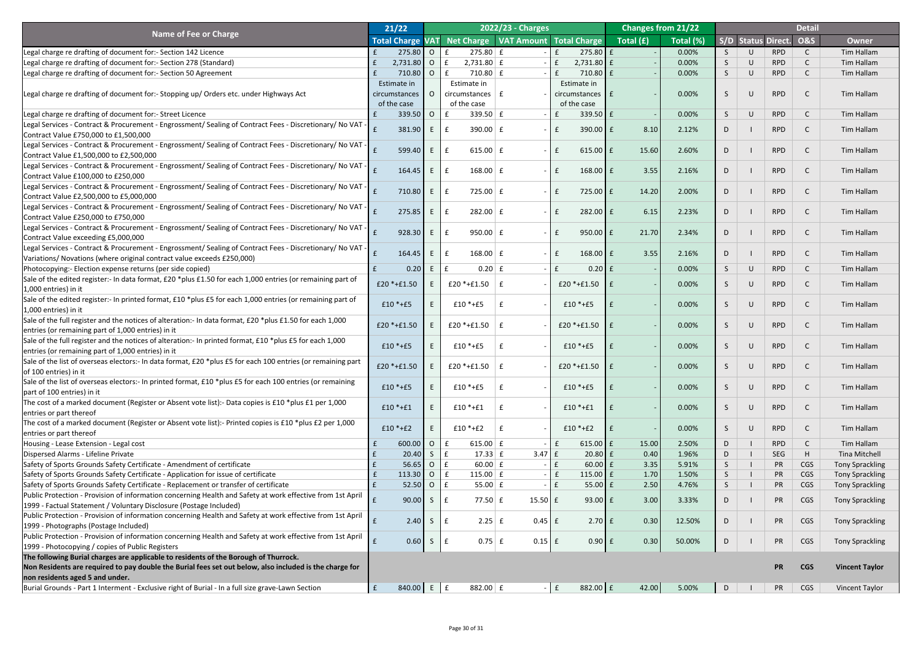| Name of Fee or Charge | 21/22 | 2022/23 - Charges | | | | Changes from 21/22 | | Detail | | | | |
|---|---|---|---|---|---|---|---|---|---|---|---|---|
| | Total Charge | VAT | Net Charge | VAT Amount | Total Charge | Total (£) | Total (%) | S/D | Status | Direct. | O&S | Owner |
| Legal charge re drafting of document for:- Section 142 Licence | £ 275.80 | O | £ 275.80 | £ - | £ 275.80 | £ - | 0.00% | S | U | RPD | C | Tim Hallam |
| Legal charge re drafting of document for:- Section 278 (Standard) | £ 2,731.80 | O | £ 2,731.80 | £ - | £ 2,731.80 | £ - | 0.00% | S | U | RPD | C | Tim Hallam |
| Legal charge re drafting of document for:- Section 50 Agreement | £ 710.80 | O | £ 710.80 | £ - | £ 710.80 | £ - | 0.00% | S | U | RPD | C | Tim Hallam |
| Legal charge re drafting of document for:- Stopping up/ Orders etc. under Highways Act | Estimate in circumstances of the case | O | Estimate in circumstances of the case | £ - | Estimate in circumstances of the case | £ - | 0.00% | S | U | RPD | C | Tim Hallam |
| Legal charge re drafting of document for:- Street Licence | £ 339.50 | O | £ 339.50 | £ - | £ 339.50 | £ - | 0.00% | S | U | RPD | C | Tim Hallam |
| Legal Services - Contract & Procurement - Engrossment/ Sealing of Contract Fees - Discretionary/ No VAT - Contract Value £750,000 to £1,500,000 | £ 381.90 | E | £ 390.00 | £ - | £ 390.00 | £ 8.10 | 2.12% | D | I | RPD | C | Tim Hallam |
| Legal Services - Contract & Procurement - Engrossment/ Sealing of Contract Fees - Discretionary/ No VAT - Contract Value £1,500,000 to £2,500,000 | £ 599.40 | E | £ 615.00 | £ - | £ 615.00 | £ 15.60 | 2.60% | D | I | RPD | C | Tim Hallam |
| Legal Services - Contract & Procurement - Engrossment/ Sealing of Contract Fees - Discretionary/ No VAT - Contract Value £100,000 to £250,000 | £ 164.45 | E | £ 168.00 | £ - | £ 168.00 | £ 3.55 | 2.16% | D | I | RPD | C | Tim Hallam |
| Legal Services - Contract & Procurement - Engrossment/ Sealing of Contract Fees - Discretionary/ No VAT - Contract Value £2,500,000 to £5,000,000 | £ 710.80 | E | £ 725.00 | £ - | £ 725.00 | £ 14.20 | 2.00% | D | I | RPD | C | Tim Hallam |
| Legal Services - Contract & Procurement - Engrossment/ Sealing of Contract Fees - Discretionary/ No VAT - Contract Value £250,000 to £750,000 | £ 275.85 | E | £ 282.00 | £ - | £ 282.00 | £ 6.15 | 2.23% | D | I | RPD | C | Tim Hallam |
| Legal Services - Contract & Procurement - Engrossment/ Sealing of Contract Fees - Discretionary/ No VAT - Contract Value exceeding £5,000,000 | £ 928.30 | E | £ 950.00 | £ - | £ 950.00 | £ 21.70 | 2.34% | D | I | RPD | C | Tim Hallam |
| Legal Services - Contract & Procurement - Engrossment/ Sealing of Contract Fees - Discretionary/ No VAT - Variations/ Novations (where original contract value exceeds £250,000) | £ 164.45 | E | £ 168.00 | £ - | £ 168.00 | £ 3.55 | 2.16% | D | I | RPD | C | Tim Hallam |
| Photocopying:- Election expense returns (per side copied) | £ 0.20 | E | £ 0.20 | £ - | £ 0.20 | £ - | 0.00% | S | U | RPD | C | Tim Hallam |
| Sale of the edited register:- In data format, £20 *plus £1.50 for each 1,000 entries (or remaining part of 1,000 entries) in it | £20 *+£1.50 | E | £20 *+£1.50 | £ - | £20 *+£1.50 | £ - | 0.00% | S | U | RPD | C | Tim Hallam |
| Sale of the edited register:- In printed format, £10 *plus £5 for each 1,000 entries (or remaining part of 1,000 entries) in it | £10 *+£5 | E | £10 *+£5 | £ - | £10 *+£5 | £ - | 0.00% | S | U | RPD | C | Tim Hallam |
| Sale of the full register and the notices of alteration:- In data format, £20 *plus £1.50 for each 1,000 entries (or remaining part of 1,000 entries) in it | £20 *+£1.50 | E | £20 *+£1.50 | £ - | £20 *+£1.50 | £ - | 0.00% | S | U | RPD | C | Tim Hallam |
| Sale of the full register and the notices of alteration:- In printed format, £10 *plus £5 for each 1,000 entries (or remaining part of 1,000 entries) in it | £10 *+£5 | E | £10 *+£5 | £ - | £10 *+£5 | £ - | 0.00% | S | U | RPD | C | Tim Hallam |
| Sale of the list of overseas electors:- In data format, £20 *plus £5 for each 100 entries (or remaining part of 100 entries) in it | £20 *+£1.50 | E | £20 *+£1.50 | £ - | £20 *+£1.50 | £ - | 0.00% | S | U | RPD | C | Tim Hallam |
| Sale of the list of overseas electors:- In printed format, £10 *plus £5 for each 100 entries (or remaining part of 100 entries) in it | £10 *+£5 | E | £10 *+£5 | £ - | £10 *+£5 | £ - | 0.00% | S | U | RPD | C | Tim Hallam |
| The cost of a marked document (Register or Absent vote list):- Data copies is £10 *plus £1 per 1,000 entries or part thereof | £10 *+£1 | E | £10 *+£1 | £ - | £10 *+£1 | £ - | 0.00% | S | U | RPD | C | Tim Hallam |
| The cost of a marked document (Register or Absent vote list):- Printed copies is £10 *plus £2 per 1,000 entries or part thereof | £10 *+£2 | E | £10 *+£2 | £ - | £10 *+£2 | £ - | 0.00% | S | U | RPD | C | Tim Hallam |
| Housing - Lease Extension - Legal cost | £ 600.00 | O | £ 615.00 | £ - | £ 615.00 | £ 15.00 | 2.50% | D | I | RPD | C | Tim Hallam |
| Dispersed Alarms - Lifeline Private | £ 20.40 | S | £ 17.33 | £ 3.47 | £ 20.80 | £ 0.40 | 1.96% | D | I | SEG | H | Tina Mitchell |
| Safety of Sports Grounds Safety Certificate - Amendment of certificate | £ 56.65 | O | £ 60.00 | £ - | £ 60.00 | £ 3.35 | 5.91% | S | I | PR | CGS | Tony Sprackling |
| Safety of Sports Grounds Safety Certificate - Application for issue of certificate | £ 113.30 | O | £ 115.00 | £ - | £ 115.00 | £ 1.70 | 1.50% | S | I | PR | CGS | Tony Sprackling |
| Safety of Sports Grounds Safety Certificate - Replacement or transfer of certificate | £ 52.50 | O | £ 55.00 | £ - | £ 55.00 | £ 2.50 | 4.76% | S | I | PR | CGS | Tony Sprackling |
| Public Protection - Provision of information concerning Health and Safety at work effective from 1st April 1999 - Factual Statement / Voluntary Disclosure (Postage Included) | £ 90.00 | S | £ 77.50 | £ 15.50 | £ 93.00 | £ 3.00 | 3.33% | D | I | PR | CGS | Tony Sprackling |
| Public Protection - Provision of information concerning Health and Safety at work effective from 1st April 1999 - Photographs (Postage Included) | £ 2.40 | S | £ 2.25 | £ 0.45 | £ 2.70 | £ 0.30 | 12.50% | D | I | PR | CGS | Tony Sprackling |
| Public Protection - Provision of information concerning Health and Safety at work effective from 1st April 1999 - Photocopying / copies of Public Registers | £ 0.60 | S | £ 0.75 | £ 0.15 | £ 0.90 | £ 0.30 | 50.00% | D | I | PR | CGS | Tony Sprackling |
| **The following Burial charges are applicable to residents of the Borough of Thurrock. Non Residents are required to pay double the Burial fees set out below, also included is the charge for non residents aged 5 and under.** | | | | | | | | | | **PR** | **CGS** | **Vincent Taylor** |
| Burial Grounds - Part 1 Interment - Exclusive right of Burial - In a full size grave-Lawn Section | £ 840.00 | E | £ 882.00 | £ - | £ 882.00 | £ 42.00 | 5.00% | D | I | PR | CGS | Vincent Taylor |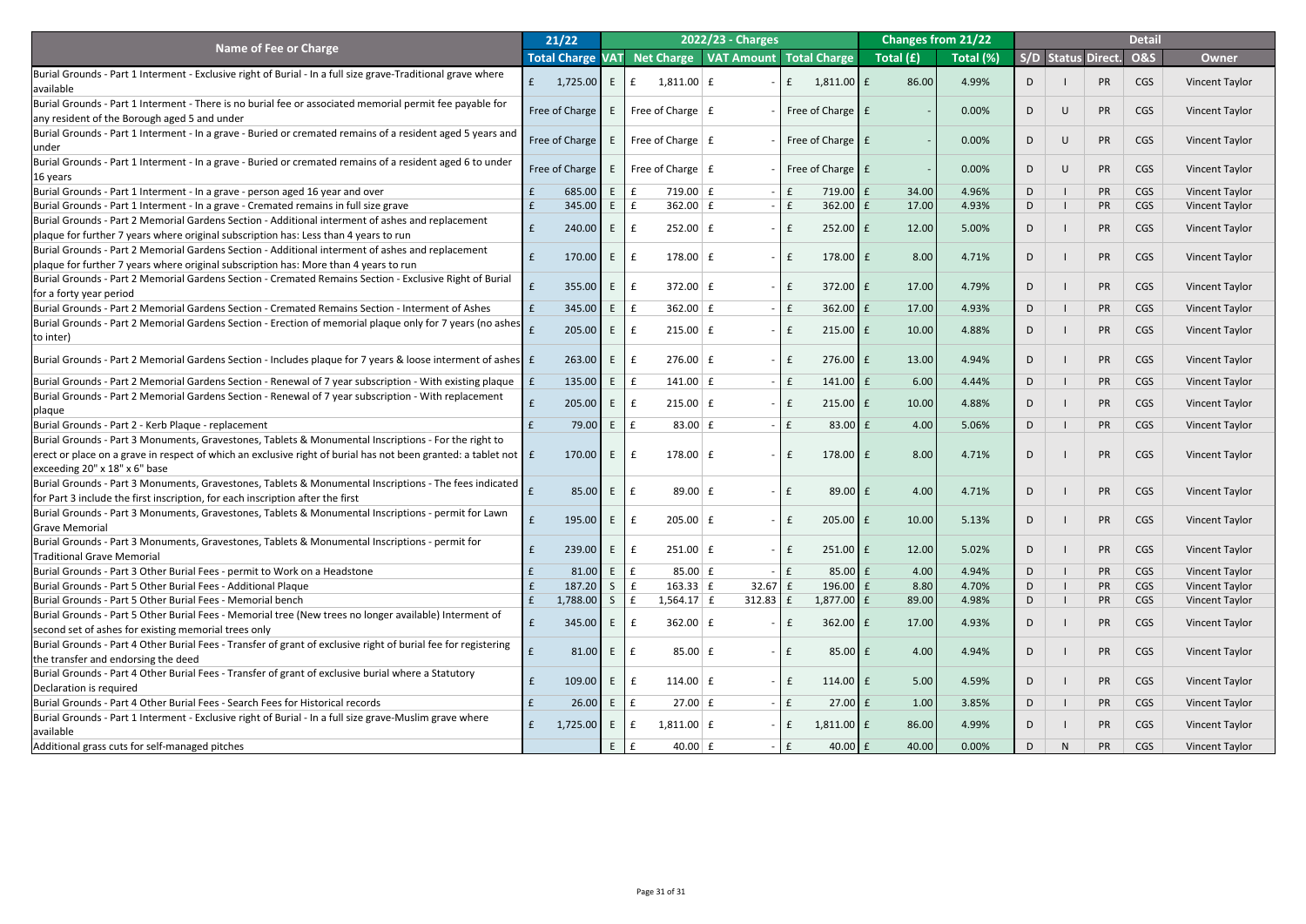| Name of Fee or Charge | 21/22 | 2022/23 - Charges | | | | Changes from 21/22 | | Detail | | | | |
|---|---|---|---|---|---|---|---|---|---|---|---|---|
| | Total Charge | VAT | Net Charge | VAT Amount | Total Charge | Total (£) | Total (%) | S/D | Status | Direct. | O&S | Owner |
| Burial Grounds - Part 1 Interment - Exclusive right of Burial - In a full size grave-Traditional grave where available | £ 1,725.00 | E | £ 1,811.00 | £ - | £ 1,811.00 | £ 86.00 | 4.99% | D | I | PR | CGS | Vincent Taylor |
| Burial Grounds - Part 1 Interment - There is no burial fee or associated memorial permit fee payable for any resident of the Borough aged 5 and under | Free of Charge | E | Free of Charge | £ - | Free of Charge | £ - | 0.00% | D | U | PR | CGS | Vincent Taylor |
| Burial Grounds - Part 1 Interment - In a grave - Buried or cremated remains of a resident aged 5 years and under | Free of Charge | E | Free of Charge | £ - | Free of Charge | £ - | 0.00% | D | U | PR | CGS | Vincent Taylor |
| Burial Grounds - Part 1 Interment - In a grave - Buried or cremated remains of a resident aged 6 to under 16 years | Free of Charge | E | Free of Charge | £ - | Free of Charge | £ - | 0.00% | D | U | PR | CGS | Vincent Taylor |
| Burial Grounds - Part 1 Interment - In a grave - person aged 16 year and over | £ 685.00 | E | £ 719.00 | £ - | £ 719.00 | £ 34.00 | 4.96% | D | I | PR | CGS | Vincent Taylor |
| Burial Grounds - Part 1 Interment - In a grave - Cremated remains in full size grave | £ 345.00 | E | £ 362.00 | £ - | £ 362.00 | £ 17.00 | 4.93% | D | I | PR | CGS | Vincent Taylor |
| Burial Grounds - Part 2 Memorial Gardens Section - Additional interment of ashes and replacement plaque for further 7 years where original subscription has: Less than 4 years to run | £ 240.00 | E | £ 252.00 | £ - | £ 252.00 | £ 12.00 | 5.00% | D | I | PR | CGS | Vincent Taylor |
| Burial Grounds - Part 2 Memorial Gardens Section - Additional interment of ashes and replacement plaque for further 7 years where original subscription has: More than 4 years to run | £ 170.00 | E | £ 178.00 | £ - | £ 178.00 | £ 8.00 | 4.71% | D | I | PR | CGS | Vincent Taylor |
| Burial Grounds - Part 2 Memorial Gardens Section - Cremated Remains Section - Exclusive Right of Burial for a forty year period | £ 355.00 | E | £ 372.00 | £ - | £ 372.00 | £ 17.00 | 4.79% | D | I | PR | CGS | Vincent Taylor |
| Burial Grounds - Part 2 Memorial Gardens Section - Cremated Remains Section - Interment of Ashes | £ 345.00 | E | £ 362.00 | £ - | £ 362.00 | £ 17.00 | 4.93% | D | I | PR | CGS | Vincent Taylor |
| Burial Grounds - Part 2 Memorial Gardens Section - Erection of memorial plaque only for 7 years (no ashes to inter) | £ 205.00 | E | £ 215.00 | £ - | £ 215.00 | £ 10.00 | 4.88% | D | I | PR | CGS | Vincent Taylor |
| Burial Grounds - Part 2 Memorial Gardens Section - Includes plaque for 7 years & loose interment of ashes | £ 263.00 | E | £ 276.00 | £ - | £ 276.00 | £ 13.00 | 4.94% | D | I | PR | CGS | Vincent Taylor |
| Burial Grounds - Part 2 Memorial Gardens Section - Renewal of 7 year subscription - With existing plaque | £ 135.00 | E | £ 141.00 | £ - | £ 141.00 | £ 6.00 | 4.44% | D | I | PR | CGS | Vincent Taylor |
| Burial Grounds - Part 2 Memorial Gardens Section - Renewal of 7 year subscription - With replacement plaque | £ 205.00 | E | £ 215.00 | £ - | £ 215.00 | £ 10.00 | 4.88% | D | I | PR | CGS | Vincent Taylor |
| Burial Grounds - Part 2 - Kerb Plaque - replacement | £ 79.00 | E | £ 83.00 | £ - | £ 83.00 | £ 4.00 | 5.06% | D | I | PR | CGS | Vincent Taylor |
| Burial Grounds - Part 3 Monuments, Gravestones, Tablets & Monumental Inscriptions - For the right to erect or place on a grave in respect of which an exclusive right of burial has not been granted: a tablet not exceeding 20" x 18" x 6" base | £ 170.00 | E | £ 178.00 | £ - | £ 178.00 | £ 8.00 | 4.71% | D | I | PR | CGS | Vincent Taylor |
| Burial Grounds - Part 3 Monuments, Gravestones, Tablets & Monumental Inscriptions - The fees indicated for Part 3 include the first inscription, for each inscription after the first | £ 85.00 | E | £ 89.00 | £ - | £ 89.00 | £ 4.00 | 4.71% | D | I | PR | CGS | Vincent Taylor |
| Burial Grounds - Part 3 Monuments, Gravestones, Tablets & Monumental Inscriptions - permit for Lawn Grave Memorial | £ 195.00 | E | £ 205.00 | £ - | £ 205.00 | £ 10.00 | 5.13% | D | I | PR | CGS | Vincent Taylor |
| Burial Grounds - Part 3 Monuments, Gravestones, Tablets & Monumental Inscriptions - permit for Traditional Grave Memorial | £ 239.00 | E | £ 251.00 | £ - | £ 251.00 | £ 12.00 | 5.02% | D | I | PR | CGS | Vincent Taylor |
| Burial Grounds - Part 3 Other Burial Fees - permit to Work on a Headstone | £ 81.00 | E | £ 85.00 | £ - | £ 85.00 | £ 4.00 | 4.94% | D | I | PR | CGS | Vincent Taylor |
| Burial Grounds - Part 5 Other Burial Fees - Additional Plaque | £ 187.20 | S | £ 163.33 | £ 32.67 | £ 196.00 | £ 8.80 | 4.70% | D | I | PR | CGS | Vincent Taylor |
| Burial Grounds - Part 5 Other Burial Fees - Memorial bench | £ 1,788.00 | S | £ 1,564.17 | £ 312.83 | £ 1,877.00 | £ 89.00 | 4.98% | D | I | PR | CGS | Vincent Taylor |
| Burial Grounds - Part 5 Other Burial Fees - Memorial tree (New trees no longer available) Interment of second set of ashes for existing memorial trees only | £ 345.00 | E | £ 362.00 | £ - | £ 362.00 | £ 17.00 | 4.93% | D | I | PR | CGS | Vincent Taylor |
| Burial Grounds - Part 4 Other Burial Fees - Transfer of grant of exclusive right of burial fee for registering the transfer and endorsing the deed | £ 81.00 | E | £ 85.00 | £ - | £ 85.00 | £ 4.00 | 4.94% | D | I | PR | CGS | Vincent Taylor |
| Burial Grounds - Part 4 Other Burial Fees - Transfer of grant of exclusive burial where a Statutory Declaration is required | £ 109.00 | E | £ 114.00 | £ - | £ 114.00 | £ 5.00 | 4.59% | D | I | PR | CGS | Vincent Taylor |
| Burial Grounds - Part 4 Other Burial Fees - Search Fees for Historical records | £ 26.00 | E | £ 27.00 | £ - | £ 27.00 | £ 1.00 | 3.85% | D | I | PR | CGS | Vincent Taylor |
| Burial Grounds - Part 1 Interment - Exclusive right of Burial - In a full size grave-Muslim grave where available | £ 1,725.00 | E | £ 1,811.00 | £ - | £ 1,811.00 | £ 86.00 | 4.99% | D | I | PR | CGS | Vincent Taylor |
| Additional grass cuts for self-managed pitches | | E | £ 40.00 | £ - | £ 40.00 | £ 40.00 | 0.00% | D | N | PR | CGS | Vincent Taylor |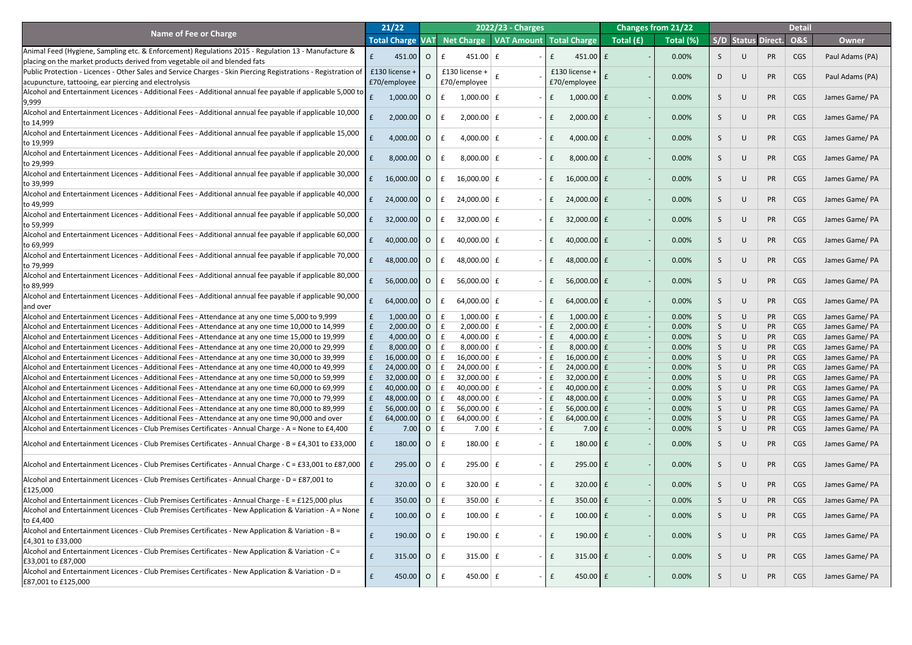| Name of Fee or Charge | 21/22 | 2022/23 - Charges | | | | Changes from 21/22 | | Detail | | | | |
|---|---|---|---|---|---|---|---|---|---|---|---|---|
| | Total Charge | VAT | Net Charge | VAT Amount | Total Charge | Total (£) | Total (%) | S/D | Status | Direct. | O&S | Owner |
| Animal Feed (Hygiene, Sampling etc. & Enforcement) Regulations 2015 - Regulation 13 - Manufacture & placing on the market products derived from vegetable oil and blended fats | £ 451.00 | O | £ 451.00 | £ - | £ 451.00 | £ - | 0.00% | S | U | PR | CGS | Paul Adams (PA) |
| Public Protection - Licences - Other Sales and Service Charges - Skin Piercing Registrations - Registration of acupuncture, tattooing, ear piercing and electrolysis | £130 license + £70/employee | O | £130 license + £70/employee | £ - | £130 license + £70/employee | £ - | 0.00% | D | U | PR | CGS | Paul Adams (PA) |
| Alcohol and Entertainment Licences - Additional Fees - Additional annual fee payable if applicable 5,000 to 9,999 | £ 1,000.00 | O | £ 1,000.00 | £ - | £ 1,000.00 | £ - | 0.00% | S | U | PR | CGS | James Game/ PA |
| Alcohol and Entertainment Licences - Additional Fees - Additional annual fee payable if applicable 10,000 to 14,999 | £ 2,000.00 | O | £ 2,000.00 | £ - | £ 2,000.00 | £ - | 0.00% | S | U | PR | CGS | James Game/ PA |
| Alcohol and Entertainment Licences - Additional Fees - Additional annual fee payable if applicable 15,000 to 19,999 | £ 4,000.00 | O | £ 4,000.00 | £ - | £ 4,000.00 | £ - | 0.00% | S | U | PR | CGS | James Game/ PA |
| Alcohol and Entertainment Licences - Additional Fees - Additional annual fee payable if applicable 20,000 to 29,999 | £ 8,000.00 | O | £ 8,000.00 | £ - | £ 8,000.00 | £ - | 0.00% | S | U | PR | CGS | James Game/ PA |
| Alcohol and Entertainment Licences - Additional Fees - Additional annual fee payable if applicable 30,000 to 39,999 | £ 16,000.00 | O | £ 16,000.00 | £ - | £ 16,000.00 | £ - | 0.00% | S | U | PR | CGS | James Game/ PA |
| Alcohol and Entertainment Licences - Additional Fees - Additional annual fee payable if applicable 40,000 to 49,999 | £ 24,000.00 | O | £ 24,000.00 | £ - | £ 24,000.00 | £ - | 0.00% | S | U | PR | CGS | James Game/ PA |
| Alcohol and Entertainment Licences - Additional Fees - Additional annual fee payable if applicable 50,000 to 59,999 | £ 32,000.00 | O | £ 32,000.00 | £ - | £ 32,000.00 | £ - | 0.00% | S | U | PR | CGS | James Game/ PA |
| Alcohol and Entertainment Licences - Additional Fees - Additional annual fee payable if applicable 60,000 to 69,999 | £ 40,000.00 | O | £ 40,000.00 | £ - | £ 40,000.00 | £ - | 0.00% | S | U | PR | CGS | James Game/ PA |
| Alcohol and Entertainment Licences - Additional Fees - Additional annual fee payable if applicable 70,000 to 79,999 | £ 48,000.00 | O | £ 48,000.00 | £ - | £ 48,000.00 | £ - | 0.00% | S | U | PR | CGS | James Game/ PA |
| Alcohol and Entertainment Licences - Additional Fees - Additional annual fee payable if applicable 80,000 to 89,999 | £ 56,000.00 | O | £ 56,000.00 | £ - | £ 56,000.00 | £ - | 0.00% | S | U | PR | CGS | James Game/ PA |
| Alcohol and Entertainment Licences - Additional Fees - Additional annual fee payable if applicable 90,000 and over | £ 64,000.00 | O | £ 64,000.00 | £ - | £ 64,000.00 | £ - | 0.00% | S | U | PR | CGS | James Game/ PA |
| Alcohol and Entertainment Licences - Additional Fees - Attendance at any one time 5,000 to 9,999 | £ 1,000.00 | O | £ 1,000.00 | £ - | £ 1,000.00 | £ - | 0.00% | S | U | PR | CGS | James Game/ PA |
| Alcohol and Entertainment Licences - Additional Fees - Attendance at any one time 10,000 to 14,999 | £ 2,000.00 | O | £ 2,000.00 | £ - | £ 2,000.00 | £ - | 0.00% | S | U | PR | CGS | James Game/ PA |
| Alcohol and Entertainment Licences - Additional Fees - Attendance at any one time 15,000 to 19,999 | £ 4,000.00 | O | £ 4,000.00 | £ - | £ 4,000.00 | £ - | 0.00% | S | U | PR | CGS | James Game/ PA |
| Alcohol and Entertainment Licences - Additional Fees - Attendance at any one time 20,000 to 29,999 | £ 8,000.00 | O | £ 8,000.00 | £ - | £ 8,000.00 | £ - | 0.00% | S | U | PR | CGS | James Game/ PA |
| Alcohol and Entertainment Licences - Additional Fees - Attendance at any one time 30,000 to 39,999 | £ 16,000.00 | O | £ 16,000.00 | £ - | £ 16,000.00 | £ - | 0.00% | S | U | PR | CGS | James Game/ PA |
| Alcohol and Entertainment Licences - Additional Fees - Attendance at any one time 40,000 to 49,999 | £ 24,000.00 | O | £ 24,000.00 | £ - | £ 24,000.00 | £ - | 0.00% | S | U | PR | CGS | James Game/ PA |
| Alcohol and Entertainment Licences - Additional Fees - Attendance at any one time 50,000 to 59,999 | £ 32,000.00 | O | £ 32,000.00 | £ - | £ 32,000.00 | £ - | 0.00% | S | U | PR | CGS | James Game/ PA |
| Alcohol and Entertainment Licences - Additional Fees - Attendance at any one time 60,000 to 69,999 | £ 40,000.00 | O | £ 40,000.00 | £ - | £ 40,000.00 | £ - | 0.00% | S | U | PR | CGS | James Game/ PA |
| Alcohol and Entertainment Licences - Additional Fees - Attendance at any one time 70,000 to 79,999 | £ 48,000.00 | O | £ 48,000.00 | £ - | £ 48,000.00 | £ - | 0.00% | S | U | PR | CGS | James Game/ PA |
| Alcohol and Entertainment Licences - Additional Fees - Attendance at any one time 80,000 to 89,999 | £ 56,000.00 | O | £ 56,000.00 | £ - | £ 56,000.00 | £ - | 0.00% | S | U | PR | CGS | James Game/ PA |
| Alcohol and Entertainment Licences - Additional Fees - Attendance at any one time 90,000 and over | £ 64,000.00 | O | £ 64,000.00 | £ - | £ 64,000.00 | £ - | 0.00% | S | U | PR | CGS | James Game/ PA |
| Alcohol and Entertainment Licences - Club Premises Certificates - Annual Charge - A = None to £4,400 | £ 7.00 | O | £ 7.00 | £ - | £ 7.00 | £ - | 0.00% | S | U | PR | CGS | James Game/ PA |
| Alcohol and Entertainment Licences - Club Premises Certificates - Annual Charge - B = £4,301 to £33,000 | £ 180.00 | O | £ 180.00 | £ - | £ 180.00 | £ - | 0.00% | S | U | PR | CGS | James Game/ PA |
| Alcohol and Entertainment Licences - Club Premises Certificates - Annual Charge - C = £33,001 to £87,000 | £ 295.00 | O | £ 295.00 | £ - | £ 295.00 | £ - | 0.00% | S | U | PR | CGS | James Game/ PA |
| Alcohol and Entertainment Licences - Club Premises Certificates - Annual Charge - D = £87,001 to £125,000 | £ 320.00 | O | £ 320.00 | £ - | £ 320.00 | £ - | 0.00% | S | U | PR | CGS | James Game/ PA |
| Alcohol and Entertainment Licences - Club Premises Certificates - Annual Charge - E = £125,000 plus | £ 350.00 | O | £ 350.00 | £ - | £ 350.00 | £ - | 0.00% | S | U | PR | CGS | James Game/ PA |
| Alcohol and Entertainment Licences - Club Premises Certificates - New Application & Variation - A = None to £4,400 | £ 100.00 | O | £ 100.00 | £ - | £ 100.00 | £ - | 0.00% | S | U | PR | CGS | James Game/ PA |
| Alcohol and Entertainment Licences - Club Premises Certificates - New Application & Variation - B = £4,301 to £33,000 | £ 190.00 | O | £ 190.00 | £ - | £ 190.00 | £ - | 0.00% | S | U | PR | CGS | James Game/ PA |
| Alcohol and Entertainment Licences - Club Premises Certificates - New Application & Variation - C = £33,001 to £87,000 | £ 315.00 | O | £ 315.00 | £ - | £ 315.00 | £ - | 0.00% | S | U | PR | CGS | James Game/ PA |
| Alcohol and Entertainment Licences - Club Premises Certificates - New Application & Variation - D = £87,001 to £125,000 | £ 450.00 | O | £ 450.00 | £ - | £ 450.00 | £ - | 0.00% | S | U | PR | CGS | James Game/ PA |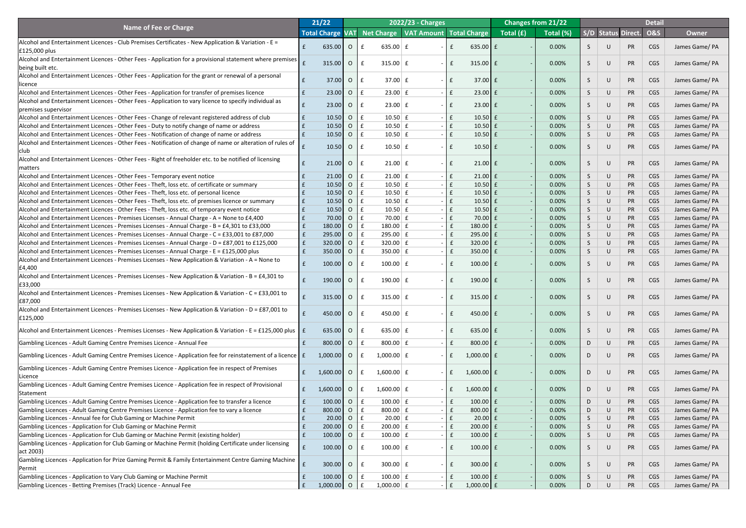| Name of Fee or Charge | 21/22 | | 2022/23 - Charges | | | Changes from 21/22 | | Detail | | | | |
|---|---|---|---|---|---|---|---|---|---|---|---|---|
| | Total Charge | VAT | Net Charge | VAT Amount | Total Charge | Total (£) | Total (%) | S/D | Status | Direct. | O&S | Owner |
| Alcohol and Entertainment Licences - Club Premises Certificates - New Application & Variation - E = £125,000 plus | £ 635.00 | O | £ 635.00 | £ - | £ 635.00 | £ - | 0.00% | S | U | PR | CGS | James Game/ PA |
| Alcohol and Entertainment Licences - Other Fees - Application for a provisional statement where premises being built etc. | £ 315.00 | O | £ 315.00 | £ - | £ 315.00 | £ - | 0.00% | S | U | PR | CGS | James Game/ PA |
| Alcohol and Entertainment Licences - Other Fees - Application for the grant or renewal of a personal licence | £ 37.00 | O | £ 37.00 | £ - | £ 37.00 | £ - | 0.00% | S | U | PR | CGS | James Game/ PA |
| Alcohol and Entertainment Licences - Other Fees - Application for transfer of premises licence | £ 23.00 | O | £ 23.00 | £ - | £ 23.00 | £ - | 0.00% | S | U | PR | CGS | James Game/ PA |
| Alcohol and Entertainment Licences - Other Fees - Application to vary licence to specify individual as premises supervisor | £ 23.00 | O | £ 23.00 | £ - | £ 23.00 | £ - | 0.00% | S | U | PR | CGS | James Game/ PA |
| Alcohol and Entertainment Licences - Other Fees - Change of relevant registered address of club | £ 10.50 | O | £ 10.50 | £ - | £ 10.50 | £ - | 0.00% | S | U | PR | CGS | James Game/ PA |
| Alcohol and Entertainment Licences - Other Fees - Duty to notify change of name or address | £ 10.50 | O | £ 10.50 | £ - | £ 10.50 | £ - | 0.00% | S | U | PR | CGS | James Game/ PA |
| Alcohol and Entertainment Licences - Other Fees - Notification of change of name or address | £ 10.50 | O | £ 10.50 | £ - | £ 10.50 | £ - | 0.00% | S | U | PR | CGS | James Game/ PA |
| Alcohol and Entertainment Licences - Other Fees - Notification of change of name or alteration of rules of club | £ 10.50 | O | £ 10.50 | £ - | £ 10.50 | £ - | 0.00% | S | U | PR | CGS | James Game/ PA |
| Alcohol and Entertainment Licences - Other Fees - Right of freeholder etc. to be notified of licensing matters | £ 21.00 | O | £ 21.00 | £ - | £ 21.00 | £ - | 0.00% | S | U | PR | CGS | James Game/ PA |
| Alcohol and Entertainment Licences - Other Fees - Temporary event notice | £ 21.00 | O | £ 21.00 | £ - | £ 21.00 | £ - | 0.00% | S | U | PR | CGS | James Game/ PA |
| Alcohol and Entertainment Licences - Other Fees - Theft, loss etc. of certificate or summary | £ 10.50 | O | £ 10.50 | £ - | £ 10.50 | £ - | 0.00% | S | U | PR | CGS | James Game/ PA |
| Alcohol and Entertainment Licences - Other Fees - Theft, loss etc. of personal licence | £ 10.50 | O | £ 10.50 | £ - | £ 10.50 | £ - | 0.00% | S | U | PR | CGS | James Game/ PA |
| Alcohol and Entertainment Licences - Other Fees - Theft, loss etc. of premises licence or summary | £ 10.50 | O | £ 10.50 | £ - | £ 10.50 | £ - | 0.00% | S | U | PR | CGS | James Game/ PA |
| Alcohol and Entertainment Licences - Other Fees - Theft, loss etc. of temporary event notice | £ 10.50 | O | £ 10.50 | £ - | £ 10.50 | £ - | 0.00% | S | U | PR | CGS | James Game/ PA |
| Alcohol and Entertainment Licences - Premises Licenses - Annual Charge - A = None to £4,400 | £ 70.00 | O | £ 70.00 | £ - | £ 70.00 | £ - | 0.00% | S | U | PR | CGS | James Game/ PA |
| Alcohol and Entertainment Licences - Premises Licenses - Annual Charge - B = £4,301 to £33,000 | £ 180.00 | O | £ 180.00 | £ - | £ 180.00 | £ - | 0.00% | S | U | PR | CGS | James Game/ PA |
| Alcohol and Entertainment Licences - Premises Licenses - Annual Charge - C = £33,001 to £87,000 | £ 295.00 | O | £ 295.00 | £ - | £ 295.00 | £ - | 0.00% | S | U | PR | CGS | James Game/ PA |
| Alcohol and Entertainment Licences - Premises Licenses - Annual Charge - D = £87,001 to £125,000 | £ 320.00 | O | £ 320.00 | £ - | £ 320.00 | £ - | 0.00% | S | U | PR | CGS | James Game/ PA |
| Alcohol and Entertainment Licences - Premises Licenses - Annual Charge - E = £125,000 plus | £ 350.00 | O | £ 350.00 | £ - | £ 350.00 | £ - | 0.00% | S | U | PR | CGS | James Game/ PA |
| Alcohol and Entertainment Licences - Premises Licenses - New Application & Variation - A = None to £4,400 | £ 100.00 | O | £ 100.00 | £ - | £ 100.00 | £ - | 0.00% | S | U | PR | CGS | James Game/ PA |
| Alcohol and Entertainment Licences - Premises Licenses - New Application & Variation - B = £4,301 to £33,000 | £ 190.00 | O | £ 190.00 | £ - | £ 190.00 | £ - | 0.00% | S | U | PR | CGS | James Game/ PA |
| Alcohol and Entertainment Licences - Premises Licenses - New Application & Variation - C = £33,001 to £87,000 | £ 315.00 | O | £ 315.00 | £ - | £ 315.00 | £ - | 0.00% | S | U | PR | CGS | James Game/ PA |
| Alcohol and Entertainment Licences - Premises Licenses - New Application & Variation - D = £87,001 to £125,000 | £ 450.00 | O | £ 450.00 | £ - | £ 450.00 | £ - | 0.00% | S | U | PR | CGS | James Game/ PA |
| Alcohol and Entertainment Licences - Premises Licenses - New Application & Variation - E = £125,000 plus | £ 635.00 | O | £ 635.00 | £ - | £ 635.00 | £ - | 0.00% | S | U | PR | CGS | James Game/ PA |
| Gambling Licences - Adult Gaming Centre Premises Licence - Annual Fee | £ 800.00 | O | £ 800.00 | £ - | £ 800.00 | £ - | 0.00% | D | U | PR | CGS | James Game/ PA |
| Gambling Licences - Adult Gaming Centre Premises Licence - Application fee for reinstatement of a licence | £ 1,000.00 | O | £ 1,000.00 | £ - | £ 1,000.00 | £ - | 0.00% | D | U | PR | CGS | James Game/ PA |
| Gambling Licences - Adult Gaming Centre Premises Licence - Application fee in respect of Premises Licence | £ 1,600.00 | O | £ 1,600.00 | £ - | £ 1,600.00 | £ - | 0.00% | D | U | PR | CGS | James Game/ PA |
| Gambling Licences - Adult Gaming Centre Premises Licence - Application fee in respect of Provisional Statement | £ 1,600.00 | O | £ 1,600.00 | £ - | £ 1,600.00 | £ - | 0.00% | D | U | PR | CGS | James Game/ PA |
| Gambling Licences - Adult Gaming Centre Premises Licence - Application fee to transfer a licence | £ 100.00 | O | £ 100.00 | £ - | £ 100.00 | £ - | 0.00% | D | U | PR | CGS | James Game/ PA |
| Gambling Licences - Adult Gaming Centre Premises Licence - Application fee to vary a licence | £ 800.00 | O | £ 800.00 | £ - | £ 800.00 | £ - | 0.00% | D | U | PR | CGS | James Game/ PA |
| Gambling Licences - Annual fee for Club Gaming or Machine Permit | £ 20.00 | O | £ 20.00 | £ - | £ 20.00 | £ - | 0.00% | S | U | PR | CGS | James Game/ PA |
| Gambling Licences - Application for Club Gaming or Machine Permit | £ 200.00 | O | £ 200.00 | £ - | £ 200.00 | £ - | 0.00% | S | U | PR | CGS | James Game/ PA |
| Gambling Licences - Application for Club Gaming or Machine Permit (existing holder) | £ 100.00 | O | £ 100.00 | £ - | £ 100.00 | £ - | 0.00% | S | U | PR | CGS | James Game/ PA |
| Gambling Licences - Application for Club Gaming or Machine Permit (holding Certificate under licensing act 2003) | £ 100.00 | O | £ 100.00 | £ - | £ 100.00 | £ - | 0.00% | S | U | PR | CGS | James Game/ PA |
| Gambling Licences - Application for Prize Gaming Permit & Family Entertainment Centre Gaming Machine Permit | £ 300.00 | O | £ 300.00 | £ - | £ 300.00 | £ - | 0.00% | S | U | PR | CGS | James Game/ PA |
| Gambling Licences - Application to Vary Club Gaming or Machine Permit | £ 100.00 | O | £ 100.00 | £ - | £ 100.00 | £ - | 0.00% | S | U | PR | CGS | James Game/ PA |
| Gambling Licences - Betting Premises (Track) Licence - Annual Fee | £ 1,000.00 | O | £ 1,000.00 | £ - | £ 1,000.00 | £ - | 0.00% | D | U | PR | CGS | James Game/ PA |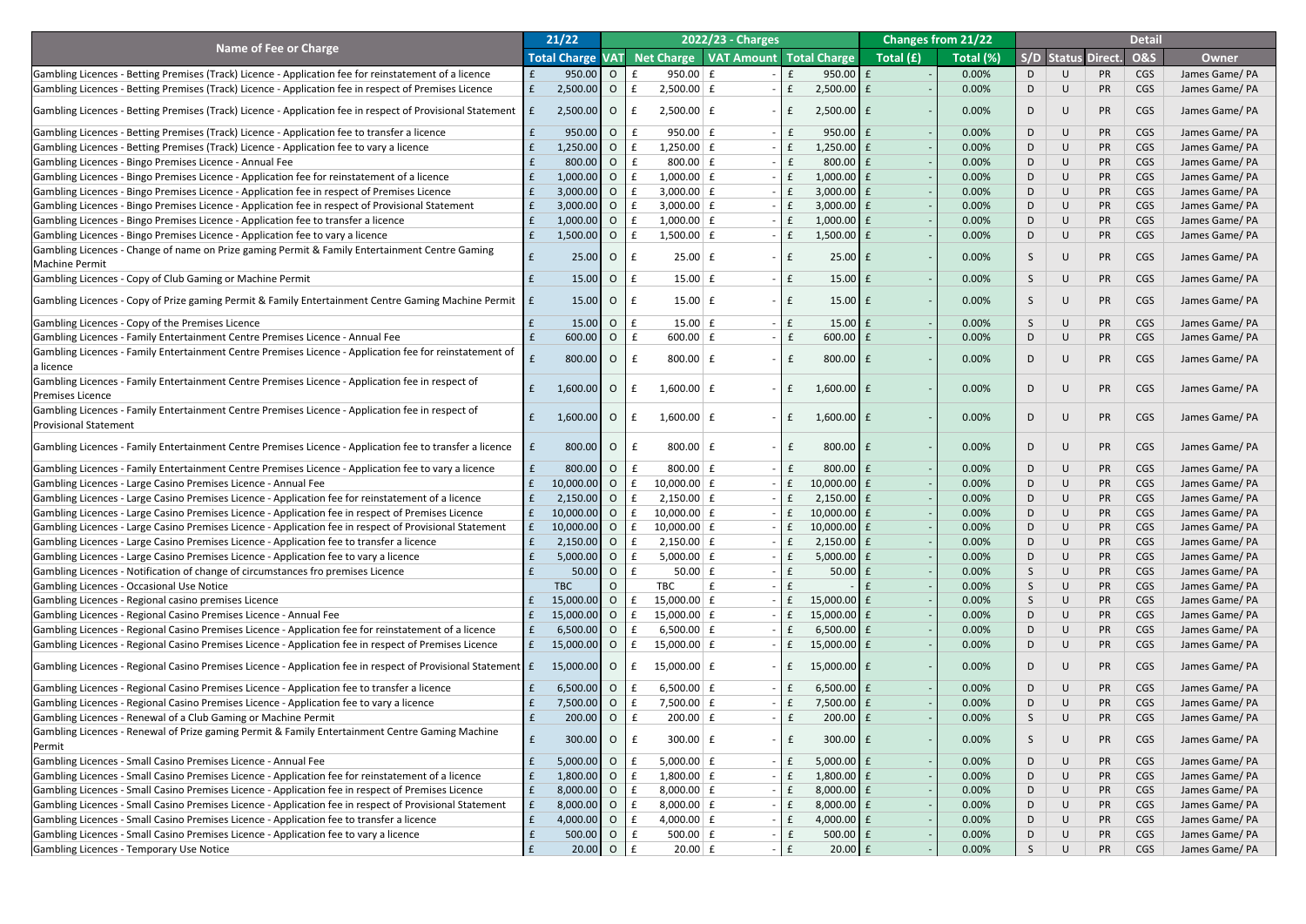| Name of Fee or Charge | 21/22 | 2022/23 - Charges | | | | Changes from 21/22 | | Detail | | | | |
|---|---|---|---|---|---|---|---|---|---|---|---|---|
| | Total Charge | VAT | Net Charge | VAT Amount | Total Charge | Total (£) | Total (%) | S/D | Status | Direct. | O&S | Owner |
| Gambling Licences - Betting Premises (Track) Licence - Application fee for reinstatement of a licence | £ 950.00 | O | £ 950.00 | £ - | £ 950.00 | £ - | 0.00% | D | U | PR | CGS | James Game/ PA |
| Gambling Licences - Betting Premises (Track) Licence - Application fee in respect of Premises Licence | £ 2,500.00 | O | £ 2,500.00 | £ - | £ 2,500.00 | £ - | 0.00% | D | U | PR | CGS | James Game/ PA |
| Gambling Licences - Betting Premises (Track) Licence - Application fee in respect of Provisional Statement | £ 2,500.00 | O | £ 2,500.00 | £ - | £ 2,500.00 | £ - | 0.00% | D | U | PR | CGS | James Game/ PA |
| Gambling Licences - Betting Premises (Track) Licence - Application fee to transfer a licence | £ 950.00 | O | £ 950.00 | £ - | £ 950.00 | £ - | 0.00% | D | U | PR | CGS | James Game/ PA |
| Gambling Licences - Betting Premises (Track) Licence - Application fee to vary a licence | £ 1,250.00 | O | £ 1,250.00 | £ - | £ 1,250.00 | £ - | 0.00% | D | U | PR | CGS | James Game/ PA |
| Gambling Licences - Bingo Premises Licence - Annual Fee | £ 800.00 | O | £ 800.00 | £ - | £ 800.00 | £ - | 0.00% | D | U | PR | CGS | James Game/ PA |
| Gambling Licences - Bingo Premises Licence - Application fee for reinstatement of a licence | £ 1,000.00 | O | £ 1,000.00 | £ - | £ 1,000.00 | £ - | 0.00% | D | U | PR | CGS | James Game/ PA |
| Gambling Licences - Bingo Premises Licence - Application fee in respect of Premises Licence | £ 3,000.00 | O | £ 3,000.00 | £ - | £ 3,000.00 | £ - | 0.00% | D | U | PR | CGS | James Game/ PA |
| Gambling Licences - Bingo Premises Licence - Application fee in respect of Provisional Statement | £ 3,000.00 | O | £ 3,000.00 | £ - | £ 3,000.00 | £ - | 0.00% | D | U | PR | CGS | James Game/ PA |
| Gambling Licences - Bingo Premises Licence - Application fee to transfer a licence | £ 1,000.00 | O | £ 1,000.00 | £ - | £ 1,000.00 | £ - | 0.00% | D | U | PR | CGS | James Game/ PA |
| Gambling Licences - Bingo Premises Licence - Application fee to vary a licence | £ 1,500.00 | O | £ 1,500.00 | £ - | £ 1,500.00 | £ - | 0.00% | D | U | PR | CGS | James Game/ PA |
| Gambling Licences - Change of name on Prize gaming Permit & Family Entertainment Centre Gaming Machine Permit | £ 25.00 | O | £ 25.00 | £ - | £ 25.00 | £ - | 0.00% | S | U | PR | CGS | James Game/ PA |
| Gambling Licences - Copy of Club Gaming or Machine Permit | £ 15.00 | O | £ 15.00 | £ - | £ 15.00 | £ - | 0.00% | S | U | PR | CGS | James Game/ PA |
| Gambling Licences - Copy of Prize gaming Permit & Family Entertainment Centre Gaming Machine Permit | £ 15.00 | O | £ 15.00 | £ - | £ 15.00 | £ - | 0.00% | S | U | PR | CGS | James Game/ PA |
| Gambling Licences - Copy of the Premises Licence | £ 15.00 | O | £ 15.00 | £ - | £ 15.00 | £ - | 0.00% | S | U | PR | CGS | James Game/ PA |
| Gambling Licences - Family Entertainment Centre Premises Licence - Annual Fee | £ 600.00 | O | £ 600.00 | £ - | £ 600.00 | £ - | 0.00% | D | U | PR | CGS | James Game/ PA |
| Gambling Licences - Family Entertainment Centre Premises Licence - Application fee for reinstatement of a licence | £ 800.00 | O | £ 800.00 | £ - | £ 800.00 | £ - | 0.00% | D | U | PR | CGS | James Game/ PA |
| Gambling Licences - Family Entertainment Centre Premises Licence - Application fee in respect of Premises Licence | £ 1,600.00 | O | £ 1,600.00 | £ - | £ 1,600.00 | £ - | 0.00% | D | U | PR | CGS | James Game/ PA |
| Gambling Licences - Family Entertainment Centre Premises Licence - Application fee in respect of Provisional Statement | £ 1,600.00 | O | £ 1,600.00 | £ - | £ 1,600.00 | £ - | 0.00% | D | U | PR | CGS | James Game/ PA |
| Gambling Licences - Family Entertainment Centre Premises Licence - Application fee to transfer a licence | £ 800.00 | O | £ 800.00 | £ - | £ 800.00 | £ - | 0.00% | D | U | PR | CGS | James Game/ PA |
| Gambling Licences - Family Entertainment Centre Premises Licence - Application fee to vary a licence | £ 800.00 | O | £ 800.00 | £ - | £ 800.00 | £ - | 0.00% | D | U | PR | CGS | James Game/ PA |
| Gambling Licences - Large Casino Premises Licence - Annual Fee | £ 10,000.00 | O | £ 10,000.00 | £ - | £ 10,000.00 | £ - | 0.00% | D | U | PR | CGS | James Game/ PA |
| Gambling Licences - Large Casino Premises Licence - Application fee for reinstatement of a licence | £ 2,150.00 | O | £ 2,150.00 | £ - | £ 2,150.00 | £ - | 0.00% | D | U | PR | CGS | James Game/ PA |
| Gambling Licences - Large Casino Premises Licence - Application fee in respect of Premises Licence | £ 10,000.00 | O | £ 10,000.00 | £ - | £ 10,000.00 | £ - | 0.00% | D | U | PR | CGS | James Game/ PA |
| Gambling Licences - Large Casino Premises Licence - Application fee in respect of Provisional Statement | £ 10,000.00 | O | £ 10,000.00 | £ - | £ 10,000.00 | £ - | 0.00% | D | U | PR | CGS | James Game/ PA |
| Gambling Licences - Large Casino Premises Licence - Application fee to transfer a licence | £ 2,150.00 | O | £ 2,150.00 | £ - | £ 2,150.00 | £ - | 0.00% | D | U | PR | CGS | James Game/ PA |
| Gambling Licences - Large Casino Premises Licence - Application fee to vary a licence | £ 5,000.00 | O | £ 5,000.00 | £ - | £ 5,000.00 | £ - | 0.00% | D | U | PR | CGS | James Game/ PA |
| Gambling Licences - Notification of change of circumstances fro premises Licence | £ 50.00 | O | £ 50.00 | £ - | £ 50.00 | £ - | 0.00% | S | U | PR | CGS | James Game/ PA |
| Gambling Licences - Occasional Use Notice | TBC | O | TBC | £ - | £ - | £ - | 0.00% | S | U | PR | CGS | James Game/ PA |
| Gambling Licences - Regional casino premises Licence | £ 15,000.00 | O | £ 15,000.00 | £ - | £ 15,000.00 | £ - | 0.00% | S | U | PR | CGS | James Game/ PA |
| Gambling Licences - Regional Casino Premises Licence - Annual Fee | £ 15,000.00 | O | £ 15,000.00 | £ - | £ 15,000.00 | £ - | 0.00% | D | U | PR | CGS | James Game/ PA |
| Gambling Licences - Regional Casino Premises Licence - Application fee for reinstatement of a licence | £ 6,500.00 | O | £ 6,500.00 | £ - | £ 6,500.00 | £ - | 0.00% | D | U | PR | CGS | James Game/ PA |
| Gambling Licences - Regional Casino Premises Licence - Application fee in respect of Premises Licence | £ 15,000.00 | O | £ 15,000.00 | £ - | £ 15,000.00 | £ - | 0.00% | D | U | PR | CGS | James Game/ PA |
| Gambling Licences - Regional Casino Premises Licence - Application fee in respect of Provisional Statement | £ 15,000.00 | O | £ 15,000.00 | £ - | £ 15,000.00 | £ - | 0.00% | D | U | PR | CGS | James Game/ PA |
| Gambling Licences - Regional Casino Premises Licence - Application fee to transfer a licence | £ 6,500.00 | O | £ 6,500.00 | £ - | £ 6,500.00 | £ - | 0.00% | D | U | PR | CGS | James Game/ PA |
| Gambling Licences - Regional Casino Premises Licence - Application fee to vary a licence | £ 7,500.00 | O | £ 7,500.00 | £ - | £ 7,500.00 | £ - | 0.00% | D | U | PR | CGS | James Game/ PA |
| Gambling Licences - Renewal of a Club Gaming or Machine Permit | £ 200.00 | O | £ 200.00 | £ - | £ 200.00 | £ - | 0.00% | S | U | PR | CGS | James Game/ PA |
| Gambling Licences - Renewal of Prize gaming Permit & Family Entertainment Centre Gaming Machine Permit | £ 300.00 | O | £ 300.00 | £ - | £ 300.00 | £ - | 0.00% | S | U | PR | CGS | James Game/ PA |
| Gambling Licences - Small Casino Premises Licence - Annual Fee | £ 5,000.00 | O | £ 5,000.00 | £ - | £ 5,000.00 | £ - | 0.00% | D | U | PR | CGS | James Game/ PA |
| Gambling Licences - Small Casino Premises Licence - Application fee for reinstatement of a licence | £ 1,800.00 | O | £ 1,800.00 | £ - | £ 1,800.00 | £ - | 0.00% | D | U | PR | CGS | James Game/ PA |
| Gambling Licences - Small Casino Premises Licence - Application fee in respect of Premises Licence | £ 8,000.00 | O | £ 8,000.00 | £ - | £ 8,000.00 | £ - | 0.00% | D | U | PR | CGS | James Game/ PA |
| Gambling Licences - Small Casino Premises Licence - Application fee in respect of Provisional Statement | £ 8,000.00 | O | £ 8,000.00 | £ - | £ 8,000.00 | £ - | 0.00% | D | U | PR | CGS | James Game/ PA |
| Gambling Licences - Small Casino Premises Licence - Application fee to transfer a licence | £ 4,000.00 | O | £ 4,000.00 | £ - | £ 4,000.00 | £ - | 0.00% | D | U | PR | CGS | James Game/ PA |
| Gambling Licences - Small Casino Premises Licence - Application fee to vary a licence | £ 500.00 | O | £ 500.00 | £ - | £ 500.00 | £ - | 0.00% | D | U | PR | CGS | James Game/ PA |
| Gambling Licences - Temporary Use Notice | £ 20.00 | O | £ 20.00 | £ - | £ 20.00 | £ - | 0.00% | S | U | PR | CGS | James Game/ PA |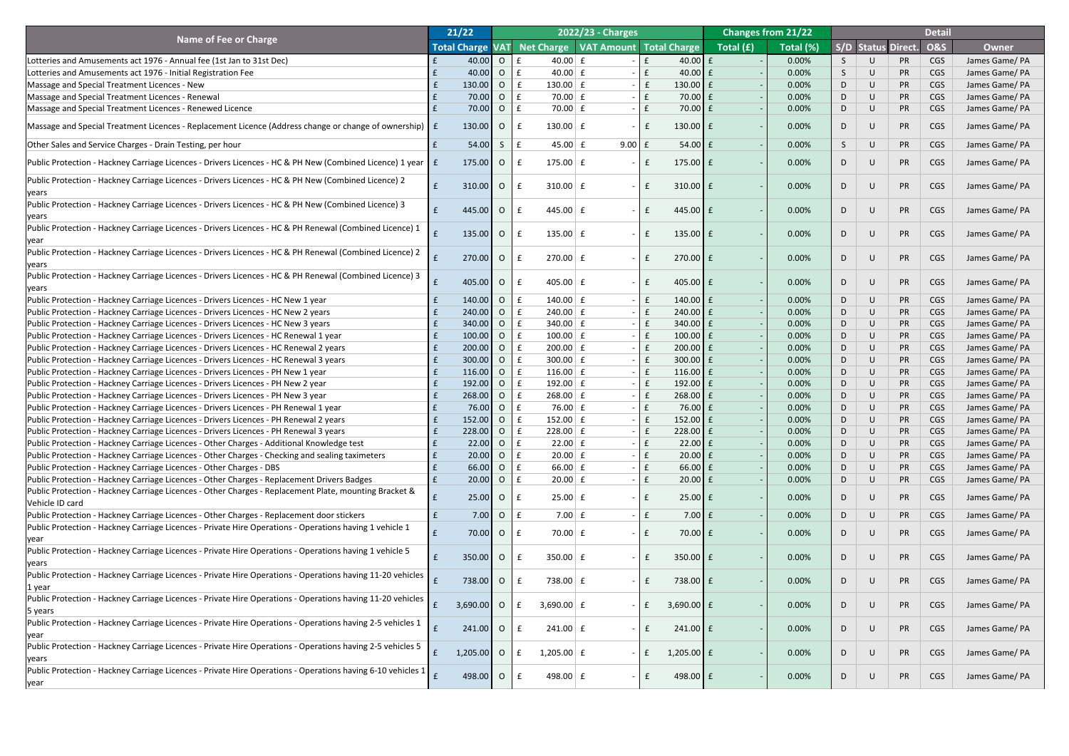| Name of Fee or Charge | 21/22 | 2022/23 - Charges | | | | Changes from 21/22 | | Detail | | | | |
|---|---|---|---|---|---|---|---|---|---|---|---|---|
| | Total Charge | VAT | Net Charge | VAT Amount | Total Charge | Total (£) | Total (%) | S/D | Status | Direct. | O&S | Owner |
| Lotteries and Amusements act 1976 - Annual fee (1st Jan to 31st Dec) | £ 40.00 | O | £ 40.00 | £ - | £ 40.00 | £ - | 0.00% | S | U | PR | CGS | James Game/ PA |
| Lotteries and Amusements act 1976 - Initial Registration Fee | £ 40.00 | O | £ 40.00 | £ - | £ 40.00 | £ - | 0.00% | S | U | PR | CGS | James Game/ PA |
| Massage and Special Treatment Licences - New | £ 130.00 | O | £ 130.00 | £ - | £ 130.00 | £ - | 0.00% | D | U | PR | CGS | James Game/ PA |
| Massage and Special Treatment Licences - Renewal | £ 70.00 | O | £ 70.00 | £ - | £ 70.00 | £ - | 0.00% | D | U | PR | CGS | James Game/ PA |
| Massage and Special Treatment Licences - Renewed Licence | £ 70.00 | O | £ 70.00 | £ - | £ 70.00 | £ - | 0.00% | D | U | PR | CGS | James Game/ PA |
| Massage and Special Treatment Licences - Replacement Licence (Address change or change of ownership) | £ 130.00 | O | £ 130.00 | £ - | £ 130.00 | £ - | 0.00% | D | U | PR | CGS | James Game/ PA |
| Other Sales and Service Charges - Drain Testing, per hour | £ 54.00 | S | £ 45.00 | £ 9.00 | £ 54.00 | £ - | 0.00% | S | U | PR | CGS | James Game/ PA |
| Public Protection - Hackney Carriage Licences - Drivers Licences - HC & PH New (Combined Licence) 1 year | £ 175.00 | O | £ 175.00 | £ - | £ 175.00 | £ - | 0.00% | D | U | PR | CGS | James Game/ PA |
| Public Protection - Hackney Carriage Licences - Drivers Licences - HC & PH New (Combined Licence) 2 years | £ 310.00 | O | £ 310.00 | £ - | £ 310.00 | £ - | 0.00% | D | U | PR | CGS | James Game/ PA |
| Public Protection - Hackney Carriage Licences - Drivers Licences - HC & PH New (Combined Licence) 3 years | £ 445.00 | O | £ 445.00 | £ - | £ 445.00 | £ - | 0.00% | D | U | PR | CGS | James Game/ PA |
| Public Protection - Hackney Carriage Licences - Drivers Licences - HC & PH Renewal (Combined Licence) 1 year | £ 135.00 | O | £ 135.00 | £ - | £ 135.00 | £ - | 0.00% | D | U | PR | CGS | James Game/ PA |
| Public Protection - Hackney Carriage Licences - Drivers Licences - HC & PH Renewal (Combined Licence) 2 years | £ 270.00 | O | £ 270.00 | £ - | £ 270.00 | £ - | 0.00% | D | U | PR | CGS | James Game/ PA |
| Public Protection - Hackney Carriage Licences - Drivers Licences - HC & PH Renewal (Combined Licence) 3 years | £ 405.00 | O | £ 405.00 | £ - | £ 405.00 | £ - | 0.00% | D | U | PR | CGS | James Game/ PA |
| Public Protection - Hackney Carriage Licences - Drivers Licences - HC New 1 year | £ 140.00 | O | £ 140.00 | £ - | £ 140.00 | £ - | 0.00% | D | U | PR | CGS | James Game/ PA |
| Public Protection - Hackney Carriage Licences - Drivers Licences - HC New 2 years | £ 240.00 | O | £ 240.00 | £ - | £ 240.00 | £ - | 0.00% | D | U | PR | CGS | James Game/ PA |
| Public Protection - Hackney Carriage Licences - Drivers Licences - HC New 3 years | £ 340.00 | O | £ 340.00 | £ - | £ 340.00 | £ - | 0.00% | D | U | PR | CGS | James Game/ PA |
| Public Protection - Hackney Carriage Licences - Drivers Licences - HC Renewal 1 year | £ 100.00 | O | £ 100.00 | £ - | £ 100.00 | £ - | 0.00% | D | U | PR | CGS | James Game/ PA |
| Public Protection - Hackney Carriage Licences - Drivers Licences - HC Renewal 2 years | £ 200.00 | O | £ 200.00 | £ - | £ 200.00 | £ - | 0.00% | D | U | PR | CGS | James Game/ PA |
| Public Protection - Hackney Carriage Licences - Drivers Licences - HC Renewal 3 years | £ 300.00 | O | £ 300.00 | £ - | £ 300.00 | £ - | 0.00% | D | U | PR | CGS | James Game/ PA |
| Public Protection - Hackney Carriage Licences - Drivers Licences - PH New 1 year | £ 116.00 | O | £ 116.00 | £ - | £ 116.00 | £ - | 0.00% | D | U | PR | CGS | James Game/ PA |
| Public Protection - Hackney Carriage Licences - Drivers Licences - PH New 2 year | £ 192.00 | O | £ 192.00 | £ - | £ 192.00 | £ - | 0.00% | D | U | PR | CGS | James Game/ PA |
| Public Protection - Hackney Carriage Licences - Drivers Licences - PH New 3 year | £ 268.00 | O | £ 268.00 | £ - | £ 268.00 | £ - | 0.00% | D | U | PR | CGS | James Game/ PA |
| Public Protection - Hackney Carriage Licences - Drivers Licences - PH Renewal 1 year | £ 76.00 | O | £ 76.00 | £ - | £ 76.00 | £ - | 0.00% | D | U | PR | CGS | James Game/ PA |
| Public Protection - Hackney Carriage Licences - Drivers Licences - PH Renewal 2 years | £ 152.00 | O | £ 152.00 | £ - | £ 152.00 | £ - | 0.00% | D | U | PR | CGS | James Game/ PA |
| Public Protection - Hackney Carriage Licences - Drivers Licences - PH Renewal 3 years | £ 228.00 | O | £ 228.00 | £ - | £ 228.00 | £ - | 0.00% | D | U | PR | CGS | James Game/ PA |
| Public Protection - Hackney Carriage Licences - Other Charges - Additional Knowledge test | £ 22.00 | O | £ 22.00 | £ - | £ 22.00 | £ - | 0.00% | D | U | PR | CGS | James Game/ PA |
| Public Protection - Hackney Carriage Licences - Other Charges - Checking and sealing taximeters | £ 20.00 | O | £ 20.00 | £ - | £ 20.00 | £ - | 0.00% | D | U | PR | CGS | James Game/ PA |
| Public Protection - Hackney Carriage Licences - Other Charges - DBS | £ 66.00 | O | £ 66.00 | £ - | £ 66.00 | £ - | 0.00% | D | U | PR | CGS | James Game/ PA |
| Public Protection - Hackney Carriage Licences - Other Charges - Replacement Drivers Badges | £ 20.00 | O | £ 20.00 | £ - | £ 20.00 | £ - | 0.00% | D | U | PR | CGS | James Game/ PA |
| Public Protection - Hackney Carriage Licences - Other Charges - Replacement Plate, mounting Bracket & Vehicle ID card | £ 25.00 | O | £ 25.00 | £ - | £ 25.00 | £ - | 0.00% | D | U | PR | CGS | James Game/ PA |
| Public Protection - Hackney Carriage Licences - Other Charges - Replacement door stickers | £ 7.00 | O | £ 7.00 | £ - | £ 7.00 | £ - | 0.00% | D | U | PR | CGS | James Game/ PA |
| Public Protection - Hackney Carriage Licences - Private Hire Operations - Operations having 1 vehicle 1 year | £ 70.00 | O | £ 70.00 | £ - | £ 70.00 | £ - | 0.00% | D | U | PR | CGS | James Game/ PA |
| Public Protection - Hackney Carriage Licences - Private Hire Operations - Operations having 1 vehicle 5 years | £ 350.00 | O | £ 350.00 | £ - | £ 350.00 | £ - | 0.00% | D | U | PR | CGS | James Game/ PA |
| Public Protection - Hackney Carriage Licences - Private Hire Operations - Operations having 11-20 vehicles 1 year | £ 738.00 | O | £ 738.00 | £ - | £ 738.00 | £ - | 0.00% | D | U | PR | CGS | James Game/ PA |
| Public Protection - Hackney Carriage Licences - Private Hire Operations - Operations having 11-20 vehicles 5 years | £ 3,690.00 | O | £ 3,690.00 | £ - | £ 3,690.00 | £ - | 0.00% | D | U | PR | CGS | James Game/ PA |
| Public Protection - Hackney Carriage Licences - Private Hire Operations - Operations having 2-5 vehicles 1 year | £ 241.00 | O | £ 241.00 | £ - | £ 241.00 | £ - | 0.00% | D | U | PR | CGS | James Game/ PA |
| Public Protection - Hackney Carriage Licences - Private Hire Operations - Operations having 2-5 vehicles 5 years | £ 1,205.00 | O | £ 1,205.00 | £ - | £ 1,205.00 | £ - | 0.00% | D | U | PR | CGS | James Game/ PA |
| Public Protection - Hackney Carriage Licences - Private Hire Operations - Operations having 6-10 vehicles 1 year | £ 498.00 | O | £ 498.00 | £ - | £ 498.00 | £ - | 0.00% | D | U | PR | CGS | James Game/ PA |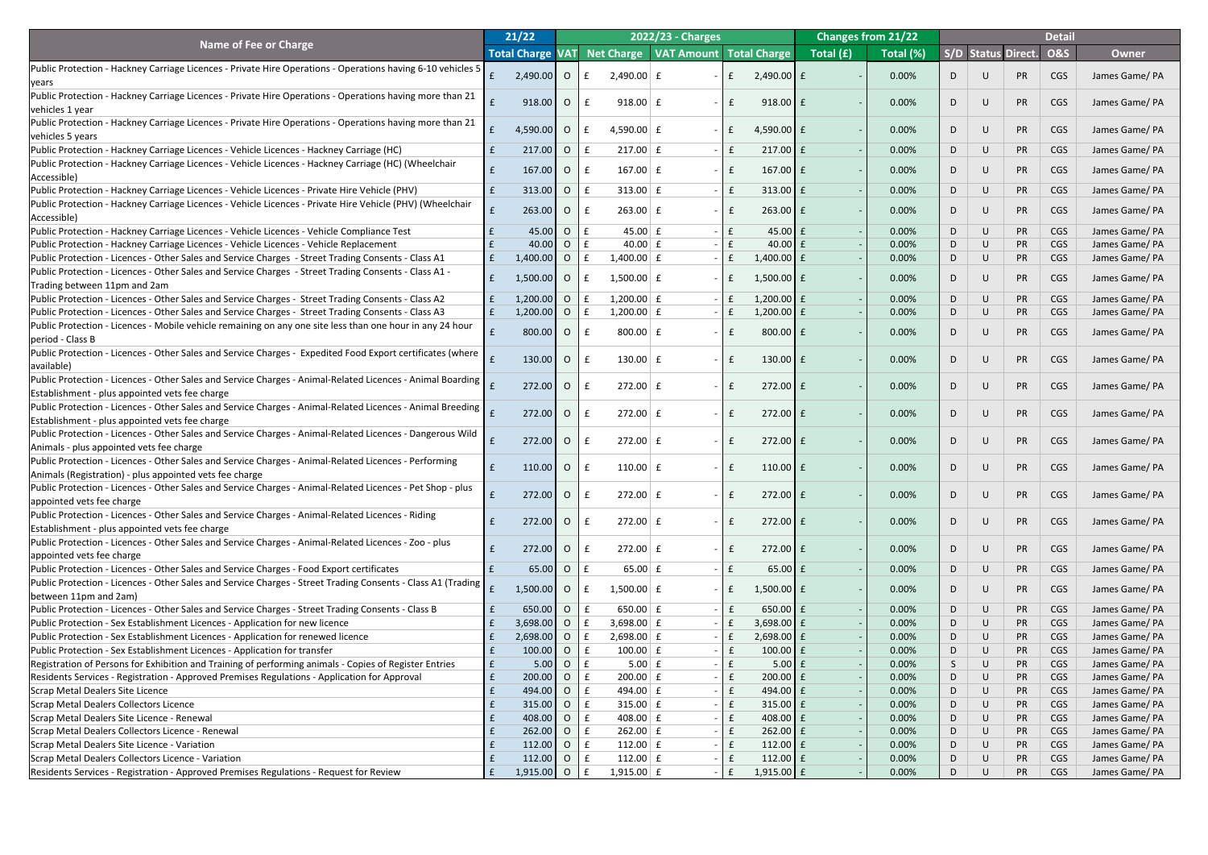| Name of Fee or Charge | 21/22 | 2022/23 - Charges | | | | Changes from 21/22 | | Detail | | | | |
|---|---|---|---|---|---|---|---|---|---|---|---|---|
| | Total Charge | VAT | Net Charge | VAT Amount | Total Charge | Total (£) | Total (%) | S/D | Status | Direct. | O&S | Owner |
| Public Protection - Hackney Carriage Licences - Private Hire Operations - Operations having 6-10 vehicles 5 years | £ 2,490.00 | O | £ 2,490.00 | £ - | £ 2,490.00 | £ - | 0.00% | D | U | PR | CGS | James Game/ PA |
| Public Protection - Hackney Carriage Licences - Private Hire Operations - Operations having more than 21 vehicles 1 year | £ 918.00 | O | £ 918.00 | £ - | £ 918.00 | £ - | 0.00% | D | U | PR | CGS | James Game/ PA |
| Public Protection - Hackney Carriage Licences - Private Hire Operations - Operations having more than 21 vehicles 5 years | £ 4,590.00 | O | £ 4,590.00 | £ - | £ 4,590.00 | £ - | 0.00% | D | U | PR | CGS | James Game/ PA |
| Public Protection - Hackney Carriage Licences - Vehicle Licences - Hackney Carriage (HC) | £ 217.00 | O | £ 217.00 | £ - | £ 217.00 | £ - | 0.00% | D | U | PR | CGS | James Game/ PA |
| Public Protection - Hackney Carriage Licences - Vehicle Licences - Hackney Carriage (HC) (Wheelchair Accessible) | £ 167.00 | O | £ 167.00 | £ - | £ 167.00 | £ - | 0.00% | D | U | PR | CGS | James Game/ PA |
| Public Protection - Hackney Carriage Licences - Vehicle Licences - Private Hire Vehicle (PHV) | £ 313.00 | O | £ 313.00 | £ - | £ 313.00 | £ - | 0.00% | D | U | PR | CGS | James Game/ PA |
| Public Protection - Hackney Carriage Licences - Vehicle Licences - Private Hire Vehicle (PHV) (Wheelchair Accessible) | £ 263.00 | O | £ 263.00 | £ - | £ 263.00 | £ - | 0.00% | D | U | PR | CGS | James Game/ PA |
| Public Protection - Hackney Carriage Licences - Vehicle Licences - Vehicle Compliance Test | £ 45.00 | O | £ 45.00 | £ - | £ 45.00 | £ - | 0.00% | D | U | PR | CGS | James Game/ PA |
| Public Protection - Hackney Carriage Licences - Vehicle Licences - Vehicle Replacement | £ 40.00 | O | £ 40.00 | £ - | £ 40.00 | £ - | 0.00% | D | U | PR | CGS | James Game/ PA |
| Public Protection - Licences - Other Sales and Service Charges - Street Trading Consents - Class A1 | £ 1,400.00 | O | £ 1,400.00 | £ - | £ 1,400.00 | £ - | 0.00% | D | U | PR | CGS | James Game/ PA |
| Public Protection - Licences - Other Sales and Service Charges - Street Trading Consents - Class A1 - Trading between 11pm and 2am | £ 1,500.00 | O | £ 1,500.00 | £ - | £ 1,500.00 | £ - | 0.00% | D | U | PR | CGS | James Game/ PA |
| Public Protection - Licences - Other Sales and Service Charges - Street Trading Consents - Class A2 | £ 1,200.00 | O | £ 1,200.00 | £ - | £ 1,200.00 | £ - | 0.00% | D | U | PR | CGS | James Game/ PA |
| Public Protection - Licences - Other Sales and Service Charges - Street Trading Consents - Class A3 | £ 1,200.00 | O | £ 1,200.00 | £ - | £ 1,200.00 | £ - | 0.00% | D | U | PR | CGS | James Game/ PA |
| Public Protection - Licences - Mobile vehicle remaining on any one site less than one hour in any 24 hour period - Class B | £ 800.00 | O | £ 800.00 | £ - | £ 800.00 | £ - | 0.00% | D | U | PR | CGS | James Game/ PA |
| Public Protection - Licences - Other Sales and Service Charges - Expedited Food Export certificates (where available) | £ 130.00 | O | £ 130.00 | £ - | £ 130.00 | £ - | 0.00% | D | U | PR | CGS | James Game/ PA |
| Public Protection - Licences - Other Sales and Service Charges - Animal-Related Licences - Animal Boarding Establishment - plus appointed vets fee charge | £ 272.00 | O | £ 272.00 | £ - | £ 272.00 | £ - | 0.00% | D | U | PR | CGS | James Game/ PA |
| Public Protection - Licences - Other Sales and Service Charges - Animal-Related Licences - Animal Breeding Establishment - plus appointed vets fee charge | £ 272.00 | O | £ 272.00 | £ - | £ 272.00 | £ - | 0.00% | D | U | PR | CGS | James Game/ PA |
| Public Protection - Licences - Other Sales and Service Charges - Animal-Related Licences - Dangerous Wild Animals - plus appointed vets fee charge | £ 272.00 | O | £ 272.00 | £ - | £ 272.00 | £ - | 0.00% | D | U | PR | CGS | James Game/ PA |
| Public Protection - Licences - Other Sales and Service Charges - Animal-Related Licences - Performing Animals (Registration) - plus appointed vets fee charge | £ 110.00 | O | £ 110.00 | £ - | £ 110.00 | £ - | 0.00% | D | U | PR | CGS | James Game/ PA |
| Public Protection - Licences - Other Sales and Service Charges - Animal-Related Licences - Pet Shop - plus appointed vets fee charge | £ 272.00 | O | £ 272.00 | £ - | £ 272.00 | £ - | 0.00% | D | U | PR | CGS | James Game/ PA |
| Public Protection - Licences - Other Sales and Service Charges - Animal-Related Licences - Riding Establishment - plus appointed vets fee charge | £ 272.00 | O | £ 272.00 | £ - | £ 272.00 | £ - | 0.00% | D | U | PR | CGS | James Game/ PA |
| Public Protection - Licences - Other Sales and Service Charges - Animal-Related Licences - Zoo - plus appointed vets fee charge | £ 272.00 | O | £ 272.00 | £ - | £ 272.00 | £ - | 0.00% | D | U | PR | CGS | James Game/ PA |
| Public Protection - Licences - Other Sales and Service Charges - Food Export certificates | £ 65.00 | O | £ 65.00 | £ - | £ 65.00 | £ - | 0.00% | D | U | PR | CGS | James Game/ PA |
| Public Protection - Licences - Other Sales and Service Charges - Street Trading Consents - Class A1 (Trading between 11pm and 2am) | £ 1,500.00 | O | £ 1,500.00 | £ - | £ 1,500.00 | £ - | 0.00% | D | U | PR | CGS | James Game/ PA |
| Public Protection - Licences - Other Sales and Service Charges - Street Trading Consents - Class B | £ 650.00 | O | £ 650.00 | £ - | £ 650.00 | £ - | 0.00% | D | U | PR | CGS | James Game/ PA |
| Public Protection - Sex Establishment Licences - Application for new licence | £ 3,698.00 | O | £ 3,698.00 | £ - | £ 3,698.00 | £ - | 0.00% | D | U | PR | CGS | James Game/ PA |
| Public Protection - Sex Establishment Licences - Application for renewed licence | £ 2,698.00 | O | £ 2,698.00 | £ - | £ 2,698.00 | £ - | 0.00% | D | U | PR | CGS | James Game/ PA |
| Public Protection - Sex Establishment Licences - Application for transfer | £ 100.00 | O | £ 100.00 | £ - | £ 100.00 | £ - | 0.00% | D | U | PR | CGS | James Game/ PA |
| Registration of Persons for Exhibition and Training of performing animals - Copies of Register Entries | £ 5.00 | O | £ 5.00 | £ - | £ 5.00 | £ - | 0.00% | S | U | PR | CGS | James Game/ PA |
| Residents Services - Registration - Approved Premises Regulations - Application for Approval | £ 200.00 | O | £ 200.00 | £ - | £ 200.00 | £ - | 0.00% | D | U | PR | CGS | James Game/ PA |
| Scrap Metal Dealers Site Licence | £ 494.00 | O | £ 494.00 | £ - | £ 494.00 | £ - | 0.00% | D | U | PR | CGS | James Game/ PA |
| Scrap Metal Dealers Collectors Licence | £ 315.00 | O | £ 315.00 | £ - | £ 315.00 | £ - | 0.00% | D | U | PR | CGS | James Game/ PA |
| Scrap Metal Dealers Site Licence - Renewal | £ 408.00 | O | £ 408.00 | £ - | £ 408.00 | £ - | 0.00% | D | U | PR | CGS | James Game/ PA |
| Scrap Metal Dealers Collectors Licence - Renewal | £ 262.00 | O | £ 262.00 | £ - | £ 262.00 | £ - | 0.00% | D | U | PR | CGS | James Game/ PA |
| Scrap Metal Dealers Site Licence - Variation | £ 112.00 | O | £ 112.00 | £ - | £ 112.00 | £ - | 0.00% | D | U | PR | CGS | James Game/ PA |
| Scrap Metal Dealers Collectors Licence - Variation | £ 112.00 | O | £ 112.00 | £ - | £ 112.00 | £ - | 0.00% | D | U | PR | CGS | James Game/ PA |
| Residents Services - Registration - Approved Premises Regulations - Request for Review | £ 1,915.00 | O | £ 1,915.00 | £ - | £ 1,915.00 | £ - | 0.00% | D | U | PR | CGS | James Game/ PA |